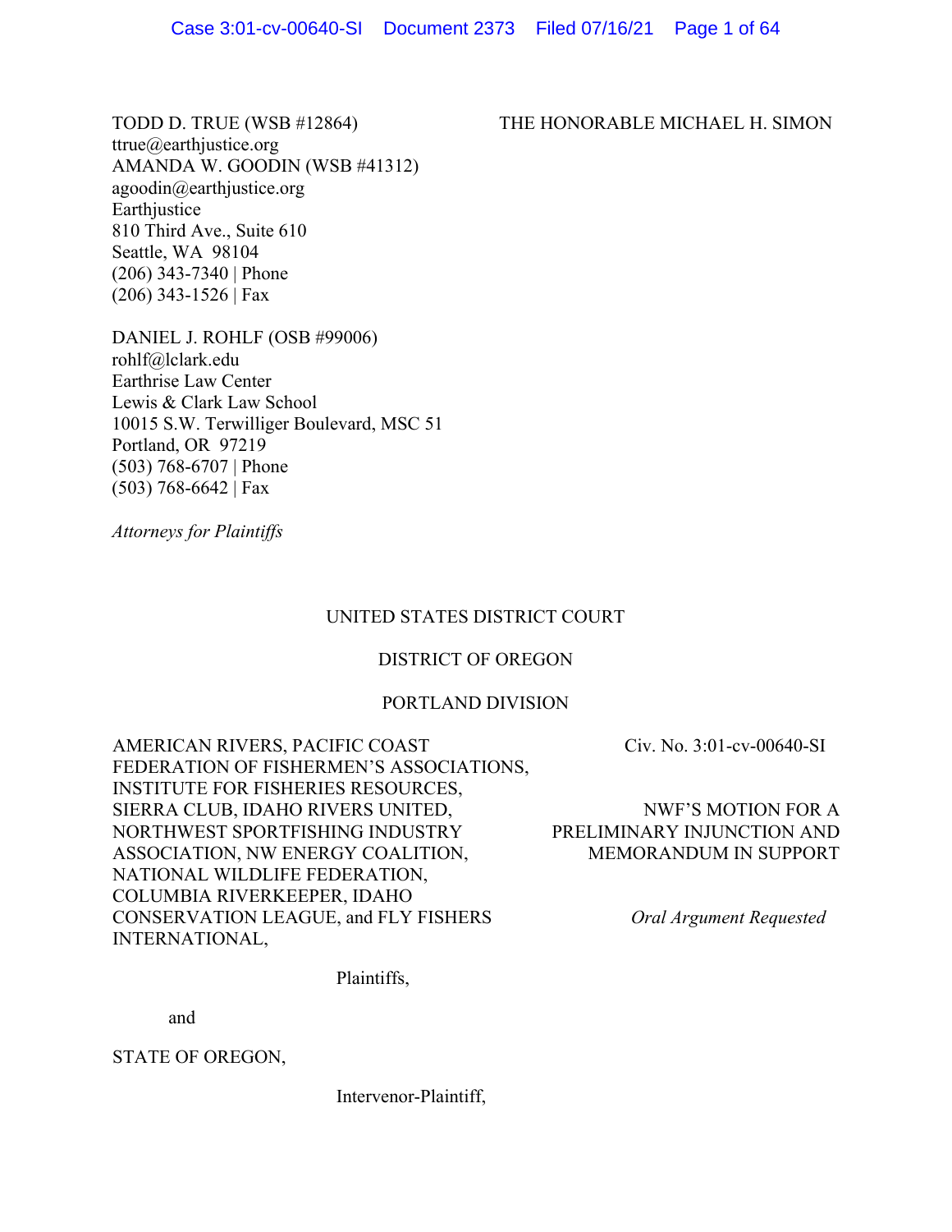TODD D. TRUE (WSB #12864)
ttrue@earthjustice.org
AMANDA W. GOODIN (WSB #41312)
agoodin@earthjustice.org
Earthjustice
810 Third Ave., Suite 610
Seattle, WA 98104
(206) 343-7340 | Phone
(206) 343-1526 | Fax

THE HONORABLE MICHAEL H. SIMON

DANIEL J. ROHLF (OSB #99006)
rohlf@lclark.edu
Earthrise Law Center
Lewis & Clark Law School
10015 S.W. Terwilliger Boulevard, MSC 51
Portland, OR 97219
(503) 768-6707 | Phone
(503) 768-6642 | Fax

*Attorneys for Plaintiffs*

UNITED STATES DISTRICT COURT

DISTRICT OF OREGON

PORTLAND DIVISION

AMERICAN RIVERS, PACIFIC COAST FEDERATION OF FISHERMEN'S ASSOCIATIONS, INSTITUTE FOR FISHERIES RESOURCES, SIERRA CLUB, IDAHO RIVERS UNITED, NORTHWEST SPORTFISHING INDUSTRY ASSOCIATION, NW ENERGY COALITION, NATIONAL WILDLIFE FEDERATION, COLUMBIA RIVERKEEPER, IDAHO CONSERVATION LEAGUE, and FLY FISHERS INTERNATIONAL,

Plaintiffs,

and

STATE OF OREGON,

Intervenor-Plaintiff,

Civ. No. 3:01-cv-00640-SI

NWF'S MOTION FOR A PRELIMINARY INJUNCTION AND MEMORANDUM IN SUPPORT

*Oral Argument Requested*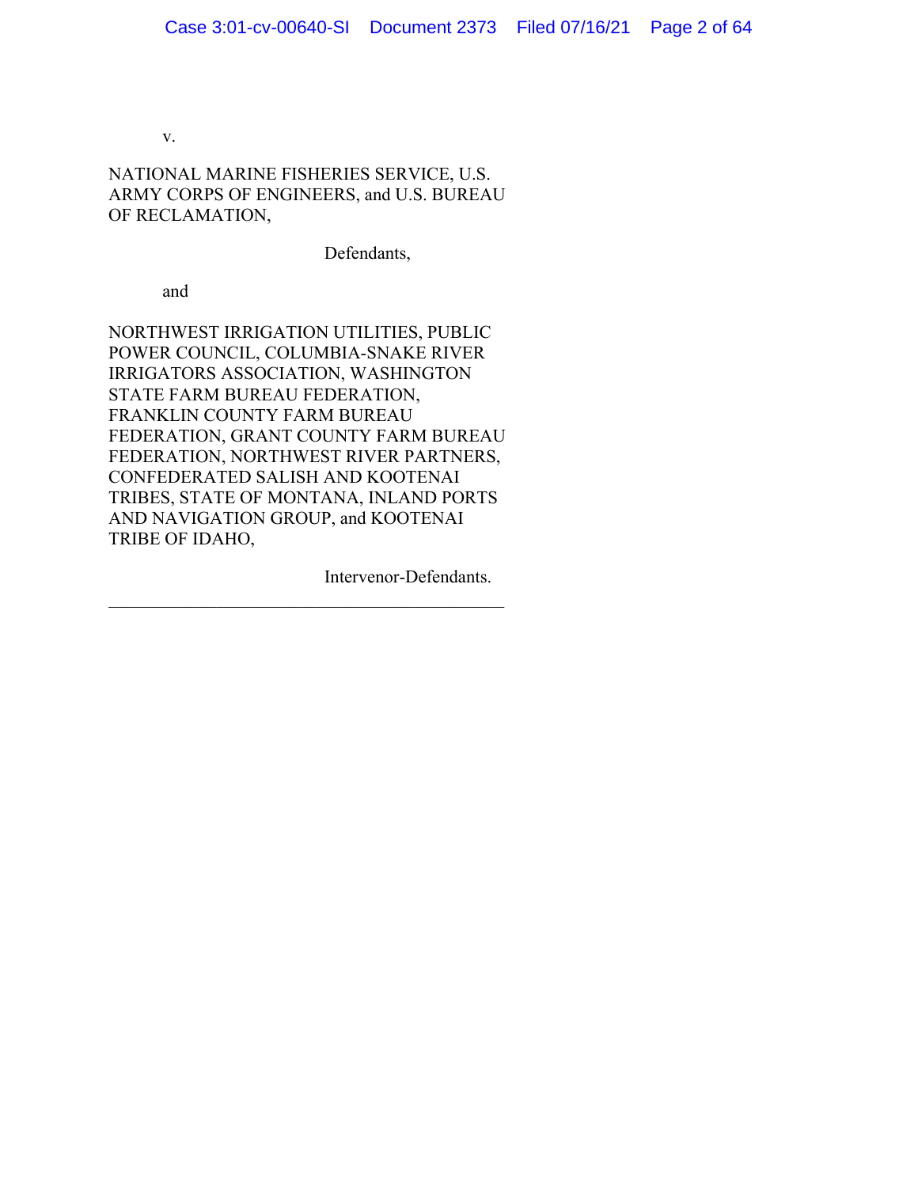v.

NATIONAL MARINE FISHERIES SERVICE, U.S. ARMY CORPS OF ENGINEERS, and U.S. BUREAU OF RECLAMATION,

Defendants,

and

NORTHWEST IRRIGATION UTILITIES, PUBLIC POWER COUNCIL, COLUMBIA-SNAKE RIVER IRRIGATORS ASSOCIATION, WASHINGTON STATE FARM BUREAU FEDERATION, FRANKLIN COUNTY FARM BUREAU FEDERATION, GRANT COUNTY FARM BUREAU FEDERATION, NORTHWEST RIVER PARTNERS, CONFEDERATED SALISH AND KOOTENAI TRIBES, STATE OF MONTANA, INLAND PORTS AND NAVIGATION GROUP, and KOOTENAI TRIBE OF IDAHO,

Intervenor-Defendants.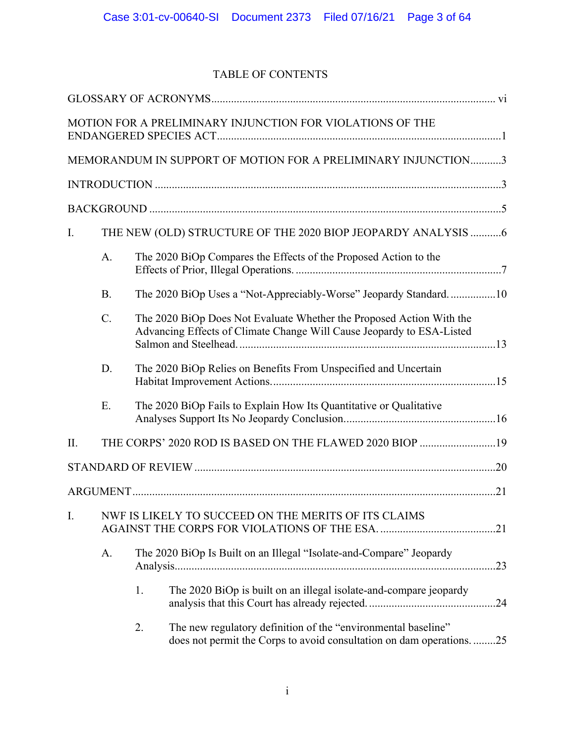# TABLE OF CONTENTS

GLOSSARY OF ACRONYMS ..................................................................................................... vi

MOTION FOR A PRELIMINARY INJUNCTION FOR VIOLATIONS OF THE ENDANGERED SPECIES ACT ....................................................................................................1

MEMORANDUM IN SUPPORT OF MOTION FOR A PRELIMINARY INJUNCTION...........3

INTRODUCTION ..........................................................................................................................3

BACKGROUND ............................................................................................................................5

I. THE NEW (OLD) STRUCTURE OF THE 2020 BIOP JEOPARDY ANALYSIS ...........6

- A. The 2020 BiOp Compares the Effects of the Proposed Action to the Effects of Prior, Illegal Operations. .........................................................................7
- B. The 2020 BiOp Uses a "Not-Appreciably-Worse" Jeopardy Standard. ................10
- C. The 2020 BiOp Does Not Evaluate Whether the Proposed Action With the Advancing Effects of Climate Change Will Cause Jeopardy to ESA-Listed Salmon and Steelhead. ............................................................................................13
- D. The 2020 BiOp Relies on Benefits From Unspecified and Uncertain Habitat Improvement Actions...............................................................................15
- E. The 2020 BiOp Fails to Explain How Its Quantitative or Qualitative Analyses Support Its No Jeopardy Conclusion.....................................................16

II. THE CORPS' 2020 ROD IS BASED ON THE FLAWED 2020 BIOP ...........................19

STANDARD OF REVIEW ..........................................................................................................20

ARGUMENT ................................................................................................................................21

I. NWF IS LIKELY TO SUCCEED ON THE MERITS OF ITS CLAIMS AGAINST THE CORPS FOR VIOLATIONS OF THE ESA. .........................................21

- A. The 2020 BiOp Is Built on an Illegal "Isolate-and-Compare" Jeopardy Analysis.................................................................................................................23
  - 1. The 2020 BiOp is built on an illegal isolate-and-compare jeopardy analysis that this Court has already rejected. .............................................24
  - 2. The new regulatory definition of the "environmental baseline" does not permit the Corps to avoid consultation on dam operations. .........25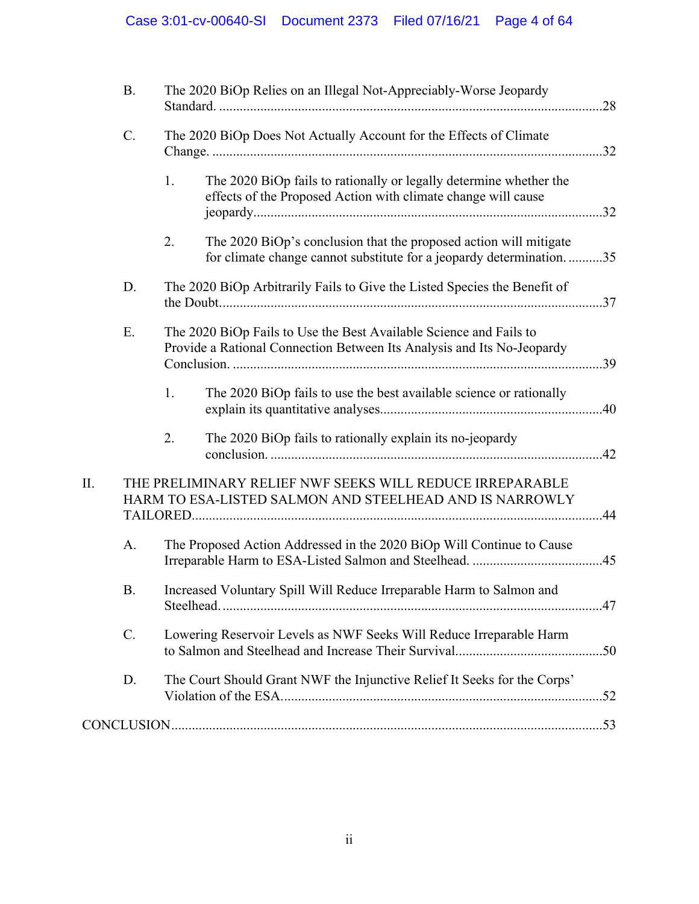- B. The 2020 BiOp Relies on an Illegal Not-Appreciably-Worse Jeopardy Standard. ....................................................................................................28
- C. The 2020 BiOp Does Not Actually Account for the Effects of Climate Change. ....................................................................................................32
  - 1. The 2020 BiOp fails to rationally or legally determine whether the effects of the Proposed Action with climate change will cause jeopardy....................................................................................................32
  - 2. The 2020 BiOp's conclusion that the proposed action will mitigate for climate change cannot substitute for a jeopardy determination. ..........35
- D. The 2020 BiOp Arbitrarily Fails to Give the Listed Species the Benefit of the Doubt....................................................................................................37
- E. The 2020 BiOp Fails to Use the Best Available Science and Fails to Provide a Rational Connection Between Its Analysis and Its No-Jeopardy Conclusion. ....................................................................................................39
  - 1. The 2020 BiOp fails to use the best available science or rationally explain its quantitative analyses....................................................................................................40
  - 2. The 2020 BiOp fails to rationally explain its no-jeopardy conclusion. ....................................................................................................42

II. THE PRELIMINARY RELIEF NWF SEEKS WILL REDUCE IRREPARABLE HARM TO ESA-LISTED SALMON AND STEELHEAD AND IS NARROWLY TAILORED....................................................................................................44

- A. The Proposed Action Addressed in the 2020 BiOp Will Continue to Cause Irreparable Harm to ESA-Listed Salmon and Steelhead. ......................................45
- B. Increased Voluntary Spill Will Reduce Irreparable Harm to Salmon and Steelhead. ....................................................................................................47
- C. Lowering Reservoir Levels as NWF Seeks Will Reduce Irreparable Harm to Salmon and Steelhead and Increase Their Survival...........................................50
- D. The Court Should Grant NWF the Injunctive Relief It Seeks for the Corps' Violation of the ESA....................................................................................................52

CONCLUSION....................................................................................................53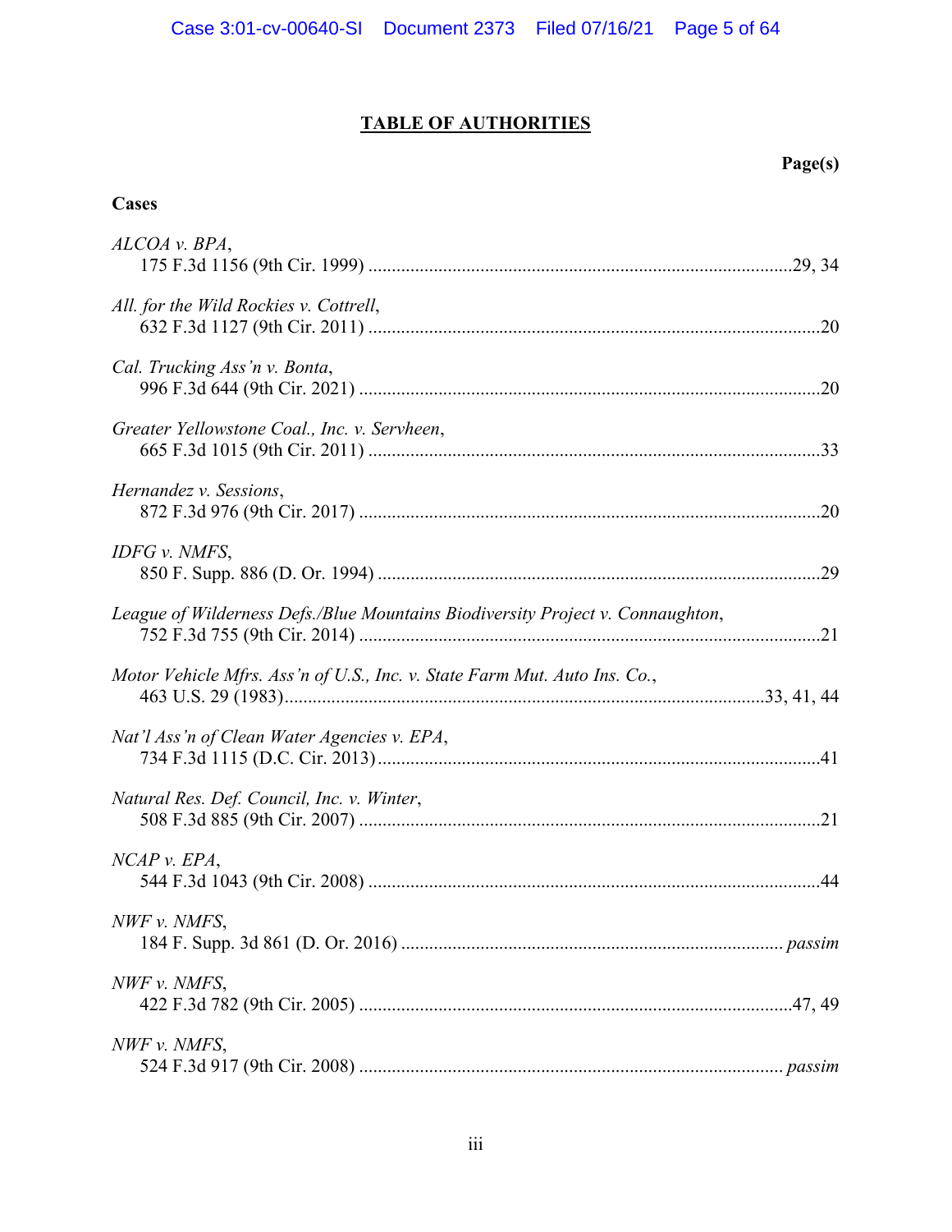## TABLE OF AUTHORITIES

**Page(s)**

**Cases**

*ALCOA v. BPA*,
175 F.3d 1156 (9th Cir. 1999) ....................29, 34

*All. for the Wild Rockies v. Cottrell*,
632 F.3d 1127 (9th Cir. 2011) ....................20

*Cal. Trucking Ass'n v. Bonta*,
996 F.3d 644 (9th Cir. 2021) ....................20

*Greater Yellowstone Coal., Inc. v. Servheen*,
665 F.3d 1015 (9th Cir. 2011) ....................33

*Hernandez v. Sessions*,
872 F.3d 976 (9th Cir. 2017) ....................20

*IDFG v. NMFS*,
850 F. Supp. 886 (D. Or. 1994) ....................29

*League of Wilderness Defs./Blue Mountains Biodiversity Project v. Connaughton*,
752 F.3d 755 (9th Cir. 2014) ....................21

*Motor Vehicle Mfrs. Ass'n of U.S., Inc. v. State Farm Mut. Auto Ins. Co.*,
463 U.S. 29 (1983)....................33, 41, 44

*Nat'l Ass'n of Clean Water Agencies v. EPA*,
734 F.3d 1115 (D.C. Cir. 2013)....................41

*Natural Res. Def. Council, Inc. v. Winter*,
508 F.3d 885 (9th Cir. 2007) ....................21

*NCAP v. EPA*,
544 F.3d 1043 (9th Cir. 2008) ....................44

*NWF v. NMFS*,
184 F. Supp. 3d 861 (D. Or. 2016) .................... *passim*

*NWF v. NMFS*,
422 F.3d 782 (9th Cir. 2005) ....................47, 49

*NWF v. NMFS*,
524 F.3d 917 (9th Cir. 2008) .................... *passim*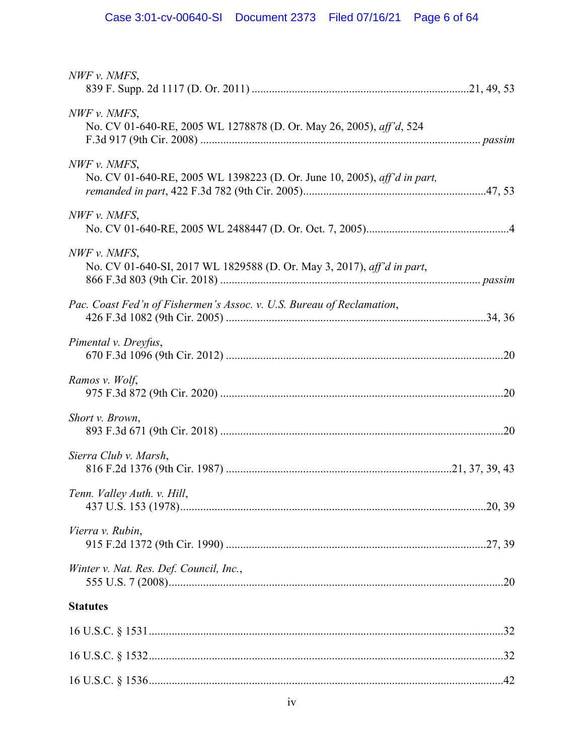*NWF v. NMFS*,
839 F. Supp. 2d 1117 (D. Or. 2011) ............................................................................21, 49, 53

*NWF v. NMFS*,
No. CV 01-640-RE, 2005 WL 1278878 (D. Or. May 26, 2005), *aff'd*, 524 F.3d 917 (9th Cir. 2008) ................................................................................................ *passim*

*NWF v. NMFS*,
No. CV 01-640-RE, 2005 WL 1398223 (D. Or. June 10, 2005), *aff'd in part, remanded in part*, 422 F.3d 782 (9th Cir. 2005)...............................................................47, 53

*NWF v. NMFS*,
No. CV 01-640-RE, 2005 WL 2488447 (D. Or. Oct. 7, 2005)..................................................4

*NWF v. NMFS*,
No. CV 01-640-SI, 2017 WL 1829588 (D. Or. May 3, 2017), *aff'd in part*, 866 F.3d 803 (9th Cir. 2018) .......................................................................................... *passim*

*Pac. Coast Fed'n of Fishermen's Assoc. v. U.S. Bureau of Reclamation*,
426 F.3d 1082 (9th Cir. 2005) ..........................................................................................34, 36

*Pimental v. Dreyfus*,
670 F.3d 1096 (9th Cir. 2012) ................................................................................................20

*Ramos v. Wolf*,
975 F.3d 872 (9th Cir. 2020) ..................................................................................................20

*Short v. Brown*,
893 F.3d 671 (9th Cir. 2018) ..................................................................................................20

*Sierra Club v. Marsh*,
816 F.2d 1376 (9th Cir. 1987) ..............................................................................21, 37, 39, 43

*Tenn. Valley Auth. v. Hill*,
437 U.S. 153 (1978)..........................................................................................................20, 39

*Vierra v. Rubin*,
915 F.2d 1372 (9th Cir. 1990) ..........................................................................................27, 39

*Winter v. Nat. Res. Def. Council, Inc.*,
555 U.S. 7 (2008)....................................................................................................................20

**Statutes**

16 U.S.C. § 1531.........................................................................................................................32

16 U.S.C. § 1532.........................................................................................................................32

16 U.S.C. § 1536.........................................................................................................................42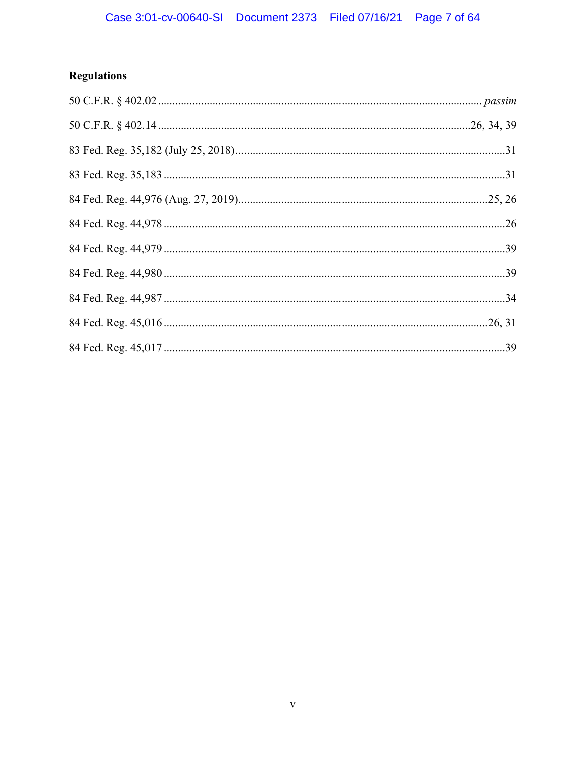**Regulations**

50 C.F.R. § 402.02 ........................................................................................................ *passim*

50 C.F.R. § 402.14 ........................................................................................................26, 34, 39

83 Fed. Reg. 35,182 (July 25, 2018)..............................................................................................31

83 Fed. Reg. 35,183 ......................................................................................................................31

84 Fed. Reg. 44,976 (Aug. 27, 2019)........................................................................................25, 26

84 Fed. Reg. 44,978 ......................................................................................................................26

84 Fed. Reg. 44,979 ......................................................................................................................39

84 Fed. Reg. 44,980 ......................................................................................................................39

84 Fed. Reg. 44,987 ......................................................................................................................34

84 Fed. Reg. 45,016 ...............................................................................................................26, 31

84 Fed. Reg. 45,017 ......................................................................................................................39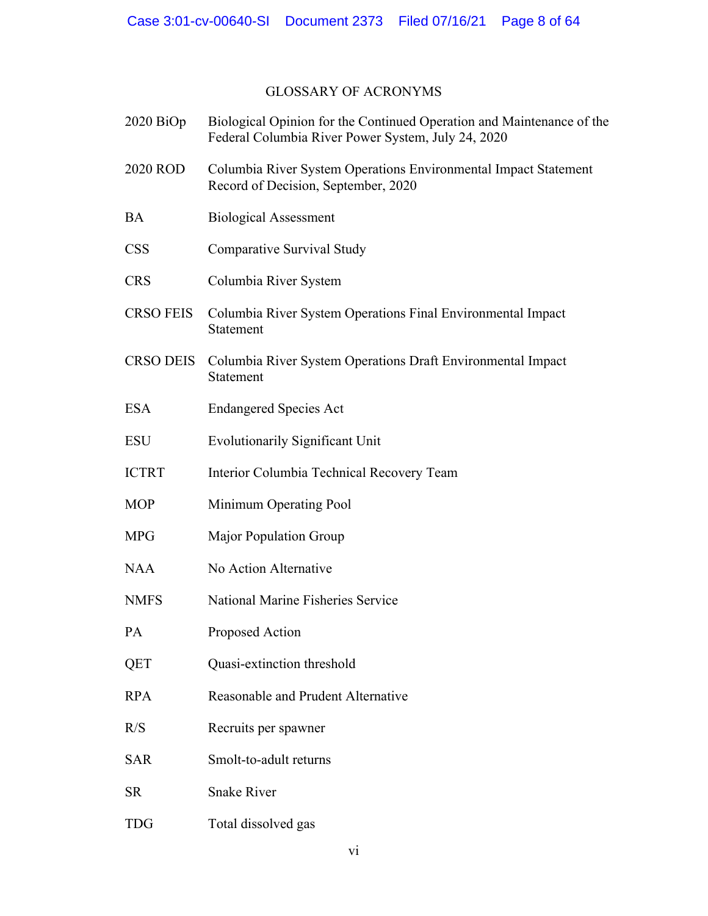# GLOSSARY OF ACRONYMS

| | |
|---|---|
| 2020 BiOp | Biological Opinion for the Continued Operation and Maintenance of the Federal Columbia River Power System, July 24, 2020 |
| 2020 ROD | Columbia River System Operations Environmental Impact Statement Record of Decision, September, 2020 |
| BA | Biological Assessment |
| CSS | Comparative Survival Study |
| CRS | Columbia River System |
| CRSO FEIS | Columbia River System Operations Final Environmental Impact Statement |
| CRSO DEIS | Columbia River System Operations Draft Environmental Impact Statement |
| ESA | Endangered Species Act |
| ESU | Evolutionarily Significant Unit |
| ICTRT | Interior Columbia Technical Recovery Team |
| MOP | Minimum Operating Pool |
| MPG | Major Population Group |
| NAA | No Action Alternative |
| NMFS | National Marine Fisheries Service |
| PA | Proposed Action |
| QET | Quasi-extinction threshold |
| RPA | Reasonable and Prudent Alternative |
| R/S | Recruits per spawner |
| SAR | Smolt-to-adult returns |
| SR | Snake River |
| TDG | Total dissolved gas |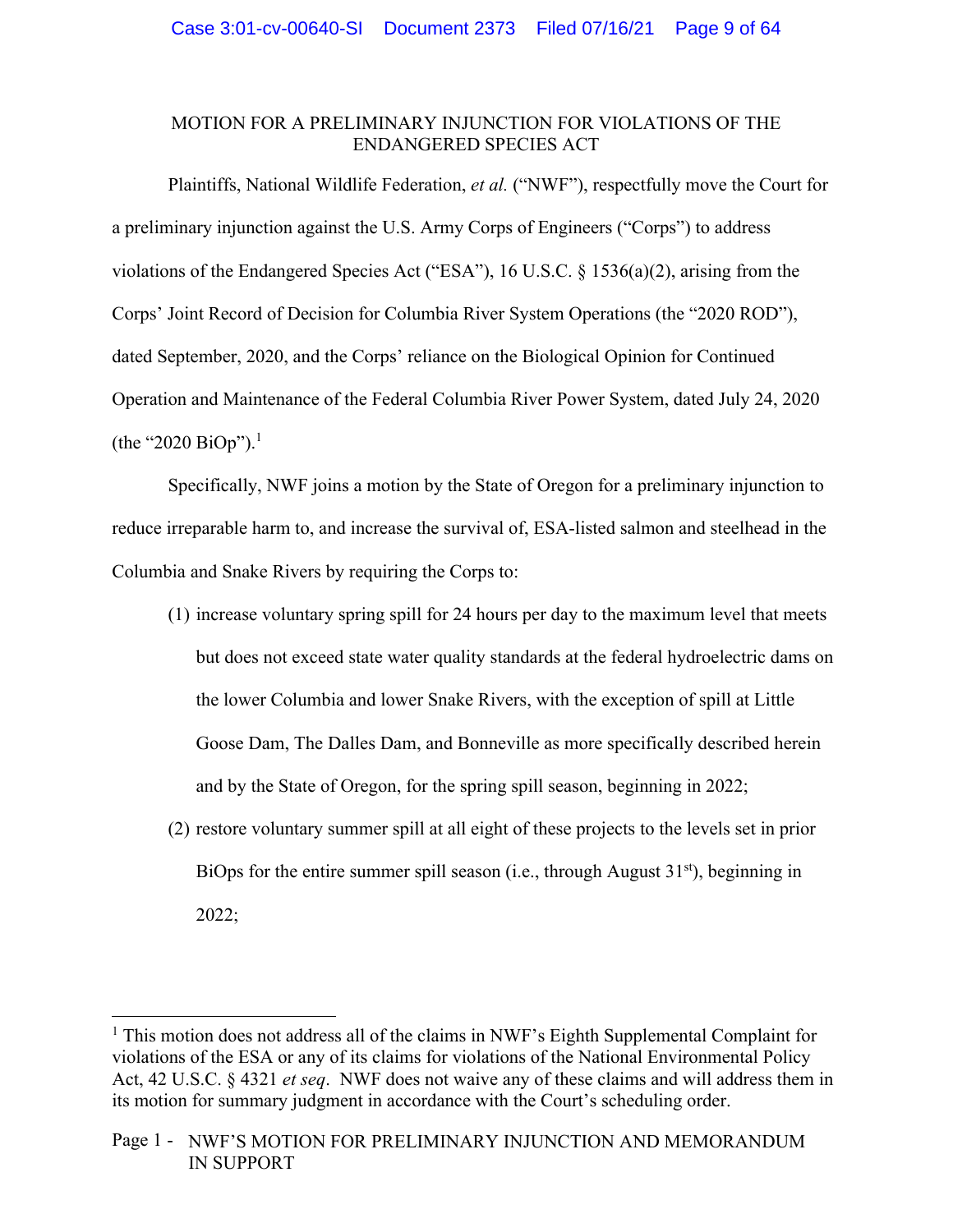MOTION FOR A PRELIMINARY INJUNCTION FOR VIOLATIONS OF THE ENDANGERED SPECIES ACT

Plaintiffs, National Wildlife Federation, *et al.* ("NWF"), respectfully move the Court for a preliminary injunction against the U.S. Army Corps of Engineers ("Corps") to address violations of the Endangered Species Act ("ESA"), 16 U.S.C. § 1536(a)(2), arising from the Corps' Joint Record of Decision for Columbia River System Operations (the "2020 ROD"), dated September, 2020, and the Corps' reliance on the Biological Opinion for Continued Operation and Maintenance of the Federal Columbia River Power System, dated July 24, 2020 (the "2020 BiOp").[1]

Specifically, NWF joins a motion by the State of Oregon for a preliminary injunction to reduce irreparable harm to, and increase the survival of, ESA-listed salmon and steelhead in the Columbia and Snake Rivers by requiring the Corps to:

(1) increase voluntary spring spill for 24 hours per day to the maximum level that meets but does not exceed state water quality standards at the federal hydroelectric dams on the lower Columbia and lower Snake Rivers, with the exception of spill at Little Goose Dam, The Dalles Dam, and Bonneville as more specifically described herein and by the State of Oregon, for the spring spill season, beginning in 2022;

(2) restore voluntary summer spill at all eight of these projects to the levels set in prior BiOps for the entire summer spill season (i.e., through August 31st), beginning in 2022;

---

[1] This motion does not address all of the claims in NWF's Eighth Supplemental Complaint for violations of the ESA or any of its claims for violations of the National Environmental Policy Act, 42 U.S.C. § 4321 *et seq*. NWF does not waive any of these claims and will address them in its motion for summary judgment in accordance with the Court's scheduling order.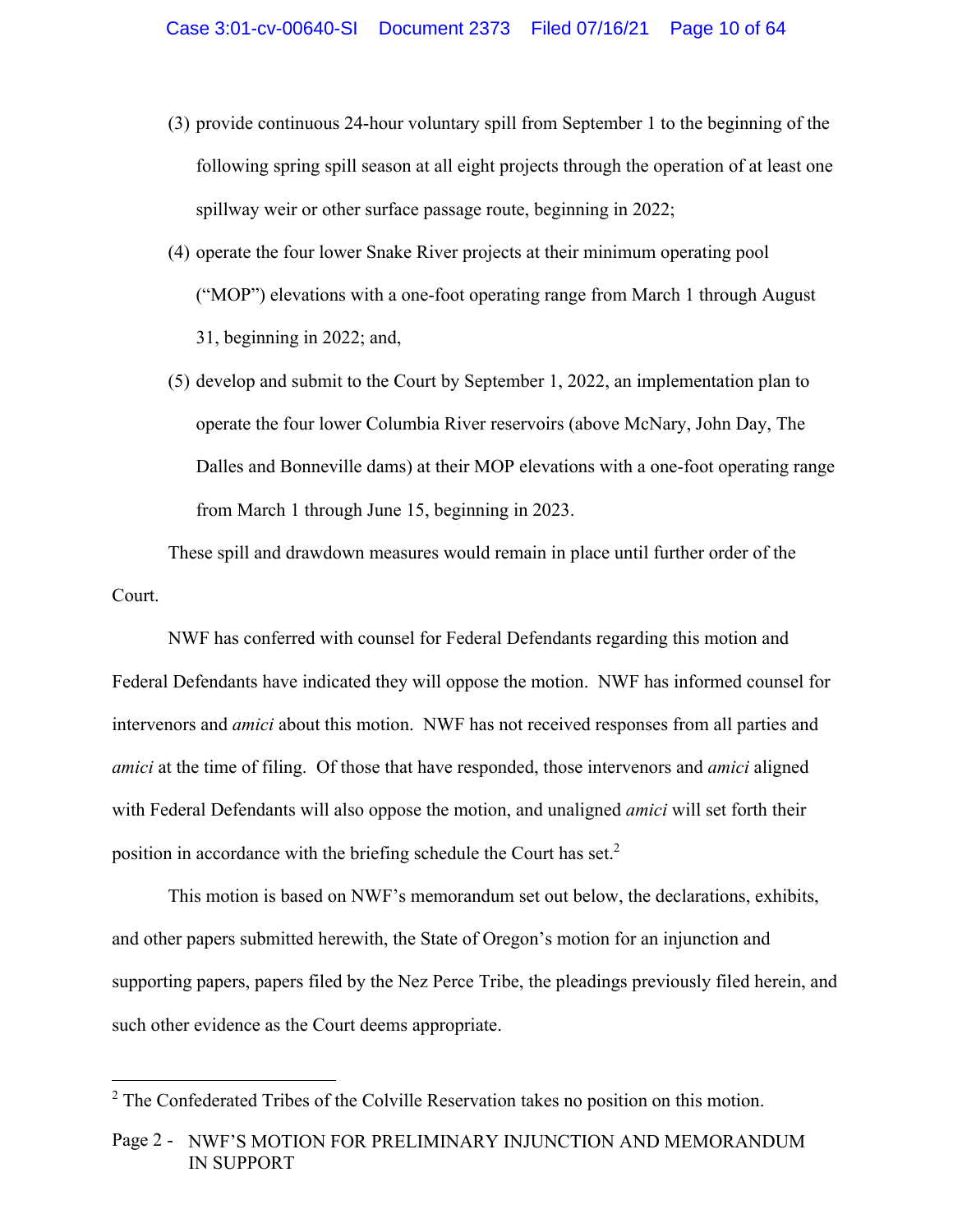(3) provide continuous 24-hour voluntary spill from September 1 to the beginning of the following spring spill season at all eight projects through the operation of at least one spillway weir or other surface passage route, beginning in 2022;

(4) operate the four lower Snake River projects at their minimum operating pool ("MOP") elevations with a one-foot operating range from March 1 through August 31, beginning in 2022; and,

(5) develop and submit to the Court by September 1, 2022, an implementation plan to operate the four lower Columbia River reservoirs (above McNary, John Day, The Dalles and Bonneville dams) at their MOP elevations with a one-foot operating range from March 1 through June 15, beginning in 2023.

These spill and drawdown measures would remain in place until further order of the Court.

NWF has conferred with counsel for Federal Defendants regarding this motion and Federal Defendants have indicated they will oppose the motion. NWF has informed counsel for intervenors and *amici* about this motion. NWF has not received responses from all parties and *amici* at the time of filing. Of those that have responded, those intervenors and *amici* aligned with Federal Defendants will also oppose the motion, and unaligned *amici* will set forth their position in accordance with the briefing schedule the Court has set.[2]

This motion is based on NWF's memorandum set out below, the declarations, exhibits, and other papers submitted herewith, the State of Oregon's motion for an injunction and supporting papers, papers filed by the Nez Perce Tribe, the pleadings previously filed herein, and such other evidence as the Court deems appropriate.

---

[2] The Confederated Tribes of the Colville Reservation takes no position on this motion.

Page 2 - NWF'S MOTION FOR PRELIMINARY INJUNCTION AND MEMORANDUM IN SUPPORT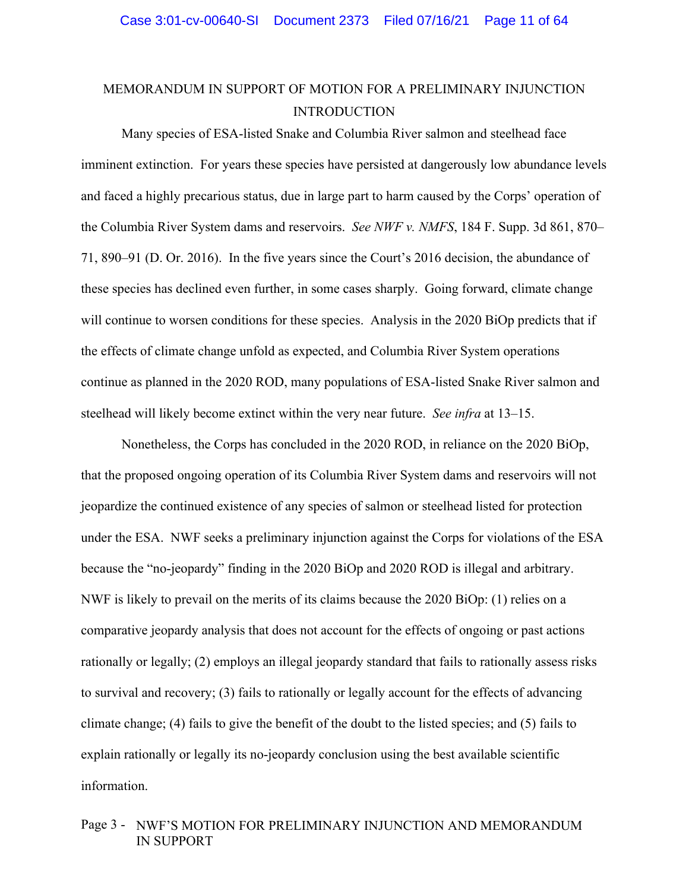MEMORANDUM IN SUPPORT OF MOTION FOR A PRELIMINARY INJUNCTION

INTRODUCTION

Many species of ESA-listed Snake and Columbia River salmon and steelhead face imminent extinction. For years these species have persisted at dangerously low abundance levels and faced a highly precarious status, due in large part to harm caused by the Corps' operation of the Columbia River System dams and reservoirs. *See NWF v. NMFS*, 184 F. Supp. 3d 861, 870–71, 890–91 (D. Or. 2016). In the five years since the Court's 2016 decision, the abundance of these species has declined even further, in some cases sharply. Going forward, climate change will continue to worsen conditions for these species. Analysis in the 2020 BiOp predicts that if the effects of climate change unfold as expected, and Columbia River System operations continue as planned in the 2020 ROD, many populations of ESA-listed Snake River salmon and steelhead will likely become extinct within the very near future. *See infra* at 13–15.

Nonetheless, the Corps has concluded in the 2020 ROD, in reliance on the 2020 BiOp, that the proposed ongoing operation of its Columbia River System dams and reservoirs will not jeopardize the continued existence of any species of salmon or steelhead listed for protection under the ESA. NWF seeks a preliminary injunction against the Corps for violations of the ESA because the "no-jeopardy" finding in the 2020 BiOp and 2020 ROD is illegal and arbitrary. NWF is likely to prevail on the merits of its claims because the 2020 BiOp: (1) relies on a comparative jeopardy analysis that does not account for the effects of ongoing or past actions rationally or legally; (2) employs an illegal jeopardy standard that fails to rationally assess risks to survival and recovery; (3) fails to rationally or legally account for the effects of advancing climate change; (4) fails to give the benefit of the doubt to the listed species; and (5) fails to explain rationally or legally its no-jeopardy conclusion using the best available scientific information.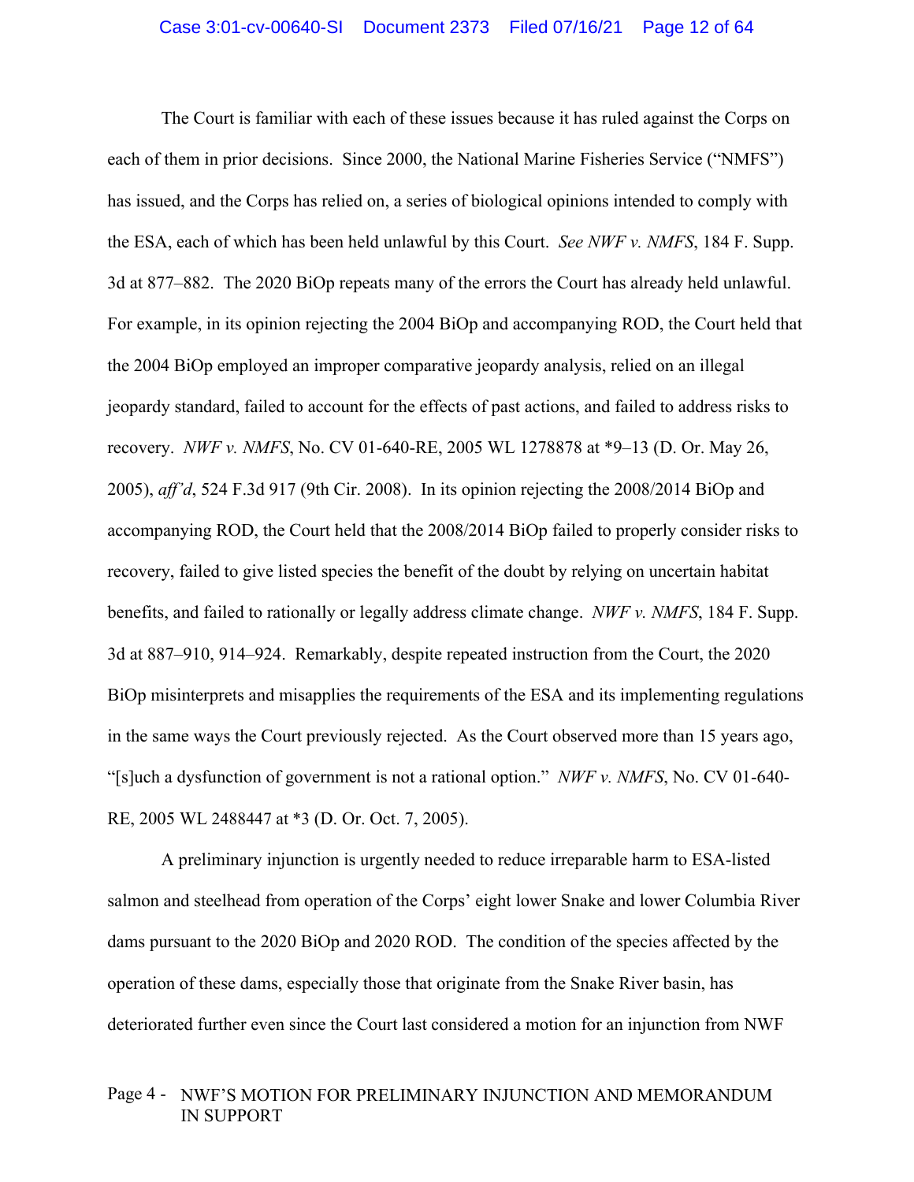The Court is familiar with each of these issues because it has ruled against the Corps on each of them in prior decisions. Since 2000, the National Marine Fisheries Service ("NMFS") has issued, and the Corps has relied on, a series of biological opinions intended to comply with the ESA, each of which has been held unlawful by this Court. *See NWF v. NMFS*, 184 F. Supp. 3d at 877–882. The 2020 BiOp repeats many of the errors the Court has already held unlawful. For example, in its opinion rejecting the 2004 BiOp and accompanying ROD, the Court held that the 2004 BiOp employed an improper comparative jeopardy analysis, relied on an illegal jeopardy standard, failed to account for the effects of past actions, and failed to address risks to recovery. *NWF v. NMFS*, No. CV 01-640-RE, 2005 WL 1278878 at *9–13 (D. Or. May 26, 2005), *aff'd*, 524 F.3d 917 (9th Cir. 2008). In its opinion rejecting the 2008/2014 BiOp and accompanying ROD, the Court held that the 2008/2014 BiOp failed to properly consider risks to recovery, failed to give listed species the benefit of the doubt by relying on uncertain habitat benefits, and failed to rationally or legally address climate change. *NWF v. NMFS*, 184 F. Supp. 3d at 887–910, 914–924. Remarkably, despite repeated instruction from the Court, the 2020 BiOp misinterprets and misapplies the requirements of the ESA and its implementing regulations in the same ways the Court previously rejected. As the Court observed more than 15 years ago, "[s]uch a dysfunction of government is not a rational option." *NWF v. NMFS*, No. CV 01-640-RE, 2005 WL 2488447 at *3 (D. Or. Oct. 7, 2005).

A preliminary injunction is urgently needed to reduce irreparable harm to ESA-listed salmon and steelhead from operation of the Corps' eight lower Snake and lower Columbia River dams pursuant to the 2020 BiOp and 2020 ROD. The condition of the species affected by the operation of these dams, especially those that originate from the Snake River basin, has deteriorated further even since the Court last considered a motion for an injunction from NWF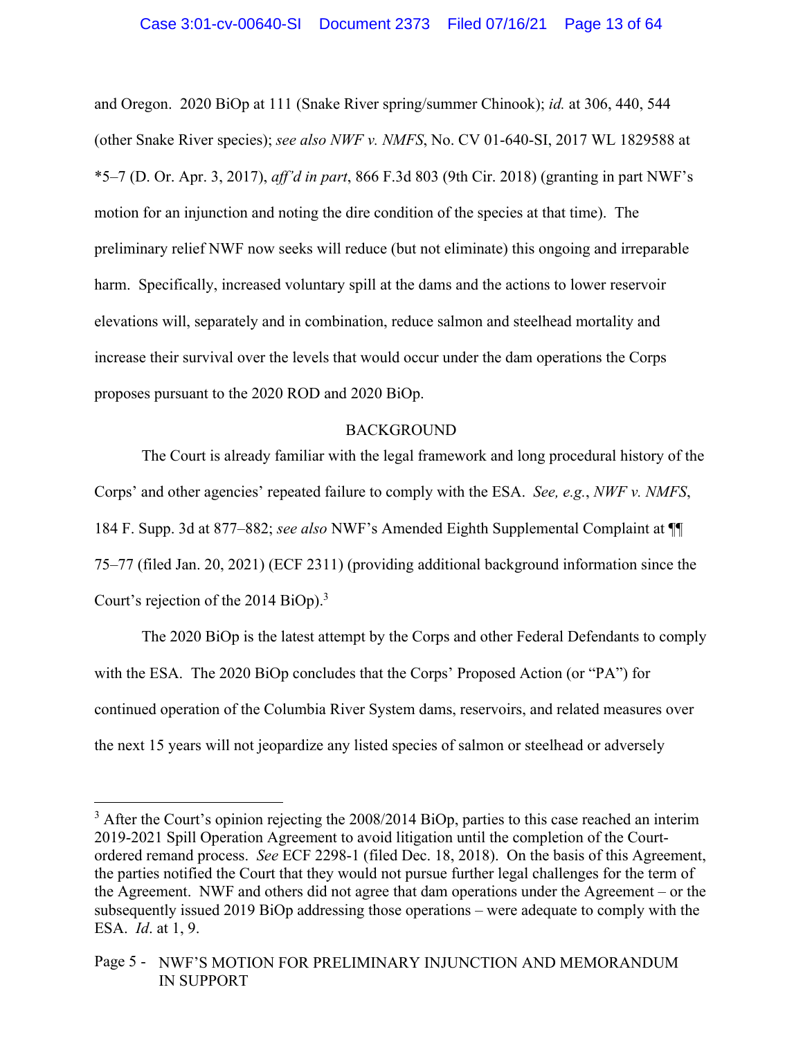and Oregon. 2020 BiOp at 111 (Snake River spring/summer Chinook); *id.* at 306, 440, 544 (other Snake River species); *see also NWF v. NMFS*, No. CV 01-640-SI, 2017 WL 1829588 at *5–7 (D. Or. Apr. 3, 2017), *aff'd in part*, 866 F.3d 803 (9th Cir. 2018) (granting in part NWF's motion for an injunction and noting the dire condition of the species at that time). The preliminary relief NWF now seeks will reduce (but not eliminate) this ongoing and irreparable harm. Specifically, increased voluntary spill at the dams and the actions to lower reservoir elevations will, separately and in combination, reduce salmon and steelhead mortality and increase their survival over the levels that would occur under the dam operations the Corps proposes pursuant to the 2020 ROD and 2020 BiOp.

## BACKGROUND

The Court is already familiar with the legal framework and long procedural history of the Corps' and other agencies' repeated failure to comply with the ESA. *See, e.g.*, *NWF v. NMFS*, 184 F. Supp. 3d at 877–882; *see also* NWF's Amended Eighth Supplemental Complaint at ¶¶ 75–77 (filed Jan. 20, 2021) (ECF 2311) (providing additional background information since the Court's rejection of the 2014 BiOp).[3]

The 2020 BiOp is the latest attempt by the Corps and other Federal Defendants to comply with the ESA. The 2020 BiOp concludes that the Corps' Proposed Action (or "PA") for continued operation of the Columbia River System dams, reservoirs, and related measures over the next 15 years will not jeopardize any listed species of salmon or steelhead or adversely

[3] After the Court's opinion rejecting the 2008/2014 BiOp, parties to this case reached an interim 2019-2021 Spill Operation Agreement to avoid litigation until the completion of the Court-ordered remand process. *See* ECF 2298-1 (filed Dec. 18, 2018). On the basis of this Agreement, the parties notified the Court that they would not pursue further legal challenges for the term of the Agreement. NWF and others did not agree that dam operations under the Agreement – or the subsequently issued 2019 BiOp addressing those operations – were adequate to comply with the ESA. *Id*. at 1, 9.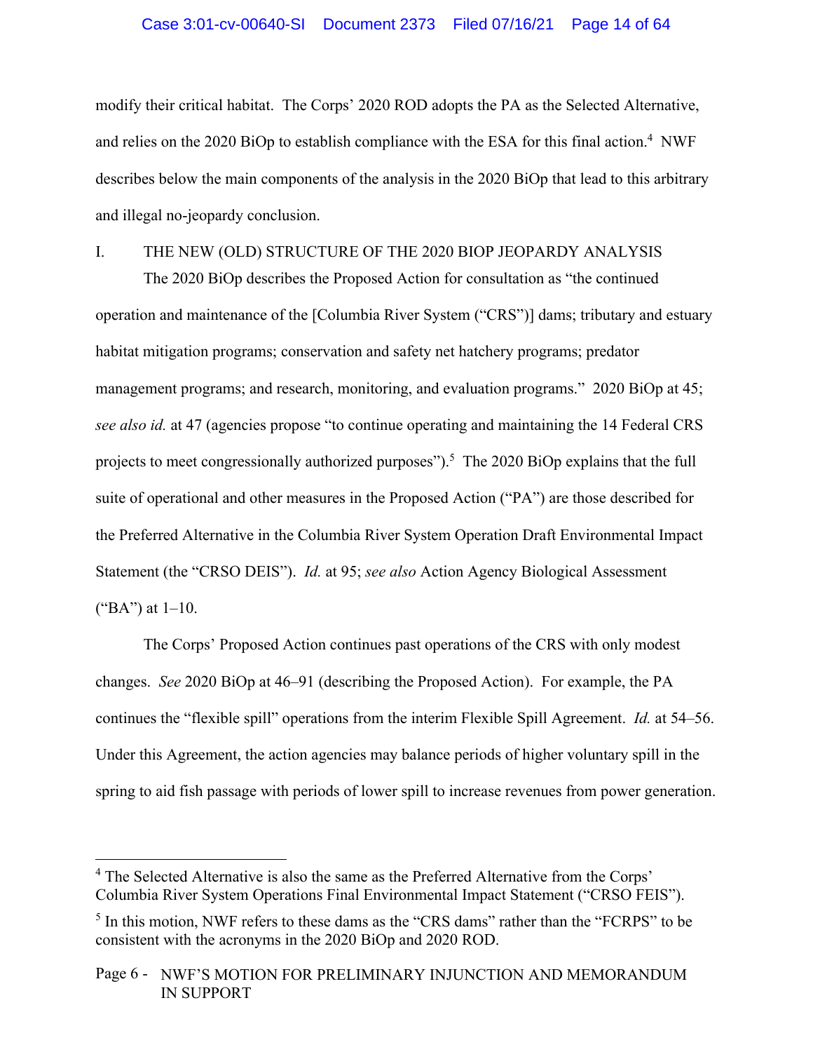modify their critical habitat. The Corps' 2020 ROD adopts the PA as the Selected Alternative, and relies on the 2020 BiOp to establish compliance with the ESA for this final action.[4] NWF describes below the main components of the analysis in the 2020 BiOp that lead to this arbitrary and illegal no-jeopardy conclusion.

## I. THE NEW (OLD) STRUCTURE OF THE 2020 BIOP JEOPARDY ANALYSIS

The 2020 BiOp describes the Proposed Action for consultation as "the continued operation and maintenance of the [Columbia River System ("CRS")] dams; tributary and estuary habitat mitigation programs; conservation and safety net hatchery programs; predator management programs; and research, monitoring, and evaluation programs." 2020 BiOp at 45; *see also id.* at 47 (agencies propose "to continue operating and maintaining the 14 Federal CRS projects to meet congressionally authorized purposes").[5] The 2020 BiOp explains that the full suite of operational and other measures in the Proposed Action ("PA") are those described for the Preferred Alternative in the Columbia River System Operation Draft Environmental Impact Statement (the "CRSO DEIS"). *Id.* at 95; *see also* Action Agency Biological Assessment ("BA") at 1–10.

The Corps' Proposed Action continues past operations of the CRS with only modest changes. *See* 2020 BiOp at 46–91 (describing the Proposed Action). For example, the PA continues the "flexible spill" operations from the interim Flexible Spill Agreement. *Id.* at 54–56. Under this Agreement, the action agencies may balance periods of higher voluntary spill in the spring to aid fish passage with periods of lower spill to increase revenues from power generation.

---

[4] The Selected Alternative is also the same as the Preferred Alternative from the Corps' Columbia River System Operations Final Environmental Impact Statement ("CRSO FEIS").

[5] In this motion, NWF refers to these dams as the "CRS dams" rather than the "FCRPS" to be consistent with the acronyms in the 2020 BiOp and 2020 ROD.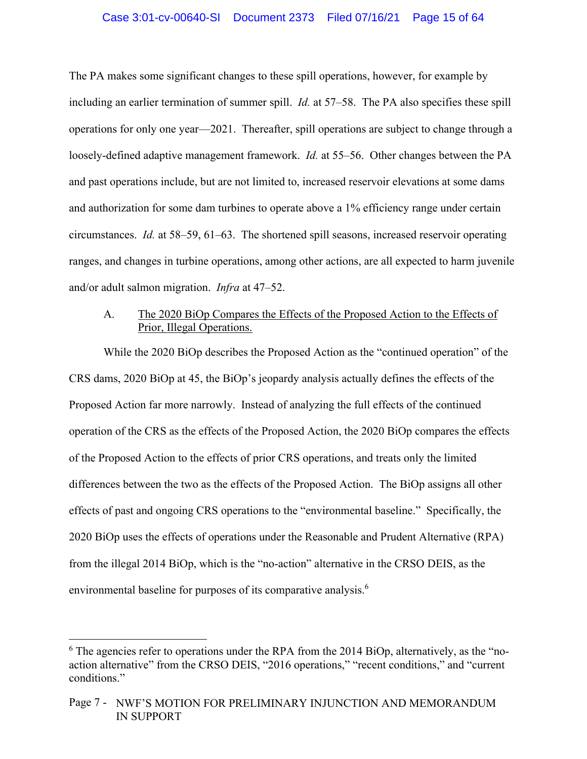The PA makes some significant changes to these spill operations, however, for example by including an earlier termination of summer spill. *Id.* at 57–58. The PA also specifies these spill operations for only one year—2021. Thereafter, spill operations are subject to change through a loosely-defined adaptive management framework. *Id.* at 55–56. Other changes between the PA and past operations include, but are not limited to, increased reservoir elevations at some dams and authorization for some dam turbines to operate above a 1% efficiency range under certain circumstances. *Id.* at 58–59, 61–63. The shortened spill seasons, increased reservoir operating ranges, and changes in turbine operations, among other actions, are all expected to harm juvenile and/or adult salmon migration. *Infra* at 47–52.

### A. The 2020 BiOp Compares the Effects of the Proposed Action to the Effects of Prior, Illegal Operations.

While the 2020 BiOp describes the Proposed Action as the "continued operation" of the CRS dams, 2020 BiOp at 45, the BiOp's jeopardy analysis actually defines the effects of the Proposed Action far more narrowly. Instead of analyzing the full effects of the continued operation of the CRS as the effects of the Proposed Action, the 2020 BiOp compares the effects of the Proposed Action to the effects of prior CRS operations, and treats only the limited differences between the two as the effects of the Proposed Action. The BiOp assigns all other effects of past and ongoing CRS operations to the "environmental baseline." Specifically, the 2020 BiOp uses the effects of operations under the Reasonable and Prudent Alternative (RPA) from the illegal 2014 BiOp, which is the "no-action" alternative in the CRSO DEIS, as the environmental baseline for purposes of its comparative analysis.[6]

[6] The agencies refer to operations under the RPA from the 2014 BiOp, alternatively, as the "no-action alternative" from the CRSO DEIS, "2016 operations," "recent conditions," and "current conditions."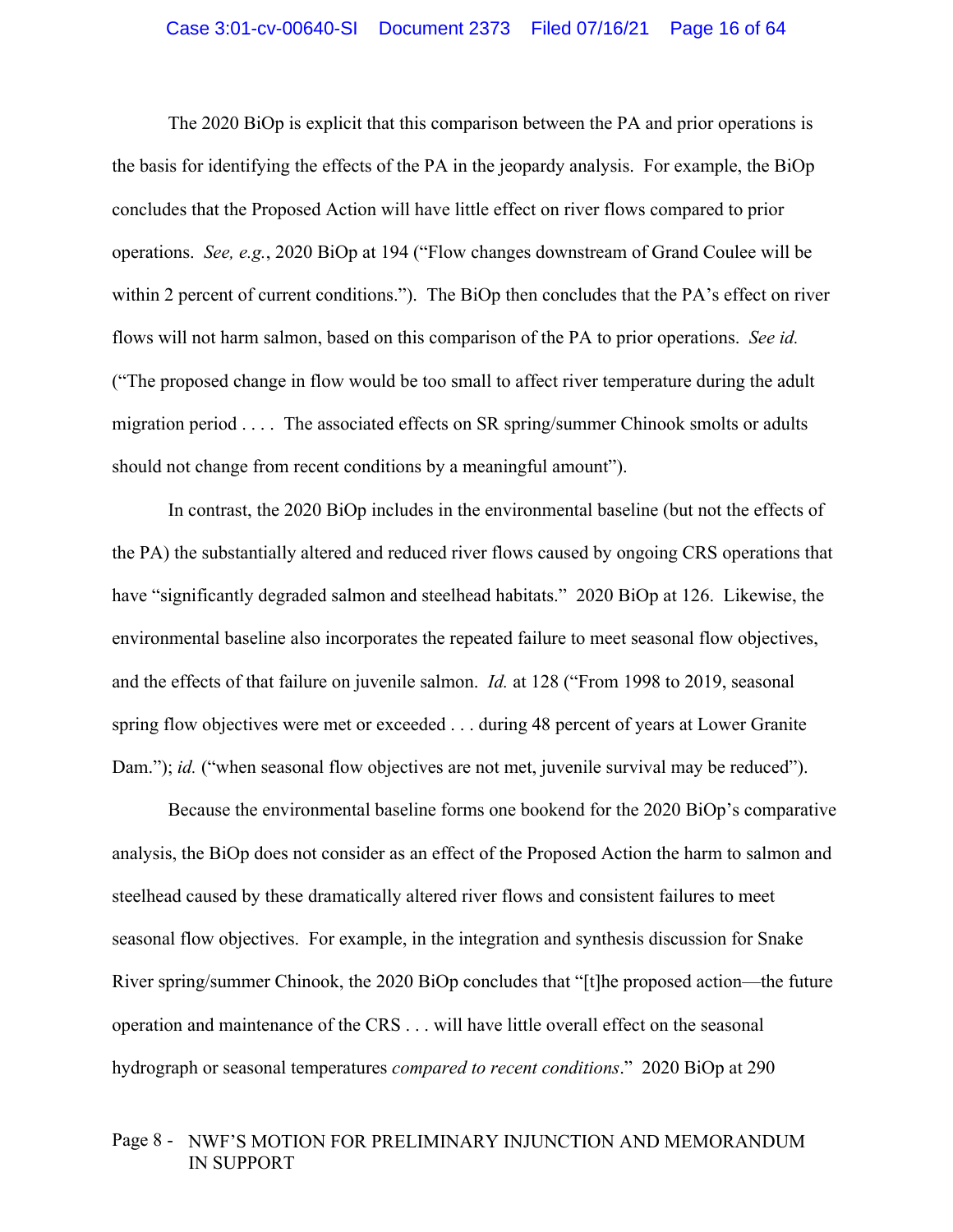The 2020 BiOp is explicit that this comparison between the PA and prior operations is the basis for identifying the effects of the PA in the jeopardy analysis. For example, the BiOp concludes that the Proposed Action will have little effect on river flows compared to prior operations. *See, e.g.*, 2020 BiOp at 194 ("Flow changes downstream of Grand Coulee will be within 2 percent of current conditions."). The BiOp then concludes that the PA's effect on river flows will not harm salmon, based on this comparison of the PA to prior operations. *See id.* ("The proposed change in flow would be too small to affect river temperature during the adult migration period . . . . The associated effects on SR spring/summer Chinook smolts or adults should not change from recent conditions by a meaningful amount").

In contrast, the 2020 BiOp includes in the environmental baseline (but not the effects of the PA) the substantially altered and reduced river flows caused by ongoing CRS operations that have "significantly degraded salmon and steelhead habitats." 2020 BiOp at 126. Likewise, the environmental baseline also incorporates the repeated failure to meet seasonal flow objectives, and the effects of that failure on juvenile salmon. *Id.* at 128 ("From 1998 to 2019, seasonal spring flow objectives were met or exceeded . . . during 48 percent of years at Lower Granite Dam."); *id.* ("when seasonal flow objectives are not met, juvenile survival may be reduced").

Because the environmental baseline forms one bookend for the 2020 BiOp's comparative analysis, the BiOp does not consider as an effect of the Proposed Action the harm to salmon and steelhead caused by these dramatically altered river flows and consistent failures to meet seasonal flow objectives. For example, in the integration and synthesis discussion for Snake River spring/summer Chinook, the 2020 BiOp concludes that "[t]he proposed action—the future operation and maintenance of the CRS . . . will have little overall effect on the seasonal hydrograph or seasonal temperatures *compared to recent conditions*." 2020 BiOp at 290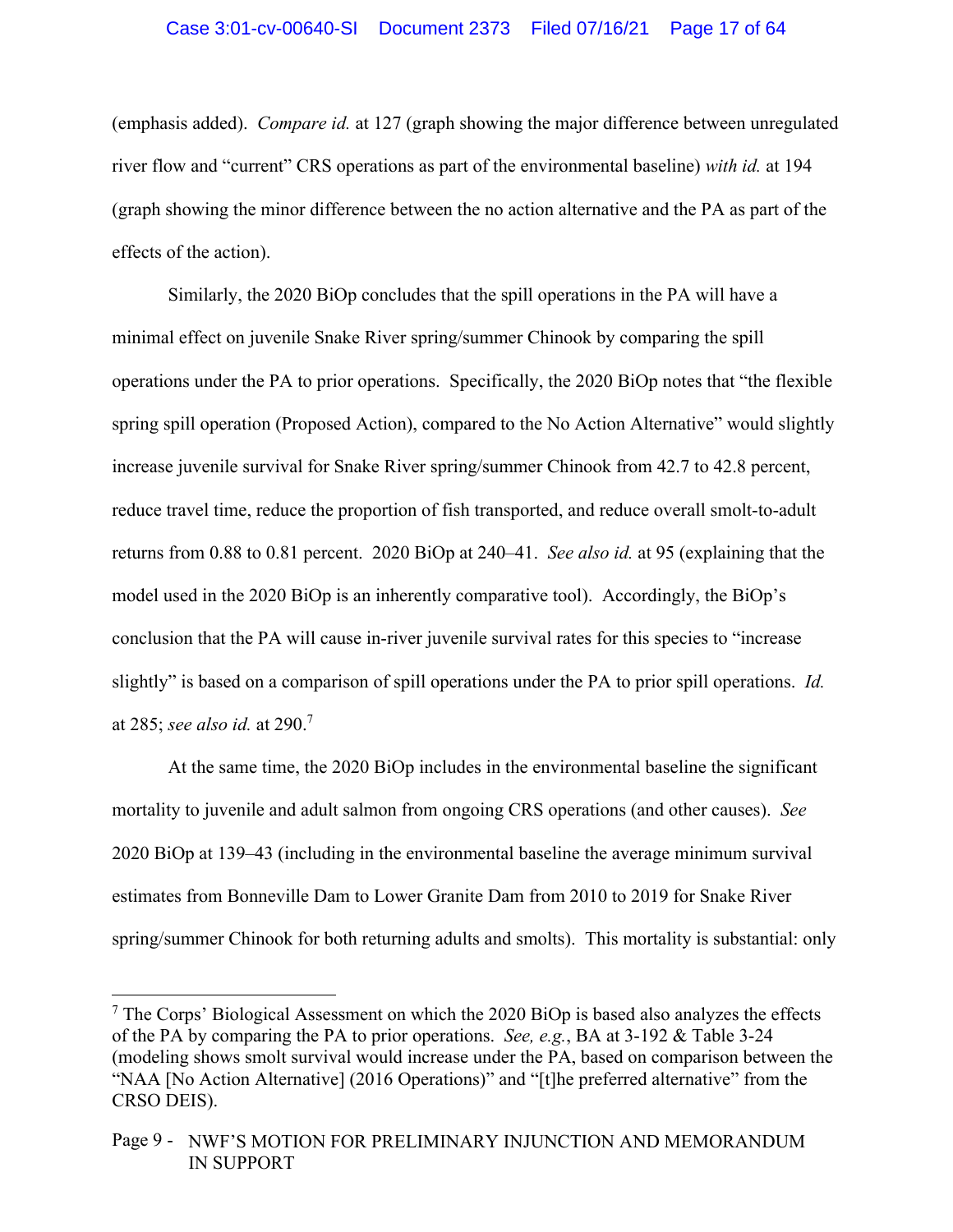(emphasis added). *Compare id.* at 127 (graph showing the major difference between unregulated river flow and "current" CRS operations as part of the environmental baseline) *with id.* at 194 (graph showing the minor difference between the no action alternative and the PA as part of the effects of the action).

Similarly, the 2020 BiOp concludes that the spill operations in the PA will have a minimal effect on juvenile Snake River spring/summer Chinook by comparing the spill operations under the PA to prior operations. Specifically, the 2020 BiOp notes that "the flexible spring spill operation (Proposed Action), compared to the No Action Alternative" would slightly increase juvenile survival for Snake River spring/summer Chinook from 42.7 to 42.8 percent, reduce travel time, reduce the proportion of fish transported, and reduce overall smolt-to-adult returns from 0.88 to 0.81 percent. 2020 BiOp at 240–41. *See also id.* at 95 (explaining that the model used in the 2020 BiOp is an inherently comparative tool). Accordingly, the BiOp's conclusion that the PA will cause in-river juvenile survival rates for this species to "increase slightly" is based on a comparison of spill operations under the PA to prior spill operations. *Id.* at 285; *see also id.* at 290.[7]

At the same time, the 2020 BiOp includes in the environmental baseline the significant mortality to juvenile and adult salmon from ongoing CRS operations (and other causes). *See* 2020 BiOp at 139–43 (including in the environmental baseline the average minimum survival estimates from Bonneville Dam to Lower Granite Dam from 2010 to 2019 for Snake River spring/summer Chinook for both returning adults and smolts). This mortality is substantial: only

---

[7] The Corps' Biological Assessment on which the 2020 BiOp is based also analyzes the effects of the PA by comparing the PA to prior operations. *See, e.g.*, BA at 3-192 & Table 3-24 (modeling shows smolt survival would increase under the PA, based on comparison between the "NAA [No Action Alternative] (2016 Operations)" and "[t]he preferred alternative" from the CRSO DEIS).

Page 9 - NWF'S MOTION FOR PRELIMINARY INJUNCTION AND MEMORANDUM IN SUPPORT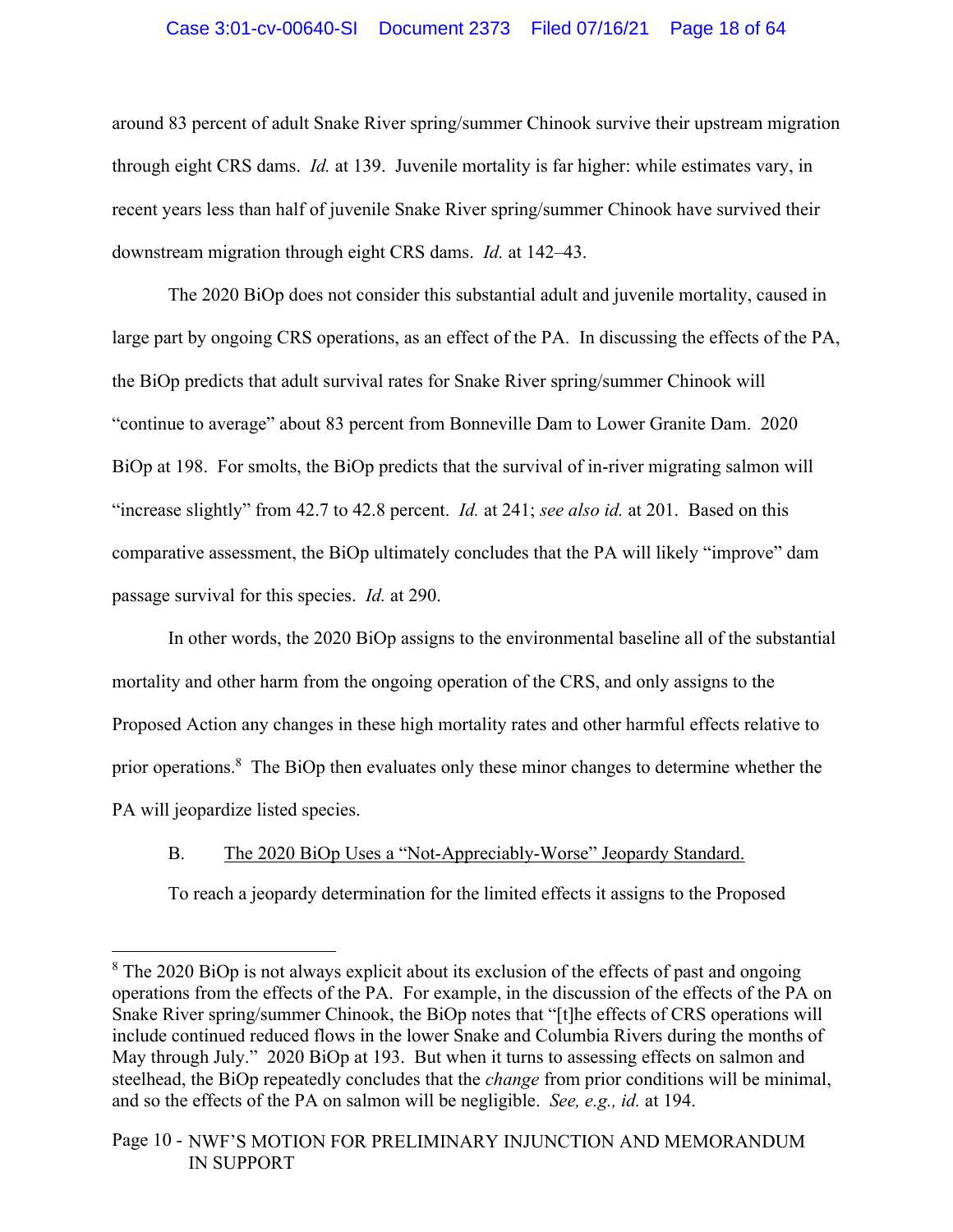around 83 percent of adult Snake River spring/summer Chinook survive their upstream migration through eight CRS dams. *Id.* at 139. Juvenile mortality is far higher: while estimates vary, in recent years less than half of juvenile Snake River spring/summer Chinook have survived their downstream migration through eight CRS dams. *Id.* at 142–43.

The 2020 BiOp does not consider this substantial adult and juvenile mortality, caused in large part by ongoing CRS operations, as an effect of the PA. In discussing the effects of the PA, the BiOp predicts that adult survival rates for Snake River spring/summer Chinook will "continue to average" about 83 percent from Bonneville Dam to Lower Granite Dam. 2020 BiOp at 198. For smolts, the BiOp predicts that the survival of in-river migrating salmon will "increase slightly" from 42.7 to 42.8 percent. *Id.* at 241; *see also id.* at 201. Based on this comparative assessment, the BiOp ultimately concludes that the PA will likely "improve" dam passage survival for this species. *Id.* at 290.

In other words, the 2020 BiOp assigns to the environmental baseline all of the substantial mortality and other harm from the ongoing operation of the CRS, and only assigns to the Proposed Action any changes in these high mortality rates and other harmful effects relative to prior operations.[8] The BiOp then evaluates only these minor changes to determine whether the PA will jeopardize listed species.

B. <u>The 2020 BiOp Uses a "Not-Appreciably-Worse" Jeopardy Standard.</u>

To reach a jeopardy determination for the limited effects it assigns to the Proposed

---

[8] The 2020 BiOp is not always explicit about its exclusion of the effects of past and ongoing operations from the effects of the PA. For example, in the discussion of the effects of the PA on Snake River spring/summer Chinook, the BiOp notes that "[t]he effects of CRS operations will include continued reduced flows in the lower Snake and Columbia Rivers during the months of May through July." 2020 BiOp at 193. But when it turns to assessing effects on salmon and steelhead, the BiOp repeatedly concludes that the *change* from prior conditions will be minimal, and so the effects of the PA on salmon will be negligible. *See, e.g., id.* at 194.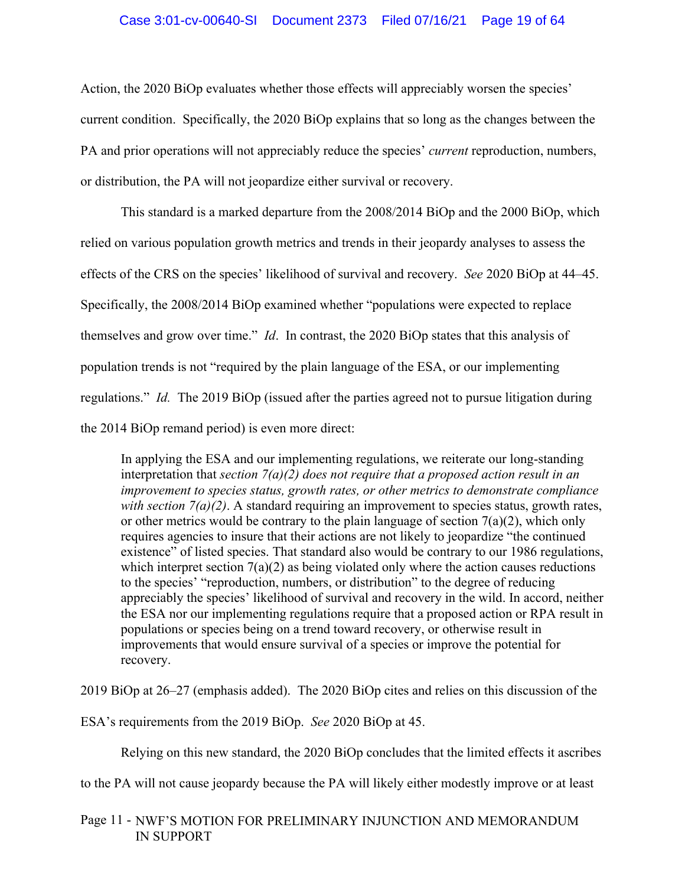Action, the 2020 BiOp evaluates whether those effects will appreciably worsen the species' current condition. Specifically, the 2020 BiOp explains that so long as the changes between the PA and prior operations will not appreciably reduce the species' *current* reproduction, numbers, or distribution, the PA will not jeopardize either survival or recovery.

This standard is a marked departure from the 2008/2014 BiOp and the 2000 BiOp, which relied on various population growth metrics and trends in their jeopardy analyses to assess the effects of the CRS on the species' likelihood of survival and recovery. *See* 2020 BiOp at 44–45. Specifically, the 2008/2014 BiOp examined whether "populations were expected to replace themselves and grow over time." *Id*. In contrast, the 2020 BiOp states that this analysis of population trends is not "required by the plain language of the ESA, or our implementing regulations." *Id.* The 2019 BiOp (issued after the parties agreed not to pursue litigation during the 2014 BiOp remand period) is even more direct:

> In applying the ESA and our implementing regulations, we reiterate our long-standing interpretation that *section 7(a)(2) does not require that a proposed action result in an improvement to species status, growth rates, or other metrics to demonstrate compliance with section 7(a)(2)*. A standard requiring an improvement to species status, growth rates, or other metrics would be contrary to the plain language of section 7(a)(2), which only requires agencies to insure that their actions are not likely to jeopardize "the continued existence" of listed species. That standard also would be contrary to our 1986 regulations, which interpret section 7(a)(2) as being violated only where the action causes reductions to the species' "reproduction, numbers, or distribution" to the degree of reducing appreciably the species' likelihood of survival and recovery in the wild. In accord, neither the ESA nor our implementing regulations require that a proposed action or RPA result in populations or species being on a trend toward recovery, or otherwise result in improvements that would ensure survival of a species or improve the potential for recovery.

2019 BiOp at 26–27 (emphasis added). The 2020 BiOp cites and relies on this discussion of the ESA's requirements from the 2019 BiOp. *See* 2020 BiOp at 45.

Relying on this new standard, the 2020 BiOp concludes that the limited effects it ascribes to the PA will not cause jeopardy because the PA will likely either modestly improve or at least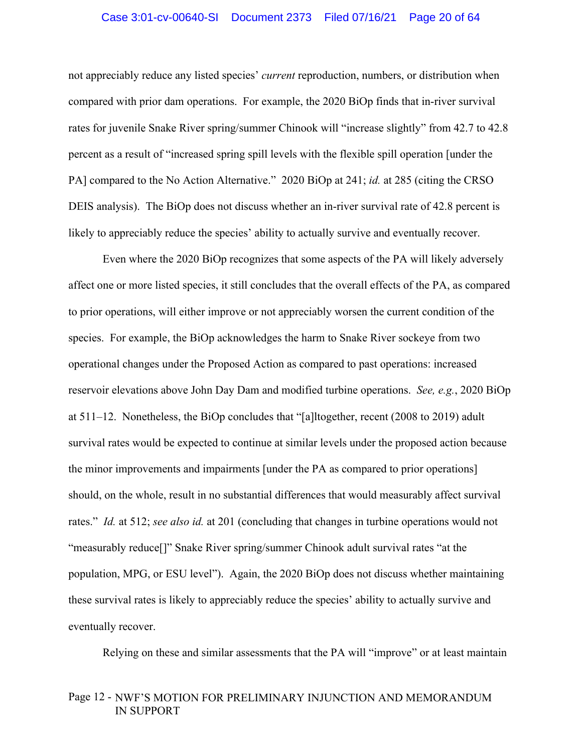not appreciably reduce any listed species' *current* reproduction, numbers, or distribution when compared with prior dam operations. For example, the 2020 BiOp finds that in-river survival rates for juvenile Snake River spring/summer Chinook will "increase slightly" from 42.7 to 42.8 percent as a result of "increased spring spill levels with the flexible spill operation [under the PA] compared to the No Action Alternative." 2020 BiOp at 241; *id.* at 285 (citing the CRSO DEIS analysis). The BiOp does not discuss whether an in-river survival rate of 42.8 percent is likely to appreciably reduce the species' ability to actually survive and eventually recover.

Even where the 2020 BiOp recognizes that some aspects of the PA will likely adversely affect one or more listed species, it still concludes that the overall effects of the PA, as compared to prior operations, will either improve or not appreciably worsen the current condition of the species. For example, the BiOp acknowledges the harm to Snake River sockeye from two operational changes under the Proposed Action as compared to past operations: increased reservoir elevations above John Day Dam and modified turbine operations. *See, e.g.*, 2020 BiOp at 511–12. Nonetheless, the BiOp concludes that "[a]ltogether, recent (2008 to 2019) adult survival rates would be expected to continue at similar levels under the proposed action because the minor improvements and impairments [under the PA as compared to prior operations] should, on the whole, result in no substantial differences that would measurably affect survival rates." *Id.* at 512; *see also id.* at 201 (concluding that changes in turbine operations would not "measurably reduce[]" Snake River spring/summer Chinook adult survival rates "at the population, MPG, or ESU level"). Again, the 2020 BiOp does not discuss whether maintaining these survival rates is likely to appreciably reduce the species' ability to actually survive and eventually recover.

Relying on these and similar assessments that the PA will "improve" or at least maintain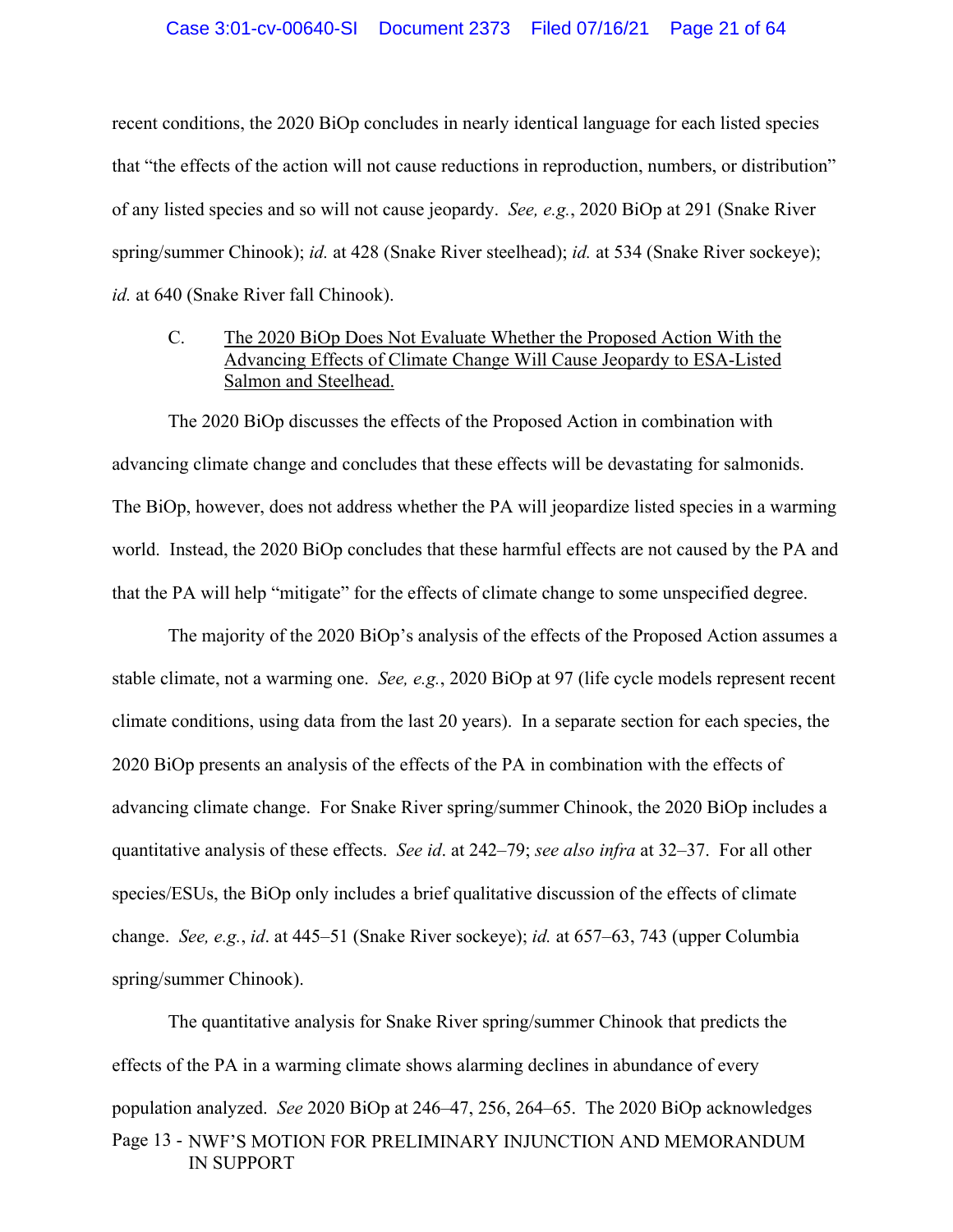recent conditions, the 2020 BiOp concludes in nearly identical language for each listed species that "the effects of the action will not cause reductions in reproduction, numbers, or distribution" of any listed species and so will not cause jeopardy. *See, e.g.*, 2020 BiOp at 291 (Snake River spring/summer Chinook); *id.* at 428 (Snake River steelhead); *id.* at 534 (Snake River sockeye); *id.* at 640 (Snake River fall Chinook).

### C. The 2020 BiOp Does Not Evaluate Whether the Proposed Action With the Advancing Effects of Climate Change Will Cause Jeopardy to ESA-Listed Salmon and Steelhead.

The 2020 BiOp discusses the effects of the Proposed Action in combination with advancing climate change and concludes that these effects will be devastating for salmonids. The BiOp, however, does not address whether the PA will jeopardize listed species in a warming world. Instead, the 2020 BiOp concludes that these harmful effects are not caused by the PA and that the PA will help "mitigate" for the effects of climate change to some unspecified degree.

The majority of the 2020 BiOp's analysis of the effects of the Proposed Action assumes a stable climate, not a warming one. *See, e.g.*, 2020 BiOp at 97 (life cycle models represent recent climate conditions, using data from the last 20 years). In a separate section for each species, the 2020 BiOp presents an analysis of the effects of the PA in combination with the effects of advancing climate change. For Snake River spring/summer Chinook, the 2020 BiOp includes a quantitative analysis of these effects. *See id*. at 242–79; *see also infra* at 32–37. For all other species/ESUs, the BiOp only includes a brief qualitative discussion of the effects of climate change. *See, e.g.*, *id*. at 445–51 (Snake River sockeye); *id.* at 657–63, 743 (upper Columbia spring/summer Chinook).

The quantitative analysis for Snake River spring/summer Chinook that predicts the effects of the PA in a warming climate shows alarming declines in abundance of every population analyzed. *See* 2020 BiOp at 246–47, 256, 264–65. The 2020 BiOp acknowledges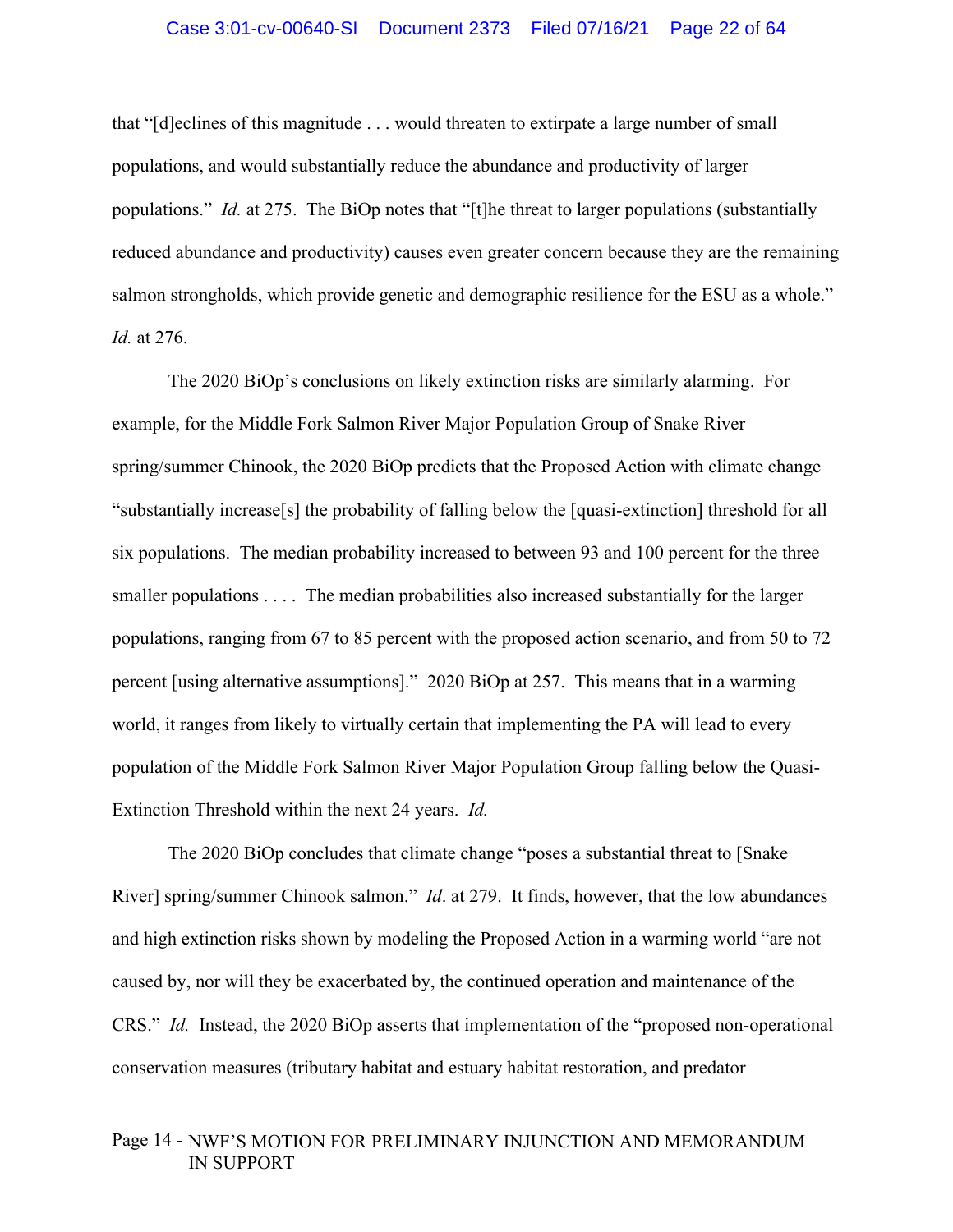that "[d]eclines of this magnitude . . . would threaten to extirpate a large number of small populations, and would substantially reduce the abundance and productivity of larger populations." *Id.* at 275. The BiOp notes that "[t]he threat to larger populations (substantially reduced abundance and productivity) causes even greater concern because they are the remaining salmon strongholds, which provide genetic and demographic resilience for the ESU as a whole." *Id.* at 276.

The 2020 BiOp's conclusions on likely extinction risks are similarly alarming. For example, for the Middle Fork Salmon River Major Population Group of Snake River spring/summer Chinook, the 2020 BiOp predicts that the Proposed Action with climate change "substantially increase[s] the probability of falling below the [quasi-extinction] threshold for all six populations. The median probability increased to between 93 and 100 percent for the three smaller populations . . . . The median probabilities also increased substantially for the larger populations, ranging from 67 to 85 percent with the proposed action scenario, and from 50 to 72 percent [using alternative assumptions]." 2020 BiOp at 257. This means that in a warming world, it ranges from likely to virtually certain that implementing the PA will lead to every population of the Middle Fork Salmon River Major Population Group falling below the Quasi-Extinction Threshold within the next 24 years. *Id.*

The 2020 BiOp concludes that climate change "poses a substantial threat to [Snake River] spring/summer Chinook salmon." *Id*. at 279. It finds, however, that the low abundances and high extinction risks shown by modeling the Proposed Action in a warming world "are not caused by, nor will they be exacerbated by, the continued operation and maintenance of the CRS." *Id.* Instead, the 2020 BiOp asserts that implementation of the "proposed non-operational conservation measures (tributary habitat and estuary habitat restoration, and predator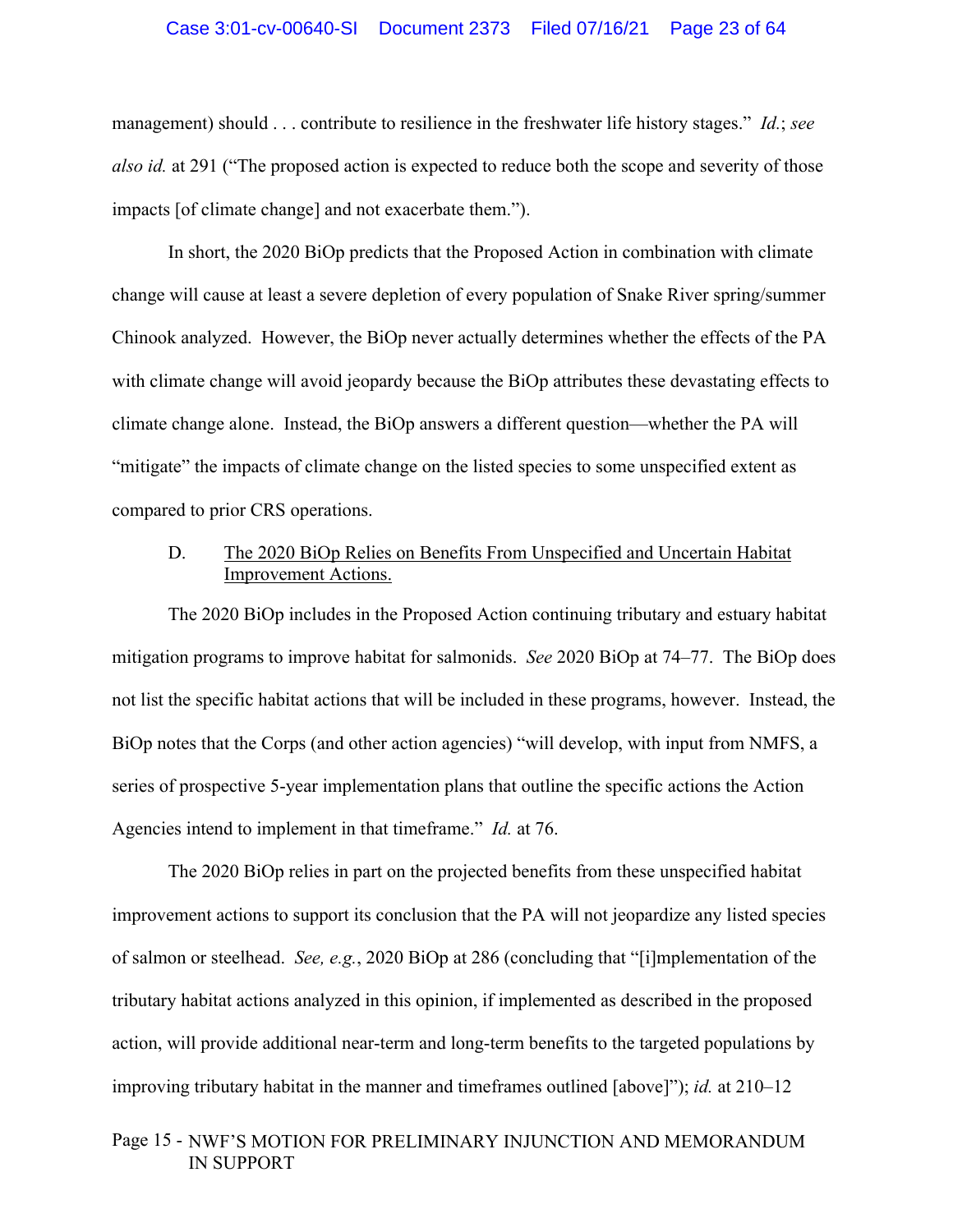management) should . . . contribute to resilience in the freshwater life history stages." *Id.*; *see also id.* at 291 ("The proposed action is expected to reduce both the scope and severity of those impacts [of climate change] and not exacerbate them.").

In short, the 2020 BiOp predicts that the Proposed Action in combination with climate change will cause at least a severe depletion of every population of Snake River spring/summer Chinook analyzed. However, the BiOp never actually determines whether the effects of the PA with climate change will avoid jeopardy because the BiOp attributes these devastating effects to climate change alone. Instead, the BiOp answers a different question—whether the PA will "mitigate" the impacts of climate change on the listed species to some unspecified extent as compared to prior CRS operations.

### D. The 2020 BiOp Relies on Benefits From Unspecified and Uncertain Habitat Improvement Actions.

The 2020 BiOp includes in the Proposed Action continuing tributary and estuary habitat mitigation programs to improve habitat for salmonids. *See* 2020 BiOp at 74–77. The BiOp does not list the specific habitat actions that will be included in these programs, however. Instead, the BiOp notes that the Corps (and other action agencies) "will develop, with input from NMFS, a series of prospective 5-year implementation plans that outline the specific actions the Action Agencies intend to implement in that timeframe." *Id.* at 76.

The 2020 BiOp relies in part on the projected benefits from these unspecified habitat improvement actions to support its conclusion that the PA will not jeopardize any listed species of salmon or steelhead. *See, e.g.*, 2020 BiOp at 286 (concluding that "[i]mplementation of the tributary habitat actions analyzed in this opinion, if implemented as described in the proposed action, will provide additional near-term and long-term benefits to the targeted populations by improving tributary habitat in the manner and timeframes outlined [above]"); *id.* at 210–12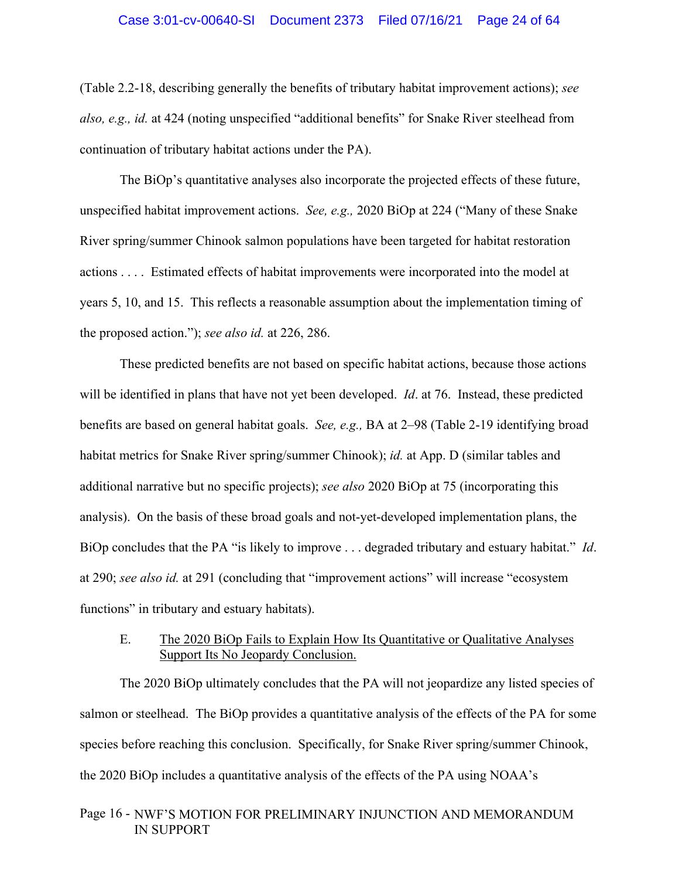(Table 2.2-18, describing generally the benefits of tributary habitat improvement actions); *see also, e.g., id.* at 424 (noting unspecified "additional benefits" for Snake River steelhead from continuation of tributary habitat actions under the PA).

The BiOp's quantitative analyses also incorporate the projected effects of these future, unspecified habitat improvement actions. *See, e.g.,* 2020 BiOp at 224 ("Many of these Snake River spring/summer Chinook salmon populations have been targeted for habitat restoration actions . . . . Estimated effects of habitat improvements were incorporated into the model at years 5, 10, and 15. This reflects a reasonable assumption about the implementation timing of the proposed action."); *see also id.* at 226, 286.

These predicted benefits are not based on specific habitat actions, because those actions will be identified in plans that have not yet been developed. *Id*. at 76. Instead, these predicted benefits are based on general habitat goals. *See, e.g.,* BA at 2–98 (Table 2-19 identifying broad habitat metrics for Snake River spring/summer Chinook); *id.* at App. D (similar tables and additional narrative but no specific projects); *see also* 2020 BiOp at 75 (incorporating this analysis). On the basis of these broad goals and not-yet-developed implementation plans, the BiOp concludes that the PA "is likely to improve . . . degraded tributary and estuary habitat." *Id*. at 290; *see also id.* at 291 (concluding that "improvement actions" will increase "ecosystem functions" in tributary and estuary habitats).

### E. The 2020 BiOp Fails to Explain How Its Quantitative or Qualitative Analyses Support Its No Jeopardy Conclusion.

The 2020 BiOp ultimately concludes that the PA will not jeopardize any listed species of salmon or steelhead. The BiOp provides a quantitative analysis of the effects of the PA for some species before reaching this conclusion. Specifically, for Snake River spring/summer Chinook, the 2020 BiOp includes a quantitative analysis of the effects of the PA using NOAA's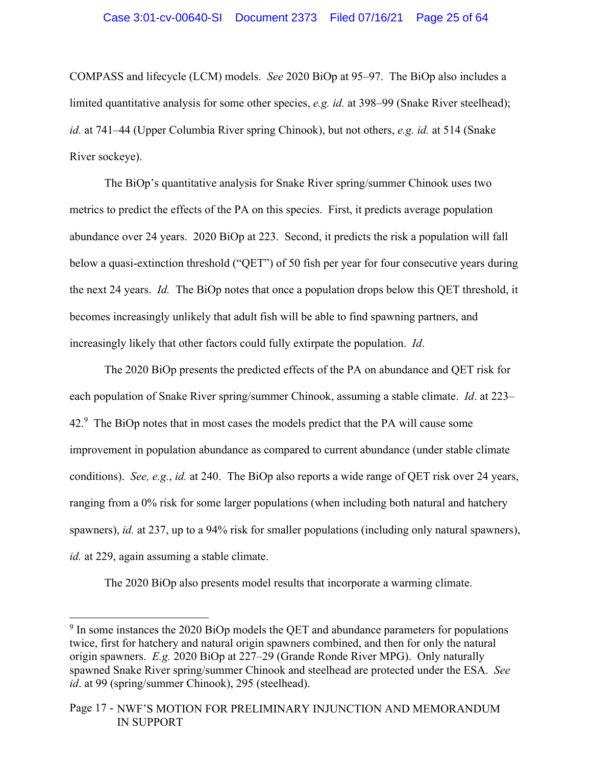COMPASS and lifecycle (LCM) models. *See* 2020 BiOp at 95–97. The BiOp also includes a limited quantitative analysis for some other species, *e.g. id.* at 398–99 (Snake River steelhead); *id.* at 741–44 (Upper Columbia River spring Chinook), but not others, *e.g. id.* at 514 (Snake River sockeye).

The BiOp's quantitative analysis for Snake River spring/summer Chinook uses two metrics to predict the effects of the PA on this species. First, it predicts average population abundance over 24 years. 2020 BiOp at 223. Second, it predicts the risk a population will fall below a quasi-extinction threshold ("QET") of 50 fish per year for four consecutive years during the next 24 years. *Id.* The BiOp notes that once a population drops below this QET threshold, it becomes increasingly unlikely that adult fish will be able to find spawning partners, and increasingly likely that other factors could fully extirpate the population. *Id*.

The 2020 BiOp presents the predicted effects of the PA on abundance and QET risk for each population of Snake River spring/summer Chinook, assuming a stable climate. *Id*. at 223–42.[9] The BiOp notes that in most cases the models predict that the PA will cause some improvement in population abundance as compared to current abundance (under stable climate conditions). *See, e.g.*, *id.* at 240. The BiOp also reports a wide range of QET risk over 24 years, ranging from a 0% risk for some larger populations (when including both natural and hatchery spawners), *id.* at 237, up to a 94% risk for smaller populations (including only natural spawners), *id.* at 229, again assuming a stable climate.

The 2020 BiOp also presents model results that incorporate a warming climate.

[9] In some instances the 2020 BiOp models the QET and abundance parameters for populations twice, first for hatchery and natural origin spawners combined, and then for only the natural origin spawners. *E.g.* 2020 BiOp at 227–29 (Grande Ronde River MPG). Only naturally spawned Snake River spring/summer Chinook and steelhead are protected under the ESA. *See id*. at 99 (spring/summer Chinook), 295 (steelhead).

Page 17 - NWF'S MOTION FOR PRELIMINARY INJUNCTION AND MEMORANDUM IN SUPPORT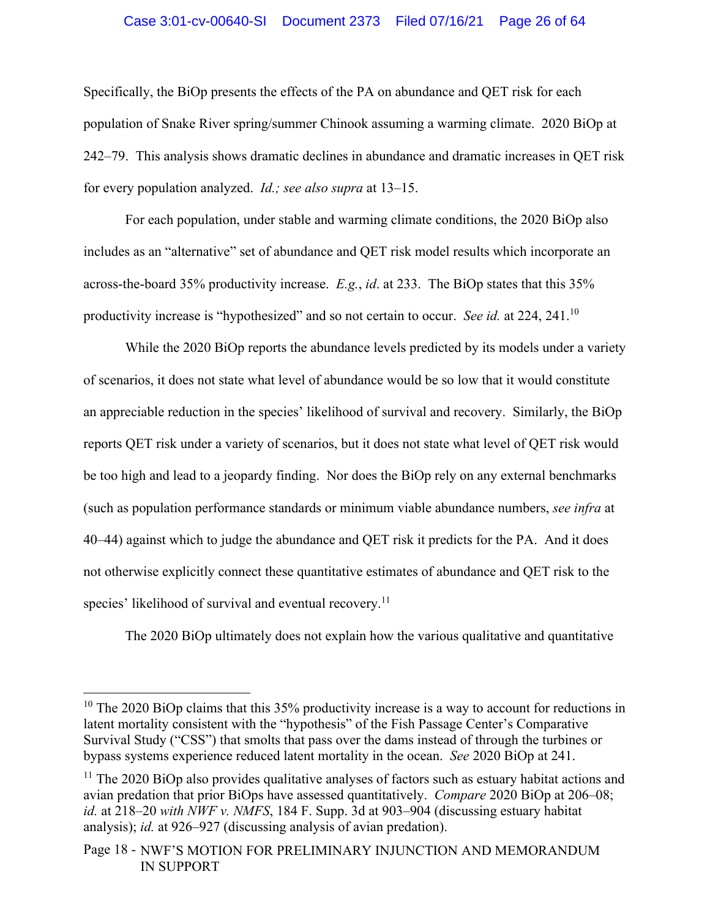Specifically, the BiOp presents the effects of the PA on abundance and QET risk for each population of Snake River spring/summer Chinook assuming a warming climate. 2020 BiOp at 242–79. This analysis shows dramatic declines in abundance and dramatic increases in QET risk for every population analyzed. *Id.; see also supra* at 13–15.

For each population, under stable and warming climate conditions, the 2020 BiOp also includes as an "alternative" set of abundance and QET risk model results which incorporate an across-the-board 35% productivity increase. *E.g.*, *id*. at 233. The BiOp states that this 35% productivity increase is "hypothesized" and so not certain to occur. *See id.* at 224, 241.[10]

While the 2020 BiOp reports the abundance levels predicted by its models under a variety of scenarios, it does not state what level of abundance would be so low that it would constitute an appreciable reduction in the species' likelihood of survival and recovery. Similarly, the BiOp reports QET risk under a variety of scenarios, but it does not state what level of QET risk would be too high and lead to a jeopardy finding. Nor does the BiOp rely on any external benchmarks (such as population performance standards or minimum viable abundance numbers, *see infra* at 40–44) against which to judge the abundance and QET risk it predicts for the PA. And it does not otherwise explicitly connect these quantitative estimates of abundance and QET risk to the species' likelihood of survival and eventual recovery.[11]

The 2020 BiOp ultimately does not explain how the various qualitative and quantitative

---

[10] The 2020 BiOp claims that this 35% productivity increase is a way to account for reductions in latent mortality consistent with the "hypothesis" of the Fish Passage Center's Comparative Survival Study ("CSS") that smolts that pass over the dams instead of through the turbines or bypass systems experience reduced latent mortality in the ocean. *See* 2020 BiOp at 241.

[11] The 2020 BiOp also provides qualitative analyses of factors such as estuary habitat actions and avian predation that prior BiOps have assessed quantitatively. *Compare* 2020 BiOp at 206–08; *id.* at 218–20 *with NWF v. NMFS*, 184 F. Supp. 3d at 903–904 (discussing estuary habitat analysis); *id.* at 926–927 (discussing analysis of avian predation).

Page 18 - NWF'S MOTION FOR PRELIMINARY INJUNCTION AND MEMORANDUM IN SUPPORT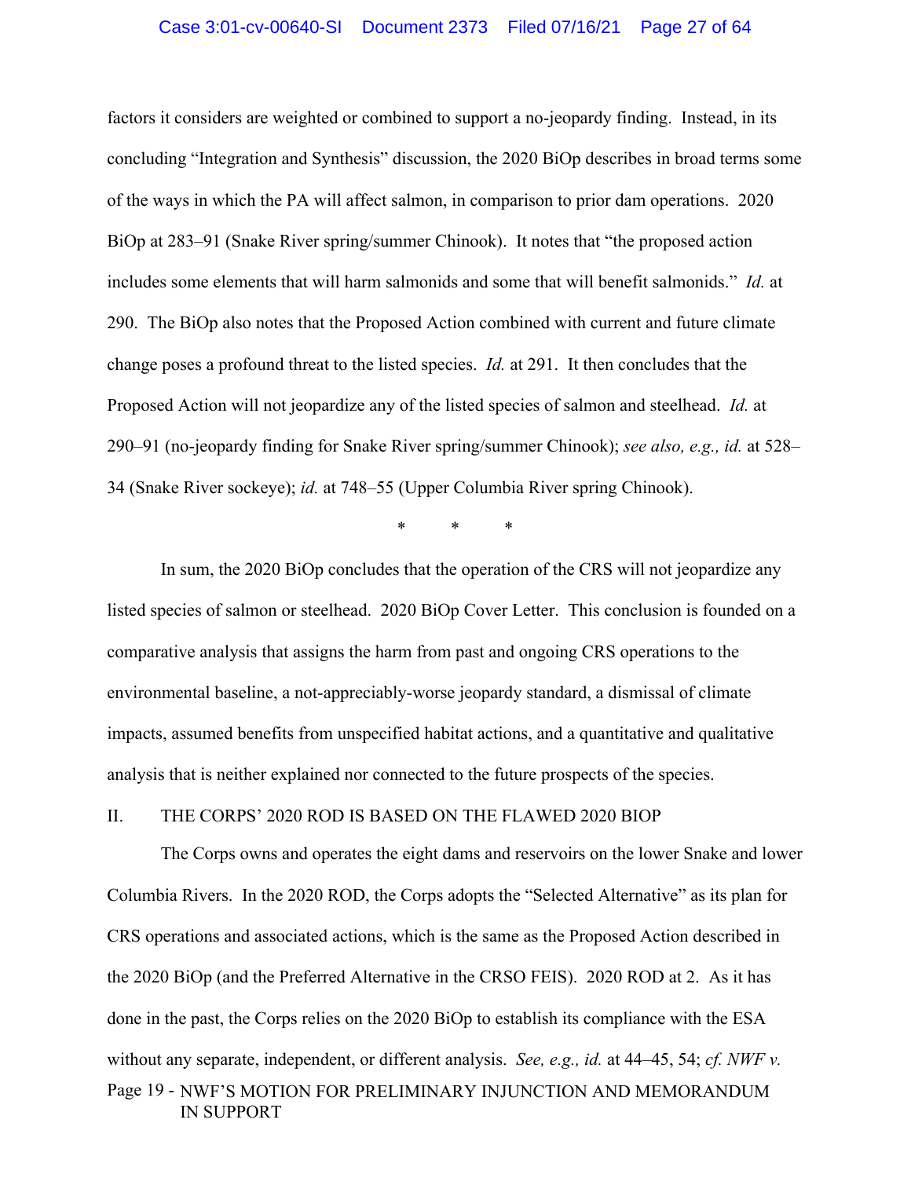factors it considers are weighted or combined to support a no-jeopardy finding. Instead, in its concluding "Integration and Synthesis" discussion, the 2020 BiOp describes in broad terms some of the ways in which the PA will affect salmon, in comparison to prior dam operations. 2020 BiOp at 283–91 (Snake River spring/summer Chinook). It notes that "the proposed action includes some elements that will harm salmonids and some that will benefit salmonids." *Id.* at 290. The BiOp also notes that the Proposed Action combined with current and future climate change poses a profound threat to the listed species. *Id.* at 291. It then concludes that the Proposed Action will not jeopardize any of the listed species of salmon and steelhead. *Id.* at 290–91 (no-jeopardy finding for Snake River spring/summer Chinook); *see also, e.g., id.* at 528–34 (Snake River sockeye); *id.* at 748–55 (Upper Columbia River spring Chinook).

\* \* \*

In sum, the 2020 BiOp concludes that the operation of the CRS will not jeopardize any listed species of salmon or steelhead. 2020 BiOp Cover Letter. This conclusion is founded on a comparative analysis that assigns the harm from past and ongoing CRS operations to the environmental baseline, a not-appreciably-worse jeopardy standard, a dismissal of climate impacts, assumed benefits from unspecified habitat actions, and a quantitative and qualitative analysis that is neither explained nor connected to the future prospects of the species.

## II. THE CORPS' 2020 ROD IS BASED ON THE FLAWED 2020 BIOP

The Corps owns and operates the eight dams and reservoirs on the lower Snake and lower Columbia Rivers. In the 2020 ROD, the Corps adopts the "Selected Alternative" as its plan for CRS operations and associated actions, which is the same as the Proposed Action described in the 2020 BiOp (and the Preferred Alternative in the CRSO FEIS). 2020 ROD at 2. As it has done in the past, the Corps relies on the 2020 BiOp to establish its compliance with the ESA without any separate, independent, or different analysis. *See, e.g., id.* at 44–45, 54; *cf. NWF v.*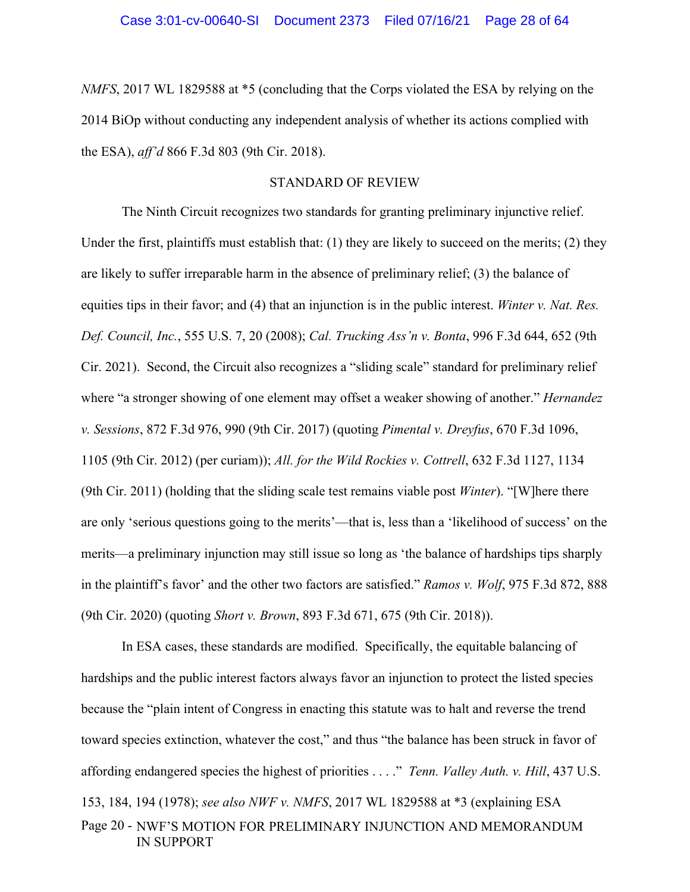*NMFS*, 2017 WL 1829588 at *5 (concluding that the Corps violated the ESA by relying on the 2014 BiOp without conducting any independent analysis of whether its actions complied with the ESA), *aff'd* 866 F.3d 803 (9th Cir. 2018).

## STANDARD OF REVIEW

The Ninth Circuit recognizes two standards for granting preliminary injunctive relief. Under the first, plaintiffs must establish that: (1) they are likely to succeed on the merits; (2) they are likely to suffer irreparable harm in the absence of preliminary relief; (3) the balance of equities tips in their favor; and (4) that an injunction is in the public interest. *Winter v. Nat. Res. Def. Council, Inc.*, 555 U.S. 7, 20 (2008); *Cal. Trucking Ass'n v. Bonta*, 996 F.3d 644, 652 (9th Cir. 2021). Second, the Circuit also recognizes a "sliding scale" standard for preliminary relief where "a stronger showing of one element may offset a weaker showing of another." *Hernandez v. Sessions*, 872 F.3d 976, 990 (9th Cir. 2017) (quoting *Pimental v. Dreyfus*, 670 F.3d 1096, 1105 (9th Cir. 2012) (per curiam)); *All. for the Wild Rockies v. Cottrell*, 632 F.3d 1127, 1134 (9th Cir. 2011) (holding that the sliding scale test remains viable post *Winter*). "[W]here there are only 'serious questions going to the merits'—that is, less than a 'likelihood of success' on the merits—a preliminary injunction may still issue so long as 'the balance of hardships tips sharply in the plaintiff's favor' and the other two factors are satisfied." *Ramos v. Wolf*, 975 F.3d 872, 888 (9th Cir. 2020) (quoting *Short v. Brown*, 893 F.3d 671, 675 (9th Cir. 2018)).

In ESA cases, these standards are modified. Specifically, the equitable balancing of hardships and the public interest factors always favor an injunction to protect the listed species because the "plain intent of Congress in enacting this statute was to halt and reverse the trend toward species extinction, whatever the cost," and thus "the balance has been struck in favor of affording endangered species the highest of priorities . . . ." *Tenn. Valley Auth. v. Hill*, 437 U.S. 153, 184, 194 (1978); *see also NWF v. NMFS*, 2017 WL 1829588 at *3 (explaining ESA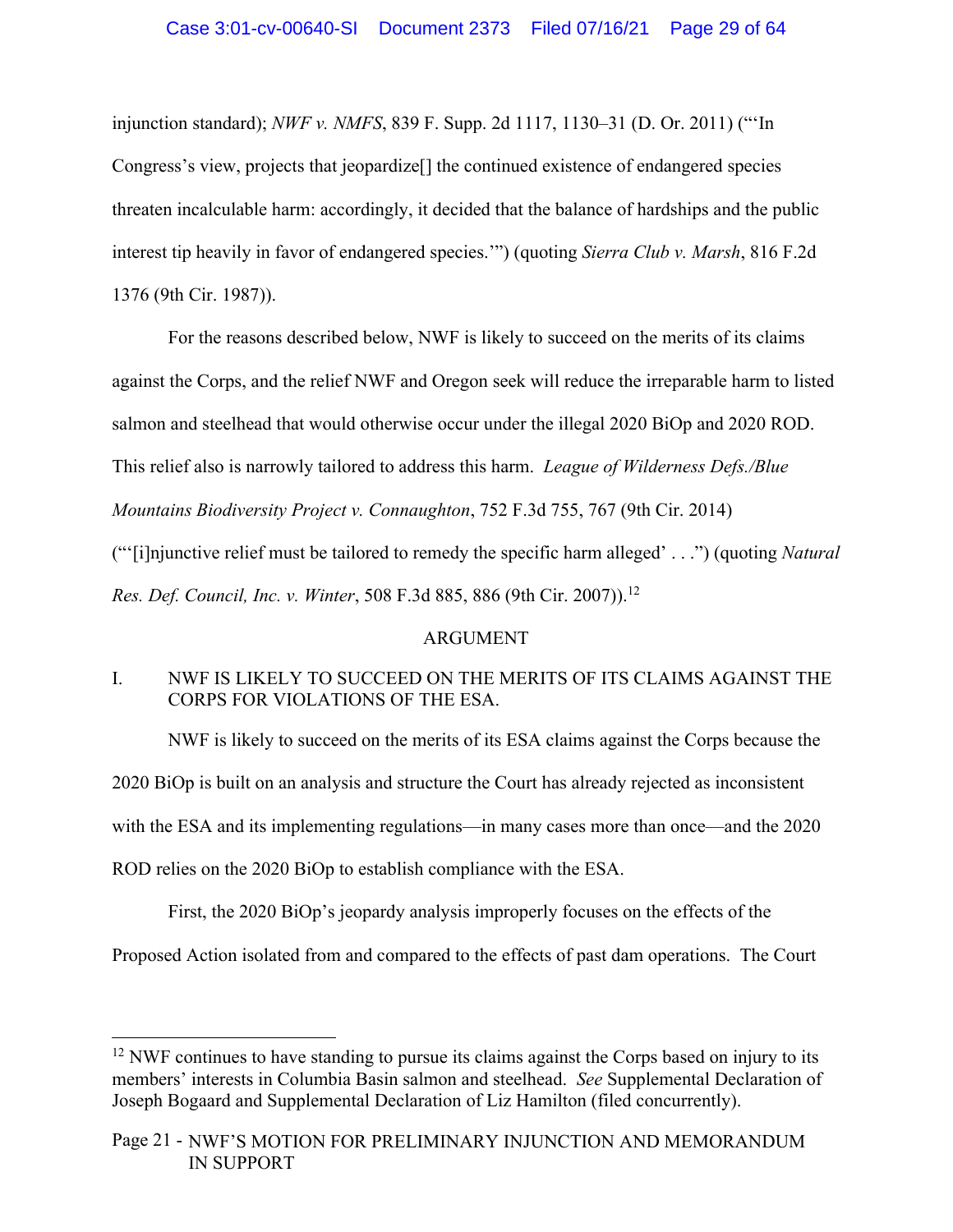injunction standard); *NWF v. NMFS*, 839 F. Supp. 2d 1117, 1130–31 (D. Or. 2011) ("'In Congress's view, projects that jeopardize[] the continued existence of endangered species threaten incalculable harm: accordingly, it decided that the balance of hardships and the public interest tip heavily in favor of endangered species.'") (quoting *Sierra Club v. Marsh*, 816 F.2d 1376 (9th Cir. 1987)).

For the reasons described below, NWF is likely to succeed on the merits of its claims against the Corps, and the relief NWF and Oregon seek will reduce the irreparable harm to listed salmon and steelhead that would otherwise occur under the illegal 2020 BiOp and 2020 ROD. This relief also is narrowly tailored to address this harm. *League of Wilderness Defs./Blue Mountains Biodiversity Project v. Connaughton*, 752 F.3d 755, 767 (9th Cir. 2014) ("'[i]njunctive relief must be tailored to remedy the specific harm alleged' . . .") (quoting *Natural Res. Def. Council, Inc. v. Winter*, 508 F.3d 885, 886 (9th Cir. 2007)).[12]

## ARGUMENT

### I. NWF IS LIKELY TO SUCCEED ON THE MERITS OF ITS CLAIMS AGAINST THE CORPS FOR VIOLATIONS OF THE ESA.

NWF is likely to succeed on the merits of its ESA claims against the Corps because the 2020 BiOp is built on an analysis and structure the Court has already rejected as inconsistent with the ESA and its implementing regulations—in many cases more than once—and the 2020 ROD relies on the 2020 BiOp to establish compliance with the ESA.

First, the 2020 BiOp's jeopardy analysis improperly focuses on the effects of the Proposed Action isolated from and compared to the effects of past dam operations. The Court

[12] NWF continues to have standing to pursue its claims against the Corps based on injury to its members' interests in Columbia Basin salmon and steelhead. *See* Supplemental Declaration of Joseph Bogaard and Supplemental Declaration of Liz Hamilton (filed concurrently).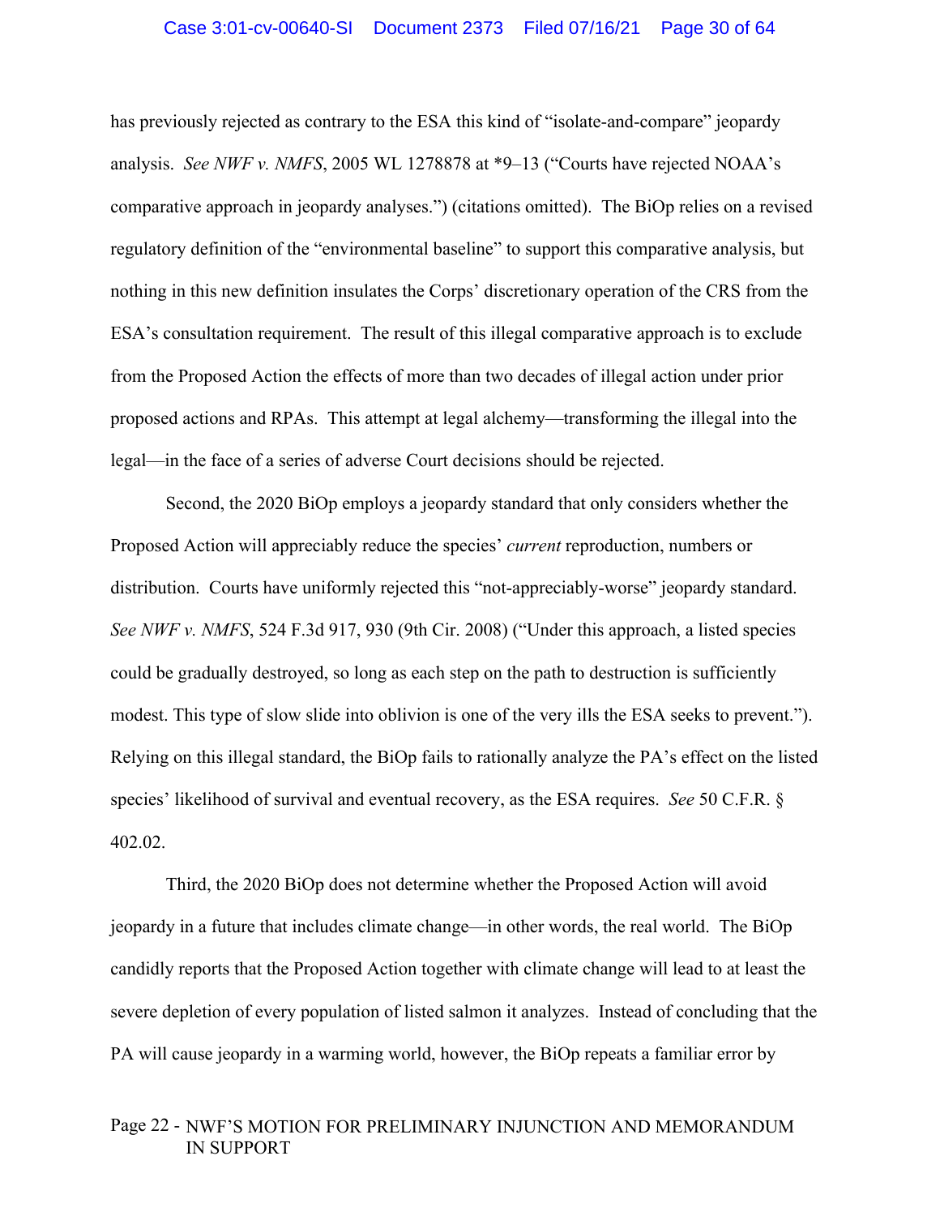has previously rejected as contrary to the ESA this kind of "isolate-and-compare" jeopardy analysis. *See NWF v. NMFS*, 2005 WL 1278878 at *9–13 ("Courts have rejected NOAA's comparative approach in jeopardy analyses.") (citations omitted). The BiOp relies on a revised regulatory definition of the "environmental baseline" to support this comparative analysis, but nothing in this new definition insulates the Corps' discretionary operation of the CRS from the ESA's consultation requirement. The result of this illegal comparative approach is to exclude from the Proposed Action the effects of more than two decades of illegal action under prior proposed actions and RPAs. This attempt at legal alchemy—transforming the illegal into the legal—in the face of a series of adverse Court decisions should be rejected.

Second, the 2020 BiOp employs a jeopardy standard that only considers whether the Proposed Action will appreciably reduce the species' *current* reproduction, numbers or distribution. Courts have uniformly rejected this "not-appreciably-worse" jeopardy standard. *See NWF v. NMFS*, 524 F.3d 917, 930 (9th Cir. 2008) ("Under this approach, a listed species could be gradually destroyed, so long as each step on the path to destruction is sufficiently modest. This type of slow slide into oblivion is one of the very ills the ESA seeks to prevent."). Relying on this illegal standard, the BiOp fails to rationally analyze the PA's effect on the listed species' likelihood of survival and eventual recovery, as the ESA requires. *See* 50 C.F.R. § 402.02.

Third, the 2020 BiOp does not determine whether the Proposed Action will avoid jeopardy in a future that includes climate change—in other words, the real world. The BiOp candidly reports that the Proposed Action together with climate change will lead to at least the severe depletion of every population of listed salmon it analyzes. Instead of concluding that the PA will cause jeopardy in a warming world, however, the BiOp repeats a familiar error by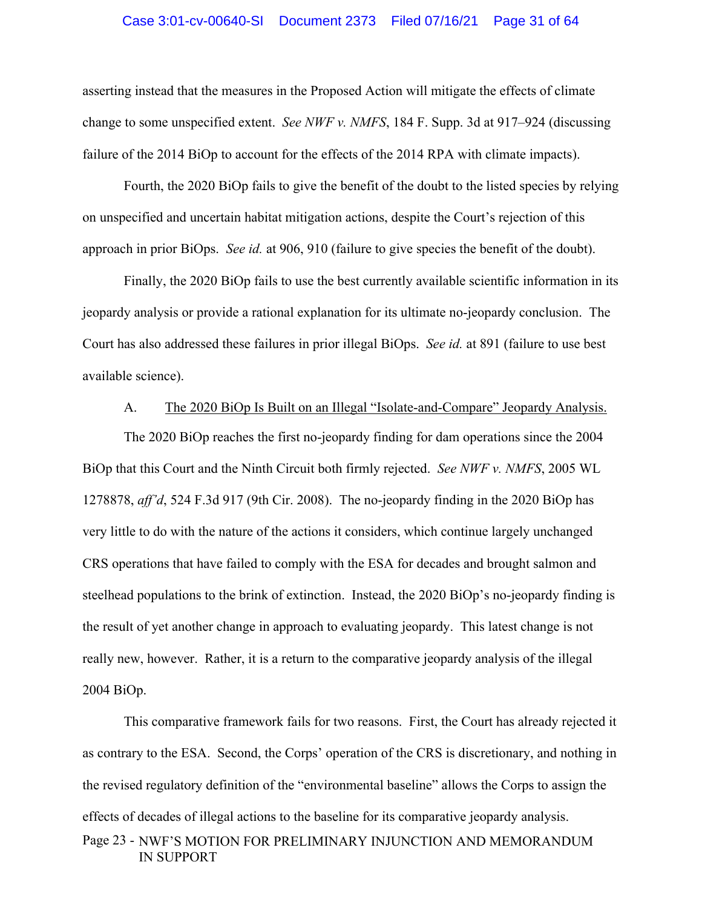asserting instead that the measures in the Proposed Action will mitigate the effects of climate change to some unspecified extent. *See NWF v. NMFS*, 184 F. Supp. 3d at 917–924 (discussing failure of the 2014 BiOp to account for the effects of the 2014 RPA with climate impacts).

Fourth, the 2020 BiOp fails to give the benefit of the doubt to the listed species by relying on unspecified and uncertain habitat mitigation actions, despite the Court's rejection of this approach in prior BiOps. *See id.* at 906, 910 (failure to give species the benefit of the doubt).

Finally, the 2020 BiOp fails to use the best currently available scientific information in its jeopardy analysis or provide a rational explanation for its ultimate no-jeopardy conclusion. The Court has also addressed these failures in prior illegal BiOps. *See id.* at 891 (failure to use best available science).

A. <u>The 2020 BiOp Is Built on an Illegal "Isolate-and-Compare" Jeopardy Analysis.</u>

The 2020 BiOp reaches the first no-jeopardy finding for dam operations since the 2004 BiOp that this Court and the Ninth Circuit both firmly rejected. *See NWF v. NMFS*, 2005 WL 1278878, *aff'd*, 524 F.3d 917 (9th Cir. 2008). The no-jeopardy finding in the 2020 BiOp has very little to do with the nature of the actions it considers, which continue largely unchanged CRS operations that have failed to comply with the ESA for decades and brought salmon and steelhead populations to the brink of extinction. Instead, the 2020 BiOp's no-jeopardy finding is the result of yet another change in approach to evaluating jeopardy. This latest change is not really new, however. Rather, it is a return to the comparative jeopardy analysis of the illegal 2004 BiOp.

This comparative framework fails for two reasons. First, the Court has already rejected it as contrary to the ESA. Second, the Corps' operation of the CRS is discretionary, and nothing in the revised regulatory definition of the "environmental baseline" allows the Corps to assign the effects of decades of illegal actions to the baseline for its comparative jeopardy analysis.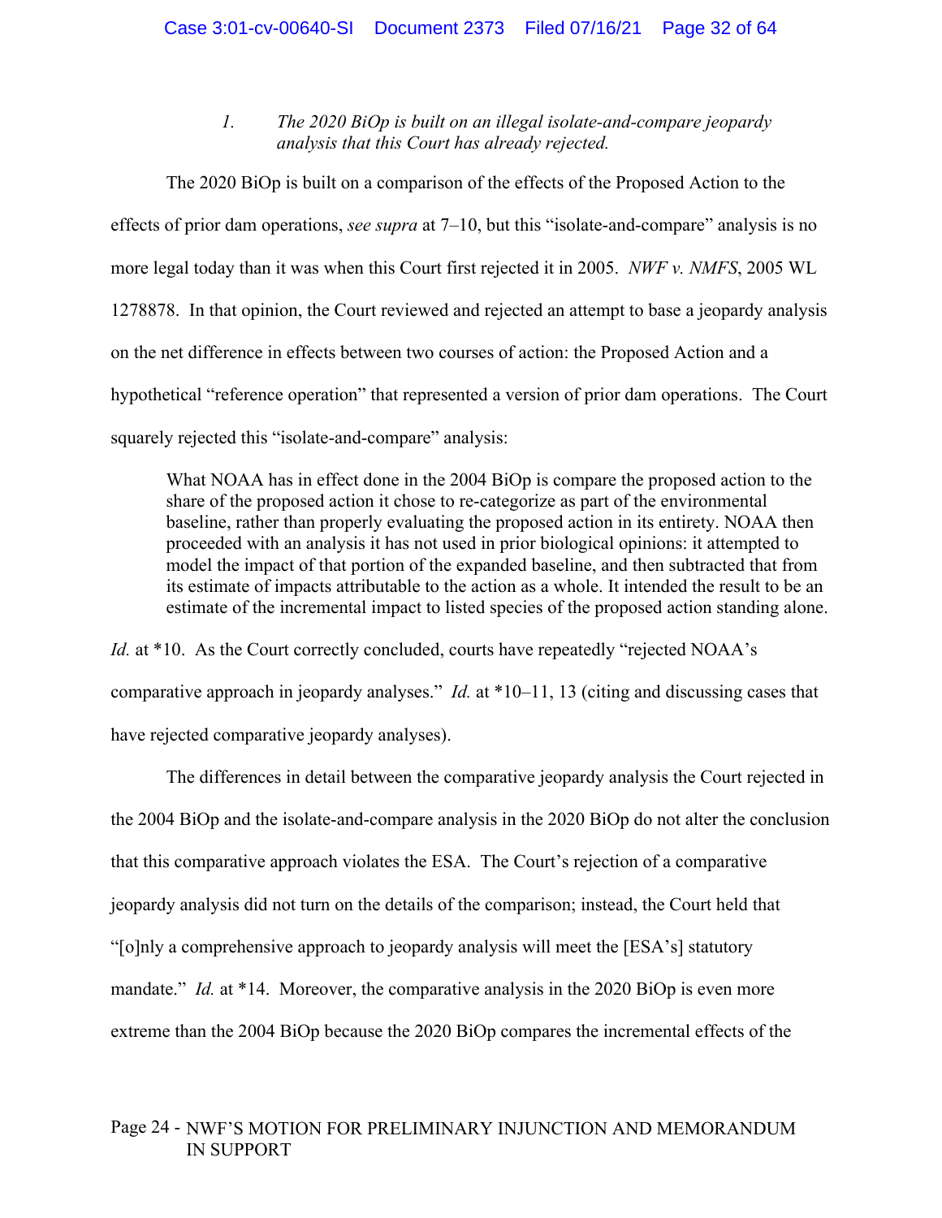*1. The 2020 BiOp is built on an illegal isolate-and-compare jeopardy analysis that this Court has already rejected.*

The 2020 BiOp is built on a comparison of the effects of the Proposed Action to the effects of prior dam operations, *see supra* at 7–10, but this "isolate-and-compare" analysis is no more legal today than it was when this Court first rejected it in 2005. *NWF v. NMFS*, 2005 WL 1278878. In that opinion, the Court reviewed and rejected an attempt to base a jeopardy analysis on the net difference in effects between two courses of action: the Proposed Action and a hypothetical "reference operation" that represented a version of prior dam operations. The Court squarely rejected this "isolate-and-compare" analysis:

> What NOAA has in effect done in the 2004 BiOp is compare the proposed action to the share of the proposed action it chose to re-categorize as part of the environmental baseline, rather than properly evaluating the proposed action in its entirety. NOAA then proceeded with an analysis it has not used in prior biological opinions: it attempted to model the impact of that portion of the expanded baseline, and then subtracted that from its estimate of impacts attributable to the action as a whole. It intended the result to be an estimate of the incremental impact to listed species of the proposed action standing alone.

*Id.* at *10. As the Court correctly concluded, courts have repeatedly "rejected NOAA's comparative approach in jeopardy analyses." *Id.* at *10–11, 13 (citing and discussing cases that have rejected comparative jeopardy analyses).

The differences in detail between the comparative jeopardy analysis the Court rejected in the 2004 BiOp and the isolate-and-compare analysis in the 2020 BiOp do not alter the conclusion that this comparative approach violates the ESA. The Court's rejection of a comparative jeopardy analysis did not turn on the details of the comparison; instead, the Court held that "[o]nly a comprehensive approach to jeopardy analysis will meet the [ESA's] statutory mandate." *Id.* at *14. Moreover, the comparative analysis in the 2020 BiOp is even more extreme than the 2004 BiOp because the 2020 BiOp compares the incremental effects of the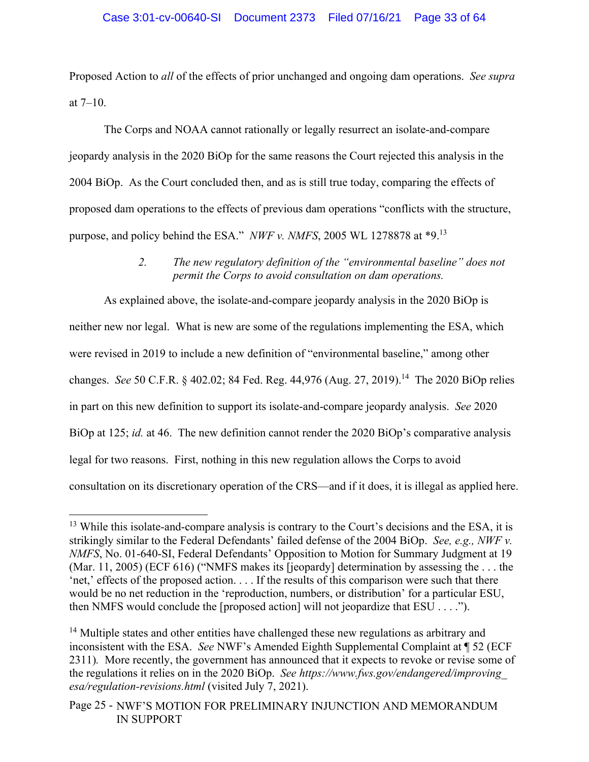Proposed Action to *all* of the effects of prior unchanged and ongoing dam operations. *See supra* at 7–10.

The Corps and NOAA cannot rationally or legally resurrect an isolate-and-compare jeopardy analysis in the 2020 BiOp for the same reasons the Court rejected this analysis in the 2004 BiOp. As the Court concluded then, and as is still true today, comparing the effects of proposed dam operations to the effects of previous dam operations "conflicts with the structure, purpose, and policy behind the ESA." *NWF v. NMFS*, 2005 WL 1278878 at *9.[13]

*2. The new regulatory definition of the "environmental baseline" does not permit the Corps to avoid consultation on dam operations.*

As explained above, the isolate-and-compare jeopardy analysis in the 2020 BiOp is neither new nor legal. What is new are some of the regulations implementing the ESA, which were revised in 2019 to include a new definition of "environmental baseline," among other changes. *See* 50 C.F.R. § 402.02; 84 Fed. Reg. 44,976 (Aug. 27, 2019).[14] The 2020 BiOp relies in part on this new definition to support its isolate-and-compare jeopardy analysis. *See* 2020 BiOp at 125; *id.* at 46. The new definition cannot render the 2020 BiOp's comparative analysis legal for two reasons. First, nothing in this new regulation allows the Corps to avoid consultation on its discretionary operation of the CRS—and if it does, it is illegal as applied here.

---

[13] While this isolate-and-compare analysis is contrary to the Court's decisions and the ESA, it is strikingly similar to the Federal Defendants' failed defense of the 2004 BiOp. *See, e.g., NWF v. NMFS*, No. 01-640-SI, Federal Defendants' Opposition to Motion for Summary Judgment at 19 (Mar. 11, 2005) (ECF 616) ("NMFS makes its [jeopardy] determination by assessing the . . . the 'net,' effects of the proposed action. . . . If the results of this comparison were such that there would be no net reduction in the 'reproduction, numbers, or distribution' for a particular ESU, then NMFS would conclude the [proposed action] will not jeopardize that ESU . . . .").

[14] Multiple states and other entities have challenged these new regulations as arbitrary and inconsistent with the ESA. *See* NWF's Amended Eighth Supplemental Complaint at ¶ 52 (ECF 2311). More recently, the government has announced that it expects to revoke or revise some of the regulations it relies on in the 2020 BiOp. *See https://www.fws.gov/endangered/improving_esa/regulation-revisions.html* (visited July 7, 2021).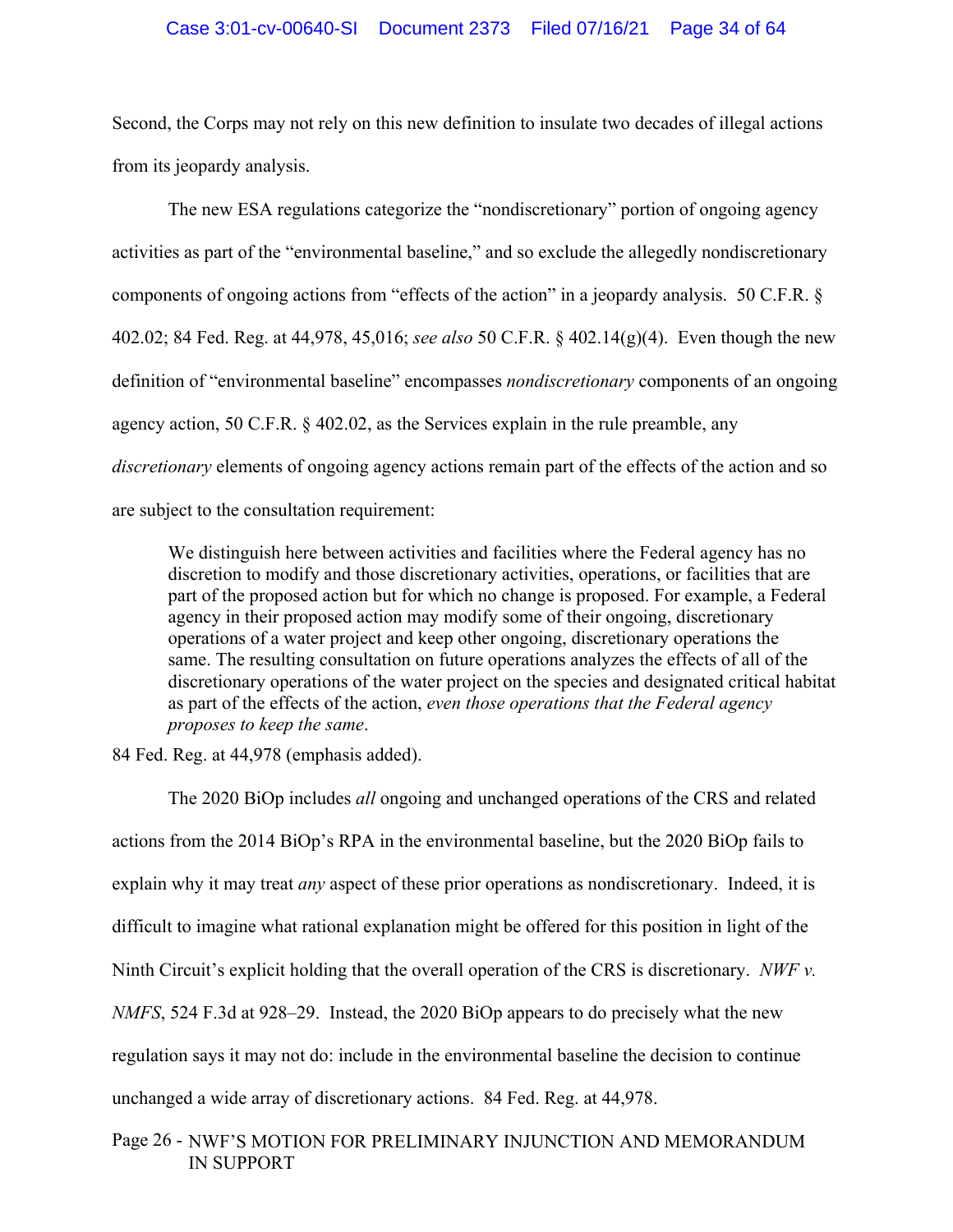Second, the Corps may not rely on this new definition to insulate two decades of illegal actions from its jeopardy analysis.

The new ESA regulations categorize the "nondiscretionary" portion of ongoing agency activities as part of the "environmental baseline," and so exclude the allegedly nondiscretionary components of ongoing actions from "effects of the action" in a jeopardy analysis. 50 C.F.R. § 402.02; 84 Fed. Reg. at 44,978, 45,016; *see also* 50 C.F.R. § 402.14(g)(4). Even though the new definition of "environmental baseline" encompasses *nondiscretionary* components of an ongoing agency action, 50 C.F.R. § 402.02, as the Services explain in the rule preamble, any *discretionary* elements of ongoing agency actions remain part of the effects of the action and so are subject to the consultation requirement:

> We distinguish here between activities and facilities where the Federal agency has no discretion to modify and those discretionary activities, operations, or facilities that are part of the proposed action but for which no change is proposed. For example, a Federal agency in their proposed action may modify some of their ongoing, discretionary operations of a water project and keep other ongoing, discretionary operations the same. The resulting consultation on future operations analyzes the effects of all of the discretionary operations of the water project on the species and designated critical habitat as part of the effects of the action, *even those operations that the Federal agency proposes to keep the same*.

84 Fed. Reg. at 44,978 (emphasis added).

The 2020 BiOp includes *all* ongoing and unchanged operations of the CRS and related actions from the 2014 BiOp's RPA in the environmental baseline, but the 2020 BiOp fails to explain why it may treat *any* aspect of these prior operations as nondiscretionary. Indeed, it is difficult to imagine what rational explanation might be offered for this position in light of the Ninth Circuit's explicit holding that the overall operation of the CRS is discretionary. *NWF v. NMFS*, 524 F.3d at 928–29. Instead, the 2020 BiOp appears to do precisely what the new regulation says it may not do: include in the environmental baseline the decision to continue unchanged a wide array of discretionary actions. 84 Fed. Reg. at 44,978.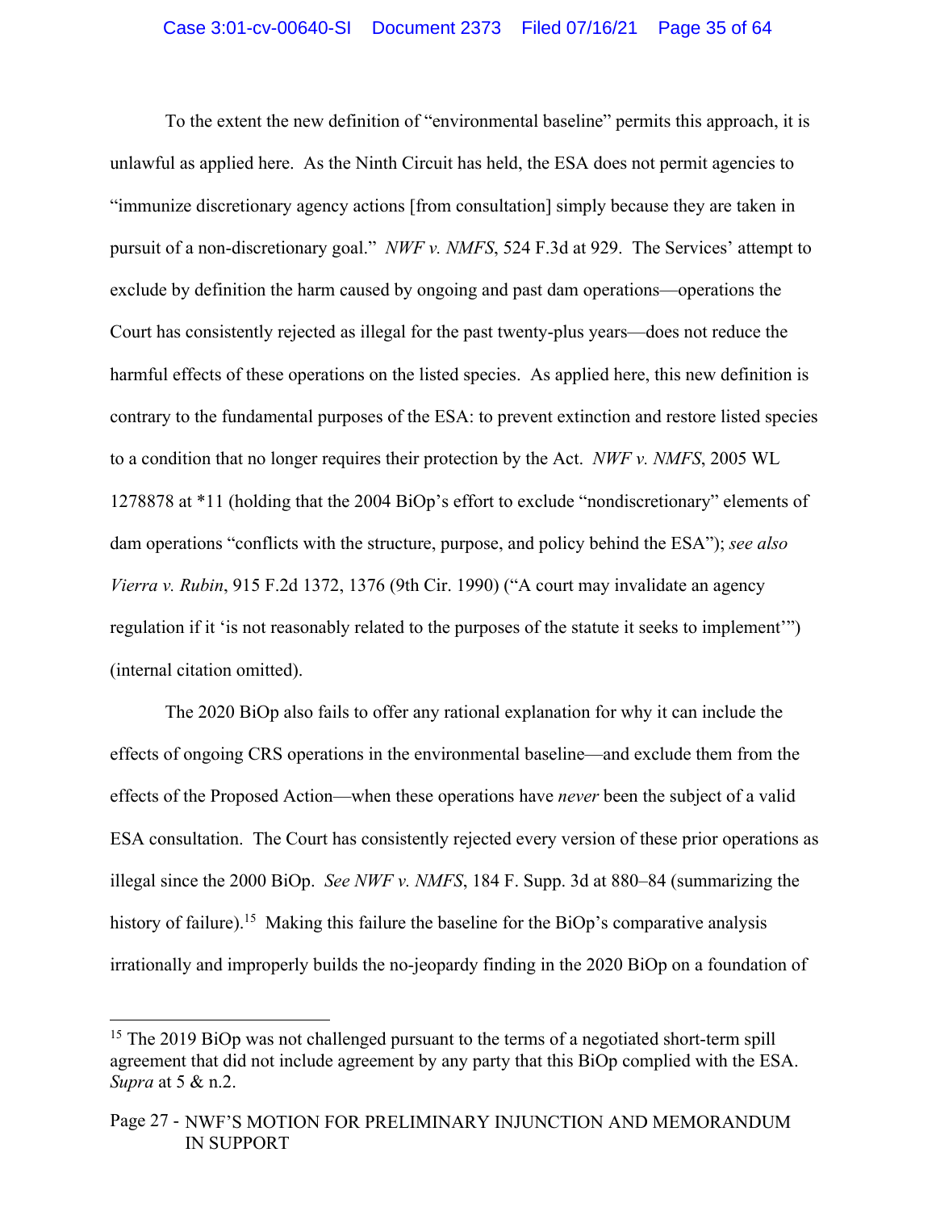To the extent the new definition of "environmental baseline" permits this approach, it is unlawful as applied here. As the Ninth Circuit has held, the ESA does not permit agencies to "immunize discretionary agency actions [from consultation] simply because they are taken in pursuit of a non-discretionary goal." *NWF v. NMFS*, 524 F.3d at 929. The Services' attempt to exclude by definition the harm caused by ongoing and past dam operations—operations the Court has consistently rejected as illegal for the past twenty-plus years—does not reduce the harmful effects of these operations on the listed species. As applied here, this new definition is contrary to the fundamental purposes of the ESA: to prevent extinction and restore listed species to a condition that no longer requires their protection by the Act. *NWF v. NMFS*, 2005 WL 1278878 at *11 (holding that the 2004 BiOp's effort to exclude "nondiscretionary" elements of dam operations "conflicts with the structure, purpose, and policy behind the ESA"); *see also Vierra v. Rubin*, 915 F.2d 1372, 1376 (9th Cir. 1990) ("A court may invalidate an agency regulation if it 'is not reasonably related to the purposes of the statute it seeks to implement'") (internal citation omitted).

The 2020 BiOp also fails to offer any rational explanation for why it can include the effects of ongoing CRS operations in the environmental baseline—and exclude them from the effects of the Proposed Action—when these operations have *never* been the subject of a valid ESA consultation. The Court has consistently rejected every version of these prior operations as illegal since the 2000 BiOp. *See NWF v. NMFS*, 184 F. Supp. 3d at 880–84 (summarizing the history of failure).[15] Making this failure the baseline for the BiOp's comparative analysis irrationally and improperly builds the no-jeopardy finding in the 2020 BiOp on a foundation of

[15] The 2019 BiOp was not challenged pursuant to the terms of a negotiated short-term spill agreement that did not include agreement by any party that this BiOp complied with the ESA. *Supra* at 5 & n.2.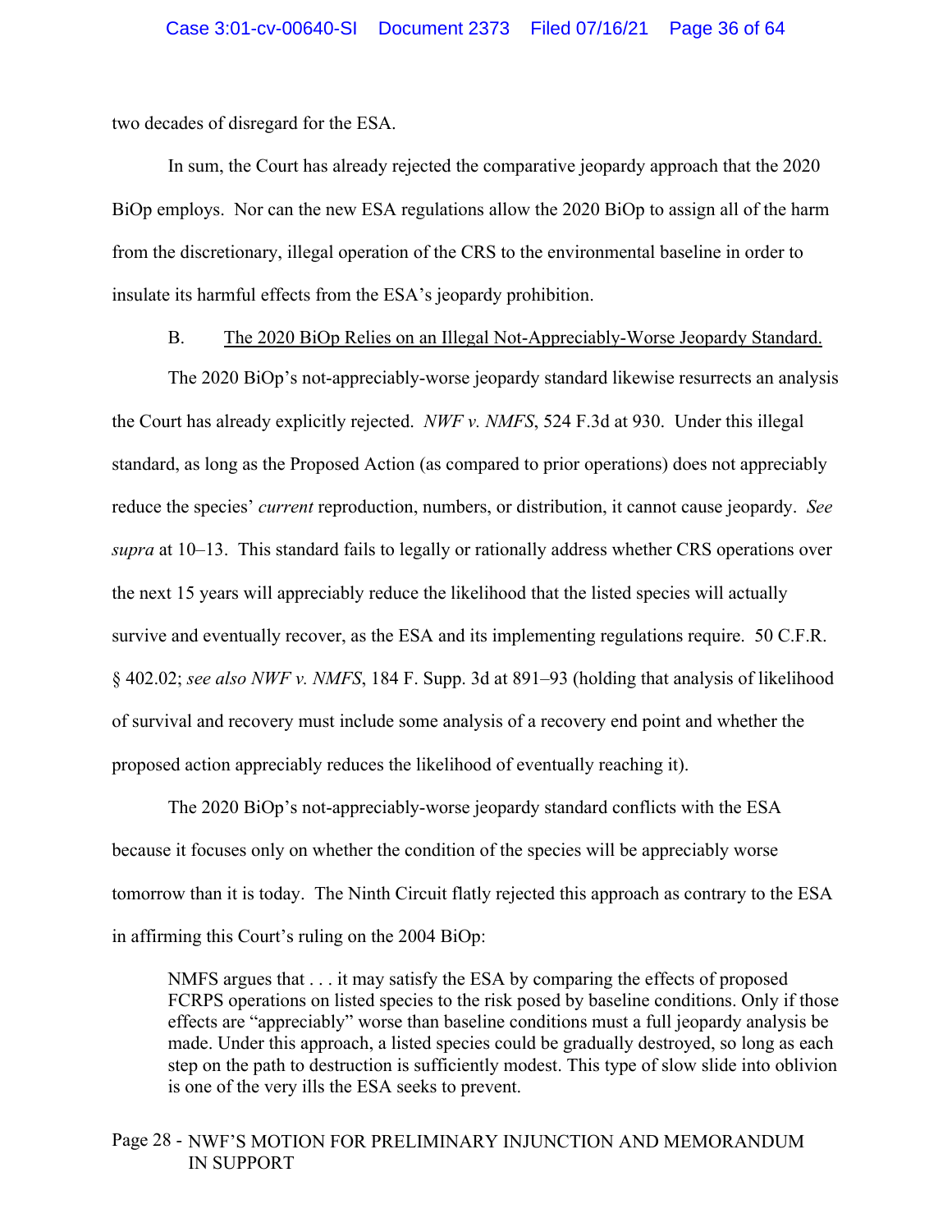two decades of disregard for the ESA.

In sum, the Court has already rejected the comparative jeopardy approach that the 2020 BiOp employs. Nor can the new ESA regulations allow the 2020 BiOp to assign all of the harm from the discretionary, illegal operation of the CRS to the environmental baseline in order to insulate its harmful effects from the ESA's jeopardy prohibition.

B. The 2020 BiOp Relies on an Illegal Not-Appreciably-Worse Jeopardy Standard.

The 2020 BiOp's not-appreciably-worse jeopardy standard likewise resurrects an analysis the Court has already explicitly rejected. *NWF v. NMFS*, 524 F.3d at 930. Under this illegal standard, as long as the Proposed Action (as compared to prior operations) does not appreciably reduce the species' *current* reproduction, numbers, or distribution, it cannot cause jeopardy. *See supra* at 10–13. This standard fails to legally or rationally address whether CRS operations over the next 15 years will appreciably reduce the likelihood that the listed species will actually survive and eventually recover, as the ESA and its implementing regulations require. 50 C.F.R. § 402.02; *see also NWF v. NMFS*, 184 F. Supp. 3d at 891–93 (holding that analysis of likelihood of survival and recovery must include some analysis of a recovery end point and whether the proposed action appreciably reduces the likelihood of eventually reaching it).

The 2020 BiOp's not-appreciably-worse jeopardy standard conflicts with the ESA because it focuses only on whether the condition of the species will be appreciably worse tomorrow than it is today. The Ninth Circuit flatly rejected this approach as contrary to the ESA in affirming this Court's ruling on the 2004 BiOp:

> NMFS argues that . . . it may satisfy the ESA by comparing the effects of proposed FCRPS operations on listed species to the risk posed by baseline conditions. Only if those effects are "appreciably" worse than baseline conditions must a full jeopardy analysis be made. Under this approach, a listed species could be gradually destroyed, so long as each step on the path to destruction is sufficiently modest. This type of slow slide into oblivion is one of the very ills the ESA seeks to prevent.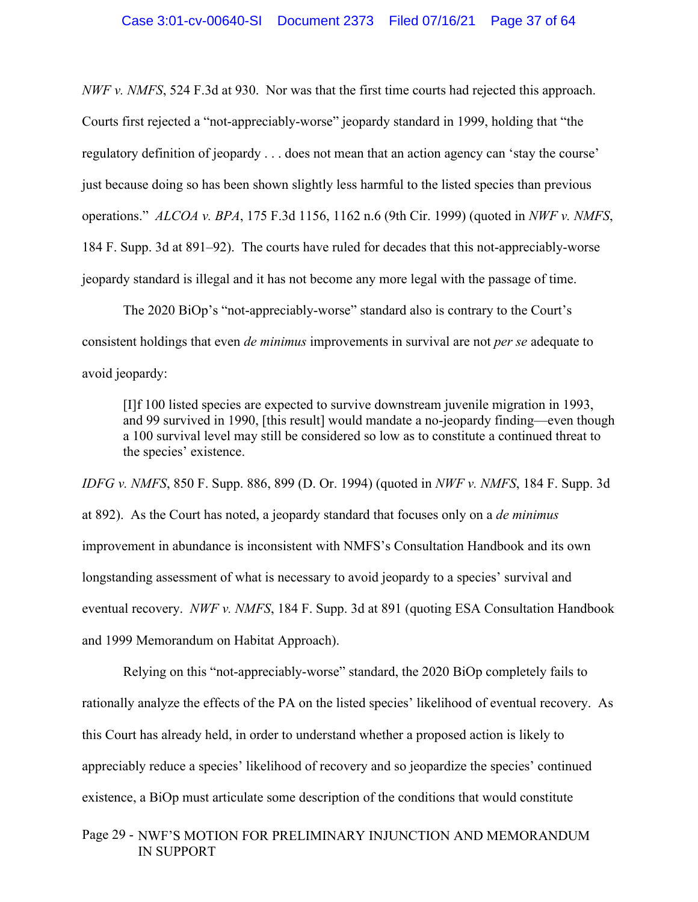*NWF v. NMFS*, 524 F.3d at 930. Nor was that the first time courts had rejected this approach. Courts first rejected a "not-appreciably-worse" jeopardy standard in 1999, holding that "the regulatory definition of jeopardy . . . does not mean that an action agency can 'stay the course' just because doing so has been shown slightly less harmful to the listed species than previous operations." *ALCOA v. BPA*, 175 F.3d 1156, 1162 n.6 (9th Cir. 1999) (quoted in *NWF v. NMFS*, 184 F. Supp. 3d at 891–92). The courts have ruled for decades that this not-appreciably-worse jeopardy standard is illegal and it has not become any more legal with the passage of time.

The 2020 BiOp's "not-appreciably-worse" standard also is contrary to the Court's consistent holdings that even *de minimus* improvements in survival are not *per se* adequate to avoid jeopardy:

> [I]f 100 listed species are expected to survive downstream juvenile migration in 1993, and 99 survived in 1990, [this result] would mandate a no-jeopardy finding—even though a 100 survival level may still be considered so low as to constitute a continued threat to the species' existence.

*IDFG v. NMFS*, 850 F. Supp. 886, 899 (D. Or. 1994) (quoted in *NWF v. NMFS*, 184 F. Supp. 3d at 892). As the Court has noted, a jeopardy standard that focuses only on a *de minimus* improvement in abundance is inconsistent with NMFS's Consultation Handbook and its own longstanding assessment of what is necessary to avoid jeopardy to a species' survival and eventual recovery. *NWF v. NMFS*, 184 F. Supp. 3d at 891 (quoting ESA Consultation Handbook and 1999 Memorandum on Habitat Approach).

Relying on this "not-appreciably-worse" standard, the 2020 BiOp completely fails to rationally analyze the effects of the PA on the listed species' likelihood of eventual recovery. As this Court has already held, in order to understand whether a proposed action is likely to appreciably reduce a species' likelihood of recovery and so jeopardize the species' continued existence, a BiOp must articulate some description of the conditions that would constitute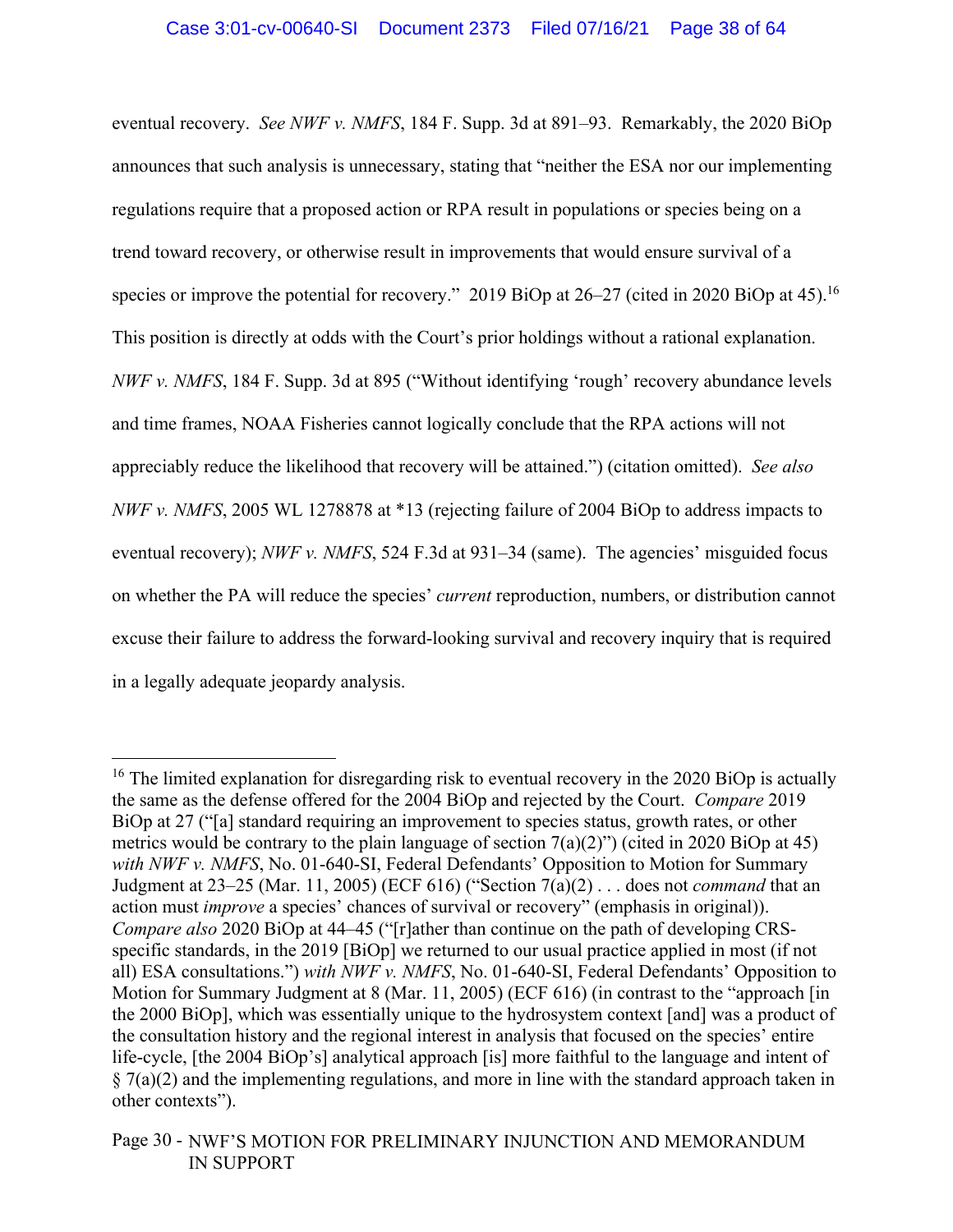eventual recovery. *See NWF v. NMFS*, 184 F. Supp. 3d at 891–93. Remarkably, the 2020 BiOp announces that such analysis is unnecessary, stating that "neither the ESA nor our implementing regulations require that a proposed action or RPA result in populations or species being on a trend toward recovery, or otherwise result in improvements that would ensure survival of a species or improve the potential for recovery." 2019 BiOp at 26–27 (cited in 2020 BiOp at 45).[16] This position is directly at odds with the Court's prior holdings without a rational explanation. *NWF v. NMFS*, 184 F. Supp. 3d at 895 ("Without identifying 'rough' recovery abundance levels and time frames, NOAA Fisheries cannot logically conclude that the RPA actions will not appreciably reduce the likelihood that recovery will be attained.") (citation omitted). *See also NWF v. NMFS*, 2005 WL 1278878 at *13 (rejecting failure of 2004 BiOp to address impacts to eventual recovery); *NWF v. NMFS*, 524 F.3d at 931–34 (same). The agencies' misguided focus on whether the PA will reduce the species' *current* reproduction, numbers, or distribution cannot excuse their failure to address the forward-looking survival and recovery inquiry that is required in a legally adequate jeopardy analysis.

---

[16] The limited explanation for disregarding risk to eventual recovery in the 2020 BiOp is actually the same as the defense offered for the 2004 BiOp and rejected by the Court. *Compare* 2019 BiOp at 27 ("[a] standard requiring an improvement to species status, growth rates, or other metrics would be contrary to the plain language of section 7(a)(2)") (cited in 2020 BiOp at 45) *with NWF v. NMFS*, No. 01-640-SI, Federal Defendants' Opposition to Motion for Summary Judgment at 23–25 (Mar. 11, 2005) (ECF 616) ("Section 7(a)(2) . . . does not *command* that an action must *improve* a species' chances of survival or recovery" (emphasis in original)). *Compare also* 2020 BiOp at 44–45 ("[r]ather than continue on the path of developing CRS-specific standards, in the 2019 [BiOp] we returned to our usual practice applied in most (if not all) ESA consultations.") *with NWF v. NMFS*, No. 01-640-SI, Federal Defendants' Opposition to Motion for Summary Judgment at 8 (Mar. 11, 2005) (ECF 616) (in contrast to the "approach [in the 2000 BiOp], which was essentially unique to the hydrosystem context [and] was a product of the consultation history and the regional interest in analysis that focused on the species' entire life-cycle, [the 2004 BiOp's] analytical approach [is] more faithful to the language and intent of § 7(a)(2) and the implementing regulations, and more in line with the standard approach taken in other contexts").

Page 30 - NWF'S MOTION FOR PRELIMINARY INJUNCTION AND MEMORANDUM IN SUPPORT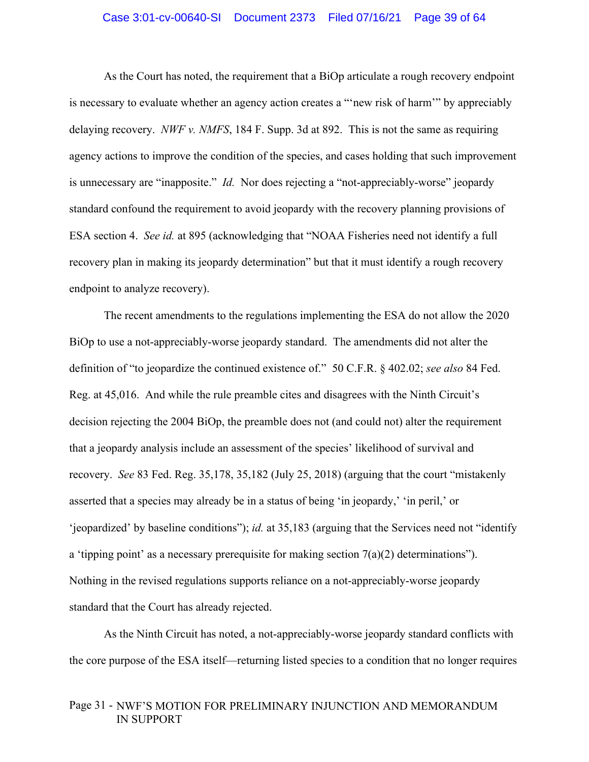As the Court has noted, the requirement that a BiOp articulate a rough recovery endpoint is necessary to evaluate whether an agency action creates a "'new risk of harm'" by appreciably delaying recovery. *NWF v. NMFS*, 184 F. Supp. 3d at 892. This is not the same as requiring agency actions to improve the condition of the species, and cases holding that such improvement is unnecessary are "inapposite." *Id.* Nor does rejecting a "not-appreciably-worse" jeopardy standard confound the requirement to avoid jeopardy with the recovery planning provisions of ESA section 4. *See id.* at 895 (acknowledging that "NOAA Fisheries need not identify a full recovery plan in making its jeopardy determination" but that it must identify a rough recovery endpoint to analyze recovery).

The recent amendments to the regulations implementing the ESA do not allow the 2020 BiOp to use a not-appreciably-worse jeopardy standard. The amendments did not alter the definition of "to jeopardize the continued existence of." 50 C.F.R. § 402.02; *see also* 84 Fed. Reg. at 45,016. And while the rule preamble cites and disagrees with the Ninth Circuit's decision rejecting the 2004 BiOp, the preamble does not (and could not) alter the requirement that a jeopardy analysis include an assessment of the species' likelihood of survival and recovery. *See* 83 Fed. Reg. 35,178, 35,182 (July 25, 2018) (arguing that the court "mistakenly asserted that a species may already be in a status of being 'in jeopardy,' 'in peril,' or 'jeopardized' by baseline conditions"); *id.* at 35,183 (arguing that the Services need not "identify a 'tipping point' as a necessary prerequisite for making section 7(a)(2) determinations"). Nothing in the revised regulations supports reliance on a not-appreciably-worse jeopardy standard that the Court has already rejected.

As the Ninth Circuit has noted, a not-appreciably-worse jeopardy standard conflicts with the core purpose of the ESA itself—returning listed species to a condition that no longer requires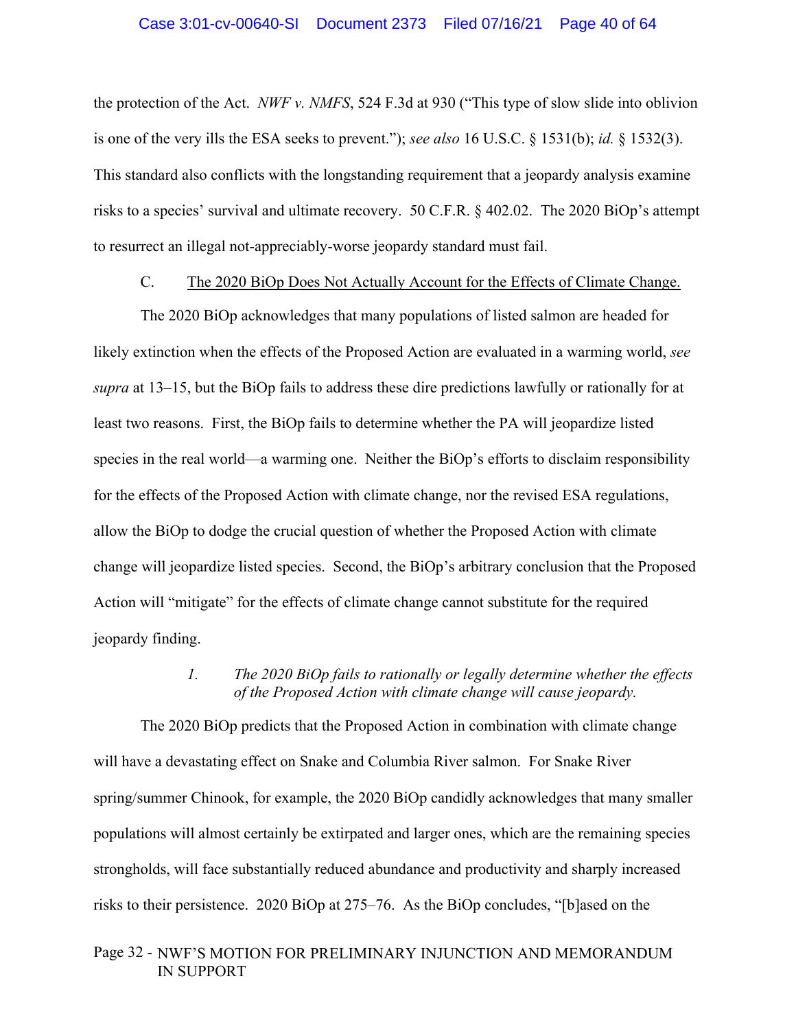the protection of the Act. *NWF v. NMFS*, 524 F.3d at 930 ("This type of slow slide into oblivion is one of the very ills the ESA seeks to prevent."); *see also* 16 U.S.C. § 1531(b); *id.* § 1532(3). This standard also conflicts with the longstanding requirement that a jeopardy analysis examine risks to a species' survival and ultimate recovery. 50 C.F.R. § 402.02. The 2020 BiOp's attempt to resurrect an illegal not-appreciably-worse jeopardy standard must fail.

### C. The 2020 BiOp Does Not Actually Account for the Effects of Climate Change.

The 2020 BiOp acknowledges that many populations of listed salmon are headed for likely extinction when the effects of the Proposed Action are evaluated in a warming world, *see supra* at 13–15, but the BiOp fails to address these dire predictions lawfully or rationally for at least two reasons. First, the BiOp fails to determine whether the PA will jeopardize listed species in the real world—a warming one. Neither the BiOp's efforts to disclaim responsibility for the effects of the Proposed Action with climate change, nor the revised ESA regulations, allow the BiOp to dodge the crucial question of whether the Proposed Action with climate change will jeopardize listed species. Second, the BiOp's arbitrary conclusion that the Proposed Action will "mitigate" for the effects of climate change cannot substitute for the required jeopardy finding.

#### *1. The 2020 BiOp fails to rationally or legally determine whether the effects of the Proposed Action with climate change will cause jeopardy.*

The 2020 BiOp predicts that the Proposed Action in combination with climate change will have a devastating effect on Snake and Columbia River salmon. For Snake River spring/summer Chinook, for example, the 2020 BiOp candidly acknowledges that many smaller populations will almost certainly be extirpated and larger ones, which are the remaining species strongholds, will face substantially reduced abundance and productivity and sharply increased risks to their persistence. 2020 BiOp at 275–76. As the BiOp concludes, "[b]ased on the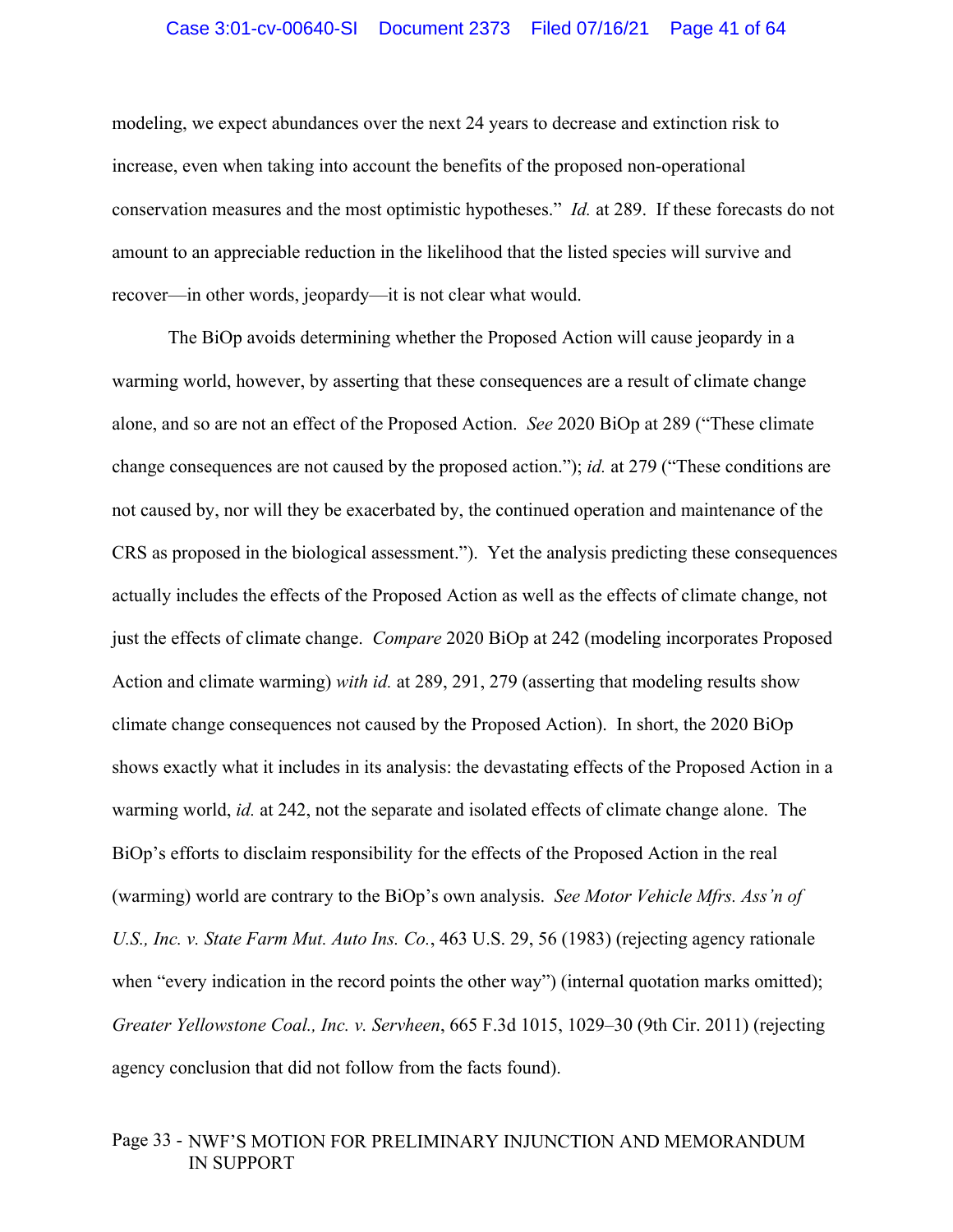modeling, we expect abundances over the next 24 years to decrease and extinction risk to increase, even when taking into account the benefits of the proposed non-operational conservation measures and the most optimistic hypotheses." *Id.* at 289. If these forecasts do not amount to an appreciable reduction in the likelihood that the listed species will survive and recover—in other words, jeopardy—it is not clear what would.

The BiOp avoids determining whether the Proposed Action will cause jeopardy in a warming world, however, by asserting that these consequences are a result of climate change alone, and so are not an effect of the Proposed Action. *See* 2020 BiOp at 289 ("These climate change consequences are not caused by the proposed action."); *id.* at 279 ("These conditions are not caused by, nor will they be exacerbated by, the continued operation and maintenance of the CRS as proposed in the biological assessment."). Yet the analysis predicting these consequences actually includes the effects of the Proposed Action as well as the effects of climate change, not just the effects of climate change. *Compare* 2020 BiOp at 242 (modeling incorporates Proposed Action and climate warming) *with id.* at 289, 291, 279 (asserting that modeling results show climate change consequences not caused by the Proposed Action). In short, the 2020 BiOp shows exactly what it includes in its analysis: the devastating effects of the Proposed Action in a warming world, *id.* at 242, not the separate and isolated effects of climate change alone. The BiOp's efforts to disclaim responsibility for the effects of the Proposed Action in the real (warming) world are contrary to the BiOp's own analysis. *See Motor Vehicle Mfrs. Ass'n of U.S., Inc. v. State Farm Mut. Auto Ins. Co.*, 463 U.S. 29, 56 (1983) (rejecting agency rationale when "every indication in the record points the other way") (internal quotation marks omitted); *Greater Yellowstone Coal., Inc. v. Servheen*, 665 F.3d 1015, 1029–30 (9th Cir. 2011) (rejecting agency conclusion that did not follow from the facts found).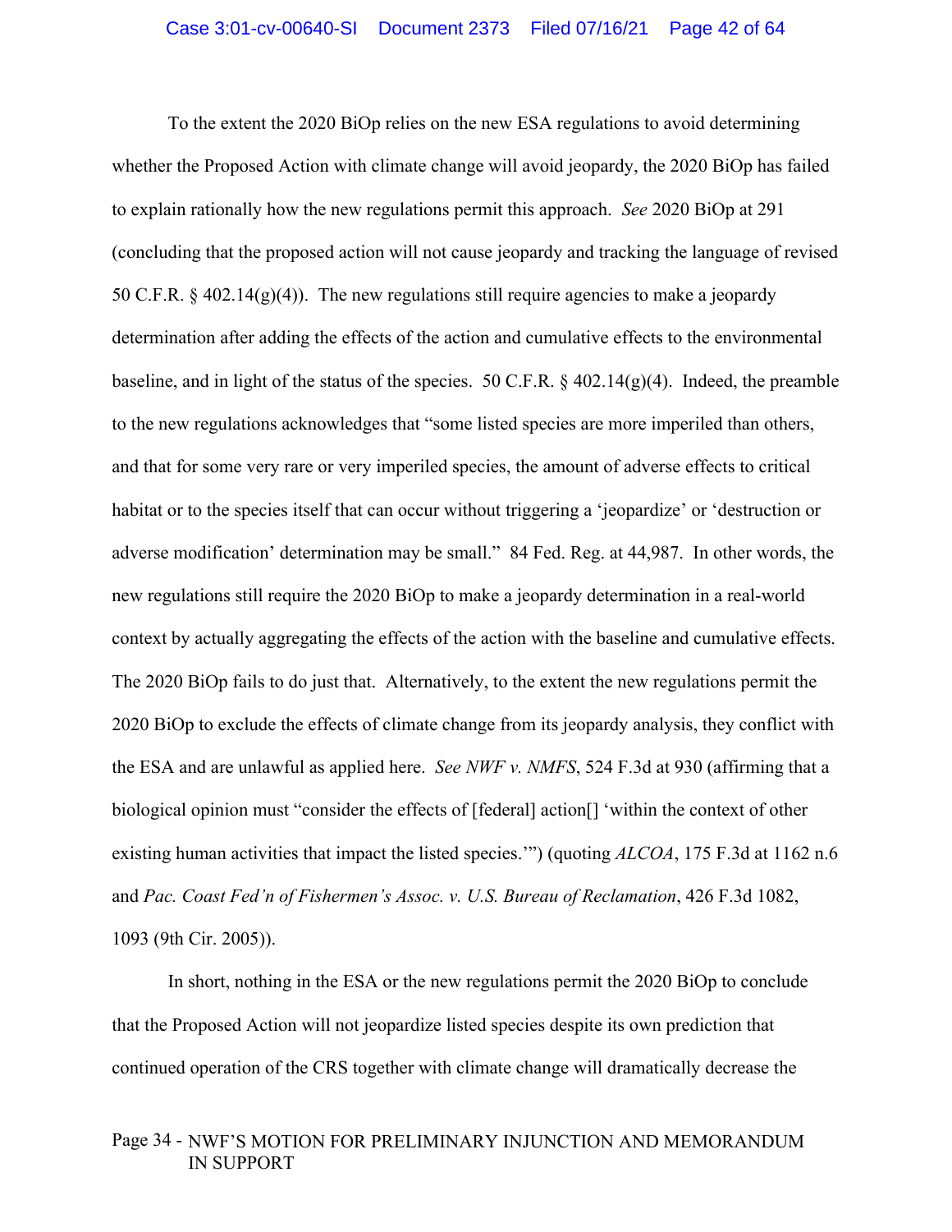To the extent the 2020 BiOp relies on the new ESA regulations to avoid determining whether the Proposed Action with climate change will avoid jeopardy, the 2020 BiOp has failed to explain rationally how the new regulations permit this approach. *See* 2020 BiOp at 291 (concluding that the proposed action will not cause jeopardy and tracking the language of revised 50 C.F.R. § 402.14(g)(4)). The new regulations still require agencies to make a jeopardy determination after adding the effects of the action and cumulative effects to the environmental baseline, and in light of the status of the species. 50 C.F.R. § 402.14(g)(4). Indeed, the preamble to the new regulations acknowledges that "some listed species are more imperiled than others, and that for some very rare or very imperiled species, the amount of adverse effects to critical habitat or to the species itself that can occur without triggering a 'jeopardize' or 'destruction or adverse modification' determination may be small." 84 Fed. Reg. at 44,987. In other words, the new regulations still require the 2020 BiOp to make a jeopardy determination in a real-world context by actually aggregating the effects of the action with the baseline and cumulative effects. The 2020 BiOp fails to do just that. Alternatively, to the extent the new regulations permit the 2020 BiOp to exclude the effects of climate change from its jeopardy analysis, they conflict with the ESA and are unlawful as applied here. *See NWF v. NMFS*, 524 F.3d at 930 (affirming that a biological opinion must "consider the effects of [federal] action[] 'within the context of other existing human activities that impact the listed species.'") (quoting *ALCOA*, 175 F.3d at 1162 n.6 and *Pac. Coast Fed'n of Fishermen's Assoc. v. U.S. Bureau of Reclamation*, 426 F.3d 1082, 1093 (9th Cir. 2005)).

In short, nothing in the ESA or the new regulations permit the 2020 BiOp to conclude that the Proposed Action will not jeopardize listed species despite its own prediction that continued operation of the CRS together with climate change will dramatically decrease the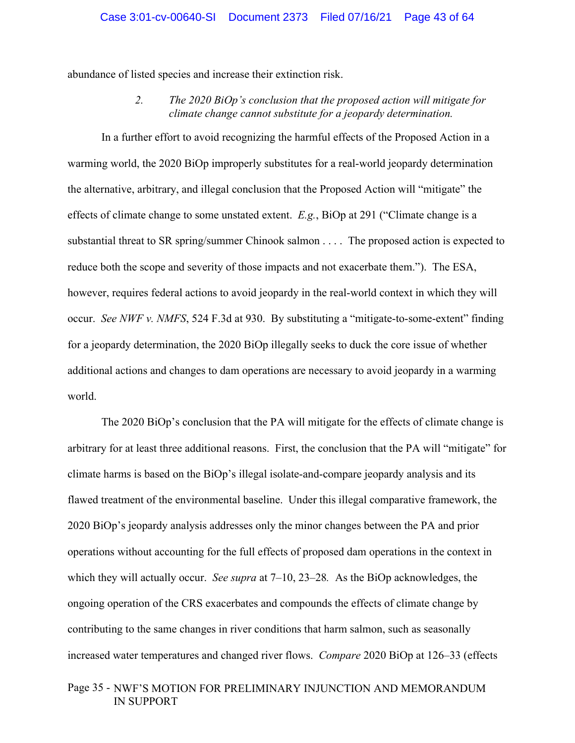abundance of listed species and increase their extinction risk.

### 2. *The 2020 BiOp's conclusion that the proposed action will mitigate for climate change cannot substitute for a jeopardy determination.*

In a further effort to avoid recognizing the harmful effects of the Proposed Action in a warming world, the 2020 BiOp improperly substitutes for a real-world jeopardy determination the alternative, arbitrary, and illegal conclusion that the Proposed Action will "mitigate" the effects of climate change to some unstated extent. *E.g.*, BiOp at 291 ("Climate change is a substantial threat to SR spring/summer Chinook salmon . . . . The proposed action is expected to reduce both the scope and severity of those impacts and not exacerbate them."). The ESA, however, requires federal actions to avoid jeopardy in the real-world context in which they will occur. *See NWF v. NMFS*, 524 F.3d at 930. By substituting a "mitigate-to-some-extent" finding for a jeopardy determination, the 2020 BiOp illegally seeks to duck the core issue of whether additional actions and changes to dam operations are necessary to avoid jeopardy in a warming world.

The 2020 BiOp's conclusion that the PA will mitigate for the effects of climate change is arbitrary for at least three additional reasons. First, the conclusion that the PA will "mitigate" for climate harms is based on the BiOp's illegal isolate-and-compare jeopardy analysis and its flawed treatment of the environmental baseline. Under this illegal comparative framework, the 2020 BiOp's jeopardy analysis addresses only the minor changes between the PA and prior operations without accounting for the full effects of proposed dam operations in the context in which they will actually occur. *See supra* at 7–10, 23–28. As the BiOp acknowledges, the ongoing operation of the CRS exacerbates and compounds the effects of climate change by contributing to the same changes in river conditions that harm salmon, such as seasonally increased water temperatures and changed river flows. *Compare* 2020 BiOp at 126–33 (effects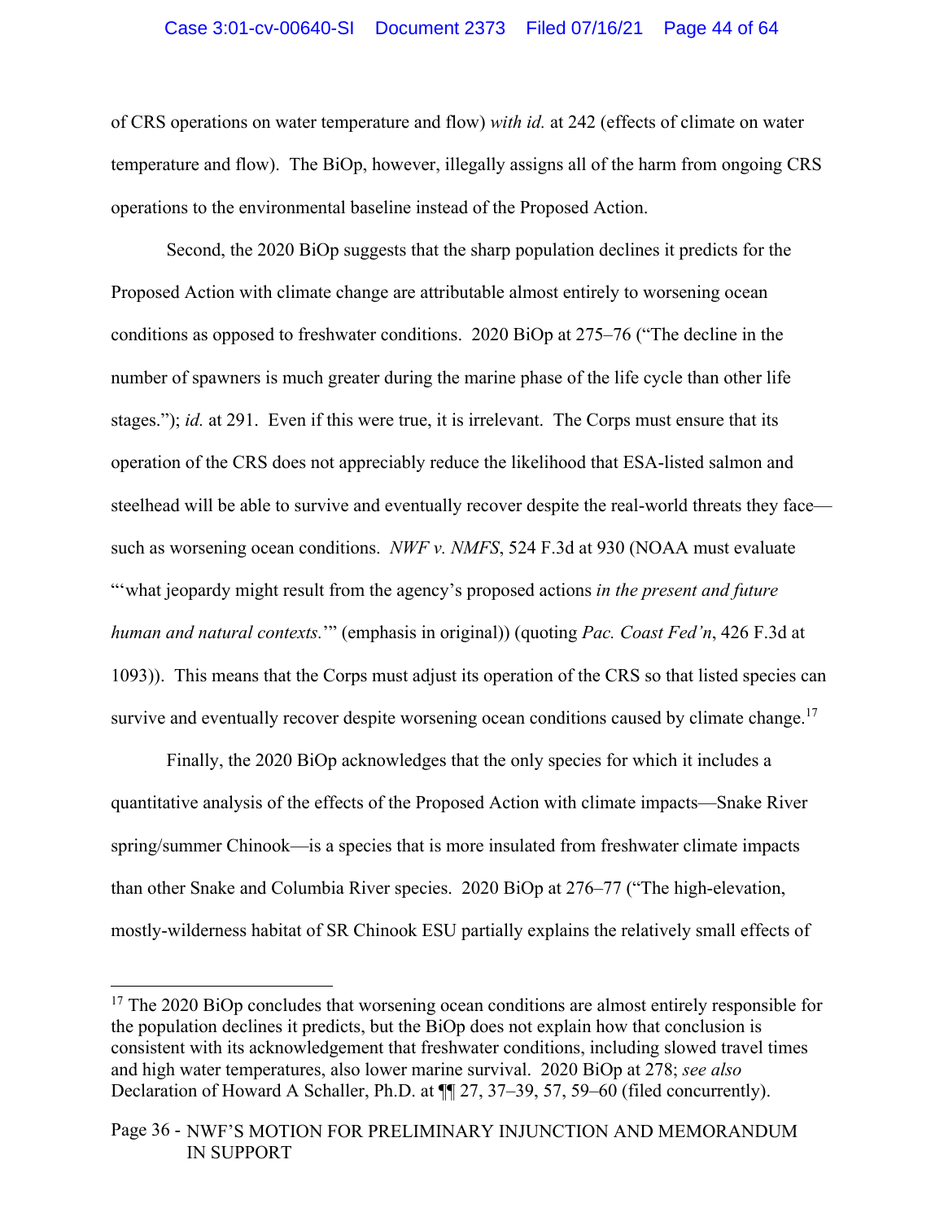of CRS operations on water temperature and flow) *with id.* at 242 (effects of climate on water temperature and flow). The BiOp, however, illegally assigns all of the harm from ongoing CRS operations to the environmental baseline instead of the Proposed Action.

Second, the 2020 BiOp suggests that the sharp population declines it predicts for the Proposed Action with climate change are attributable almost entirely to worsening ocean conditions as opposed to freshwater conditions. 2020 BiOp at 275–76 ("The decline in the number of spawners is much greater during the marine phase of the life cycle than other life stages."); *id.* at 291. Even if this were true, it is irrelevant. The Corps must ensure that its operation of the CRS does not appreciably reduce the likelihood that ESA-listed salmon and steelhead will be able to survive and eventually recover despite the real-world threats they face—such as worsening ocean conditions. *NWF v. NMFS*, 524 F.3d at 930 (NOAA must evaluate "'what jeopardy might result from the agency's proposed actions *in the present and future human and natural contexts.*'" (emphasis in original)) (quoting *Pac. Coast Fed'n*, 426 F.3d at 1093)). This means that the Corps must adjust its operation of the CRS so that listed species can survive and eventually recover despite worsening ocean conditions caused by climate change.[17]

Finally, the 2020 BiOp acknowledges that the only species for which it includes a quantitative analysis of the effects of the Proposed Action with climate impacts—Snake River spring/summer Chinook—is a species that is more insulated from freshwater climate impacts than other Snake and Columbia River species. 2020 BiOp at 276–77 ("The high-elevation, mostly-wilderness habitat of SR Chinook ESU partially explains the relatively small effects of

---

[17] The 2020 BiOp concludes that worsening ocean conditions are almost entirely responsible for the population declines it predicts, but the BiOp does not explain how that conclusion is consistent with its acknowledgement that freshwater conditions, including slowed travel times and high water temperatures, also lower marine survival. 2020 BiOp at 278; *see also* Declaration of Howard A Schaller, Ph.D. at ¶¶ 27, 37–39, 57, 59–60 (filed concurrently).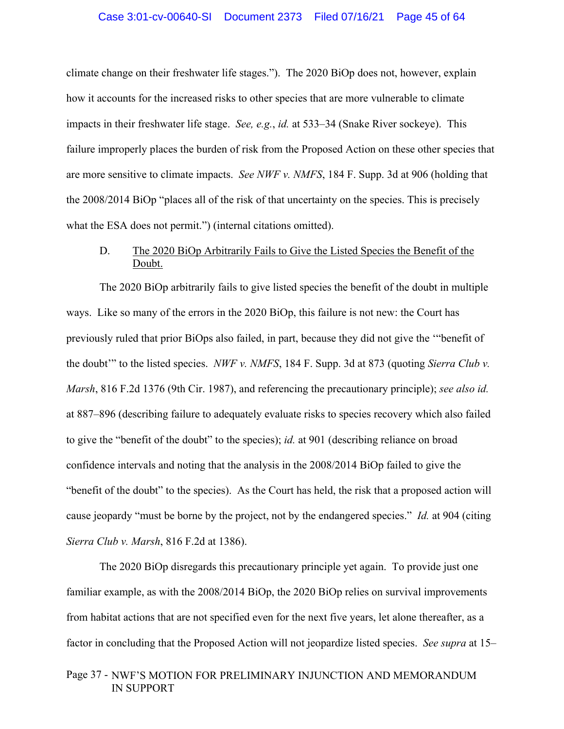climate change on their freshwater life stages."). The 2020 BiOp does not, however, explain how it accounts for the increased risks to other species that are more vulnerable to climate impacts in their freshwater life stage. *See, e.g.*, *id.* at 533–34 (Snake River sockeye). This failure improperly places the burden of risk from the Proposed Action on these other species that are more sensitive to climate impacts. *See NWF v. NMFS*, 184 F. Supp. 3d at 906 (holding that the 2008/2014 BiOp "places all of the risk of that uncertainty on the species. This is precisely what the ESA does not permit.") (internal citations omitted).

### D. The 2020 BiOp Arbitrarily Fails to Give the Listed Species the Benefit of the Doubt.

The 2020 BiOp arbitrarily fails to give listed species the benefit of the doubt in multiple ways. Like so many of the errors in the 2020 BiOp, this failure is not new: the Court has previously ruled that prior BiOps also failed, in part, because they did not give the '"benefit of the doubt'" to the listed species. *NWF v. NMFS*, 184 F. Supp. 3d at 873 (quoting *Sierra Club v. Marsh*, 816 F.2d 1376 (9th Cir. 1987), and referencing the precautionary principle); *see also id.* at 887–896 (describing failure to adequately evaluate risks to species recovery which also failed to give the "benefit of the doubt" to the species); *id.* at 901 (describing reliance on broad confidence intervals and noting that the analysis in the 2008/2014 BiOp failed to give the "benefit of the doubt" to the species). As the Court has held, the risk that a proposed action will cause jeopardy "must be borne by the project, not by the endangered species." *Id.* at 904 (citing *Sierra Club v. Marsh*, 816 F.2d at 1386).

The 2020 BiOp disregards this precautionary principle yet again. To provide just one familiar example, as with the 2008/2014 BiOp, the 2020 BiOp relies on survival improvements from habitat actions that are not specified even for the next five years, let alone thereafter, as a factor in concluding that the Proposed Action will not jeopardize listed species. *See supra* at 15–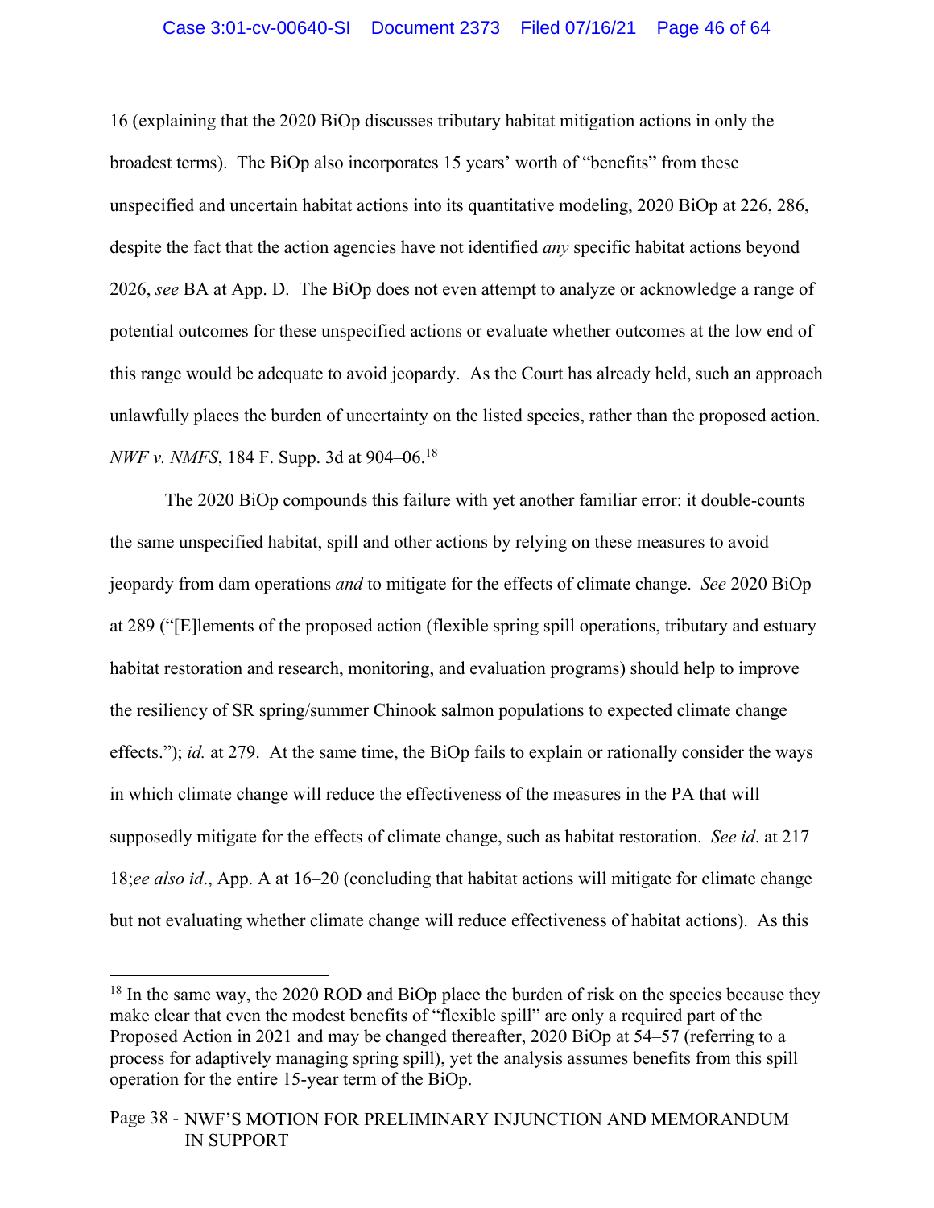16 (explaining that the 2020 BiOp discusses tributary habitat mitigation actions in only the broadest terms). The BiOp also incorporates 15 years' worth of "benefits" from these unspecified and uncertain habitat actions into its quantitative modeling, 2020 BiOp at 226, 286, despite the fact that the action agencies have not identified *any* specific habitat actions beyond 2026, *see* BA at App. D. The BiOp does not even attempt to analyze or acknowledge a range of potential outcomes for these unspecified actions or evaluate whether outcomes at the low end of this range would be adequate to avoid jeopardy. As the Court has already held, such an approach unlawfully places the burden of uncertainty on the listed species, rather than the proposed action. *NWF v. NMFS*, 184 F. Supp. 3d at 904–06.[18]

The 2020 BiOp compounds this failure with yet another familiar error: it double-counts the same unspecified habitat, spill and other actions by relying on these measures to avoid jeopardy from dam operations *and* to mitigate for the effects of climate change. *See* 2020 BiOp at 289 ("[E]lements of the proposed action (flexible spring spill operations, tributary and estuary habitat restoration and research, monitoring, and evaluation programs) should help to improve the resiliency of SR spring/summer Chinook salmon populations to expected climate change effects."); *id.* at 279. At the same time, the BiOp fails to explain or rationally consider the ways in which climate change will reduce the effectiveness of the measures in the PA that will supposedly mitigate for the effects of climate change, such as habitat restoration. *See id*. at 217–18;*ee also id*., App. A at 16–20 (concluding that habitat actions will mitigate for climate change but not evaluating whether climate change will reduce effectiveness of habitat actions). As this

---

[18] In the same way, the 2020 ROD and BiOp place the burden of risk on the species because they make clear that even the modest benefits of "flexible spill" are only a required part of the Proposed Action in 2021 and may be changed thereafter, 2020 BiOp at 54–57 (referring to a process for adaptively managing spring spill), yet the analysis assumes benefits from this spill operation for the entire 15-year term of the BiOp.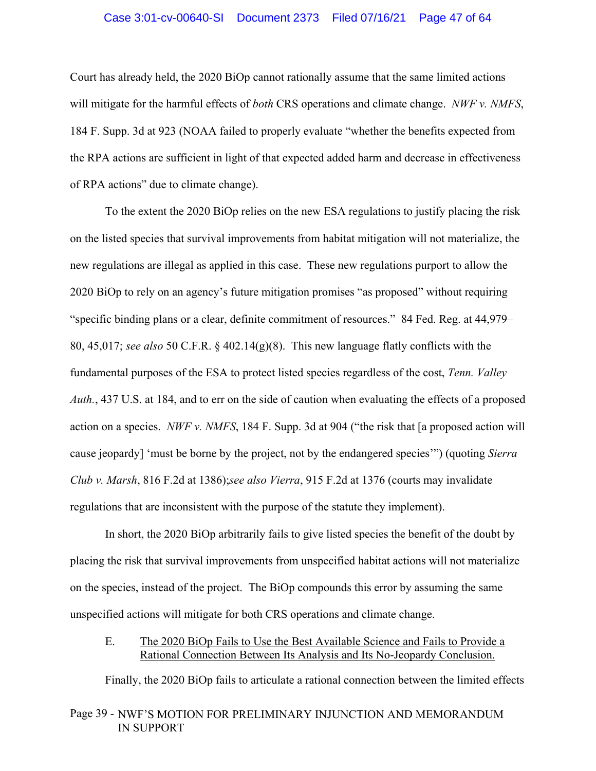Court has already held, the 2020 BiOp cannot rationally assume that the same limited actions will mitigate for the harmful effects of *both* CRS operations and climate change. *NWF v. NMFS*, 184 F. Supp. 3d at 923 (NOAA failed to properly evaluate "whether the benefits expected from the RPA actions are sufficient in light of that expected added harm and decrease in effectiveness of RPA actions" due to climate change).

To the extent the 2020 BiOp relies on the new ESA regulations to justify placing the risk on the listed species that survival improvements from habitat mitigation will not materialize, the new regulations are illegal as applied in this case. These new regulations purport to allow the 2020 BiOp to rely on an agency's future mitigation promises "as proposed" without requiring "specific binding plans or a clear, definite commitment of resources." 84 Fed. Reg. at 44,979–80, 45,017; *see also* 50 C.F.R. § 402.14(g)(8). This new language flatly conflicts with the fundamental purposes of the ESA to protect listed species regardless of the cost, *Tenn. Valley Auth.*, 437 U.S. at 184, and to err on the side of caution when evaluating the effects of a proposed action on a species. *NWF v. NMFS*, 184 F. Supp. 3d at 904 ("the risk that [a proposed action will cause jeopardy] 'must be borne by the project, not by the endangered species'") (quoting *Sierra Club v. Marsh*, 816 F.2d at 1386);*see also Vierra*, 915 F.2d at 1376 (courts may invalidate regulations that are inconsistent with the purpose of the statute they implement).

In short, the 2020 BiOp arbitrarily fails to give listed species the benefit of the doubt by placing the risk that survival improvements from unspecified habitat actions will not materialize on the species, instead of the project. The BiOp compounds this error by assuming the same unspecified actions will mitigate for both CRS operations and climate change.

### E. The 2020 BiOp Fails to Use the Best Available Science and Fails to Provide a Rational Connection Between Its Analysis and Its No-Jeopardy Conclusion.

Finally, the 2020 BiOp fails to articulate a rational connection between the limited effects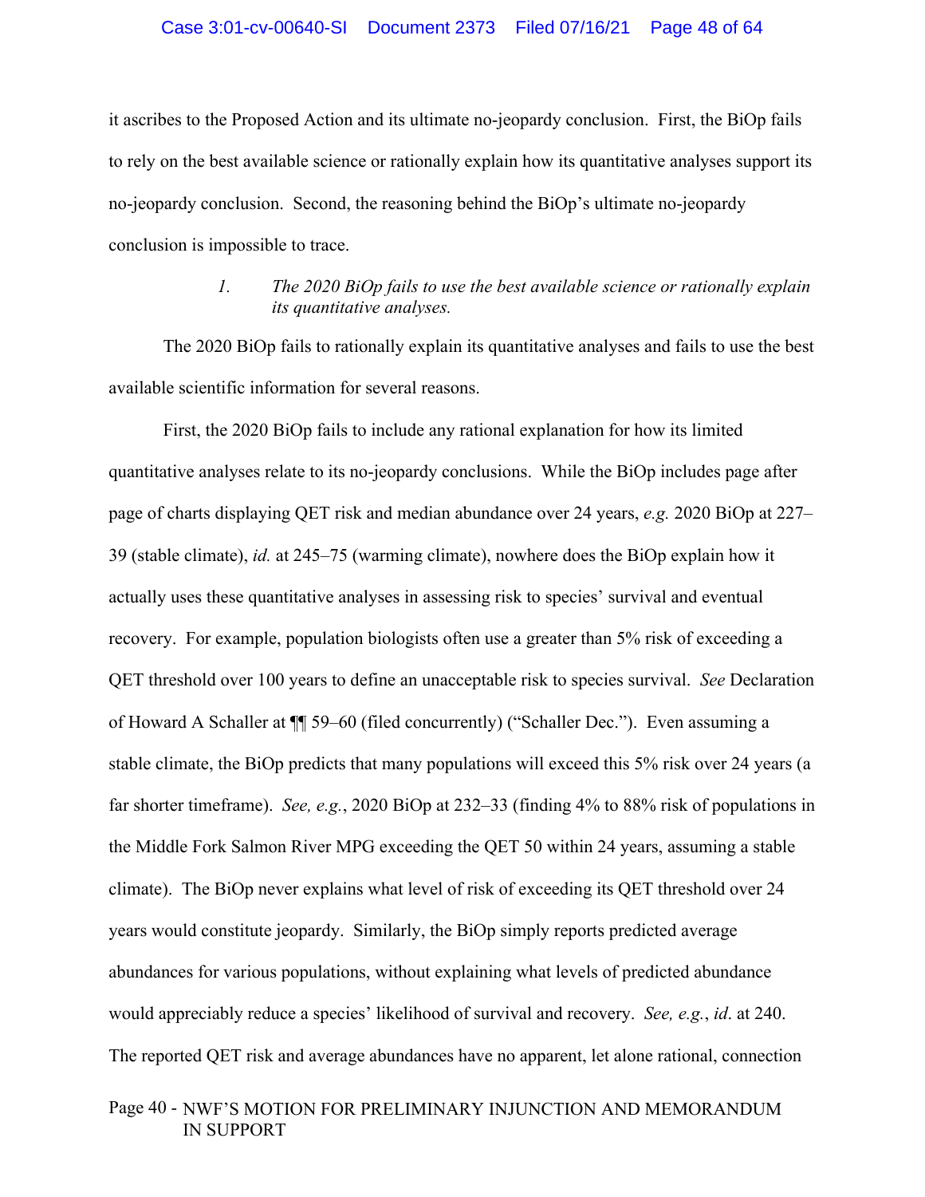it ascribes to the Proposed Action and its ultimate no-jeopardy conclusion. First, the BiOp fails to rely on the best available science or rationally explain how its quantitative analyses support its no-jeopardy conclusion. Second, the reasoning behind the BiOp's ultimate no-jeopardy conclusion is impossible to trace.

#### *1. The 2020 BiOp fails to use the best available science or rationally explain its quantitative analyses.*

The 2020 BiOp fails to rationally explain its quantitative analyses and fails to use the best available scientific information for several reasons.

First, the 2020 BiOp fails to include any rational explanation for how its limited quantitative analyses relate to its no-jeopardy conclusions. While the BiOp includes page after page of charts displaying QET risk and median abundance over 24 years, *e.g.* 2020 BiOp at 227–39 (stable climate), *id.* at 245–75 (warming climate), nowhere does the BiOp explain how it actually uses these quantitative analyses in assessing risk to species' survival and eventual recovery. For example, population biologists often use a greater than 5% risk of exceeding a QET threshold over 100 years to define an unacceptable risk to species survival. *See* Declaration of Howard A Schaller at ¶¶ 59–60 (filed concurrently) ("Schaller Dec."). Even assuming a stable climate, the BiOp predicts that many populations will exceed this 5% risk over 24 years (a far shorter timeframe). *See, e.g.*, 2020 BiOp at 232–33 (finding 4% to 88% risk of populations in the Middle Fork Salmon River MPG exceeding the QET 50 within 24 years, assuming a stable climate). The BiOp never explains what level of risk of exceeding its QET threshold over 24 years would constitute jeopardy. Similarly, the BiOp simply reports predicted average abundances for various populations, without explaining what levels of predicted abundance would appreciably reduce a species' likelihood of survival and recovery. *See, e.g.*, *id*. at 240. The reported QET risk and average abundances have no apparent, let alone rational, connection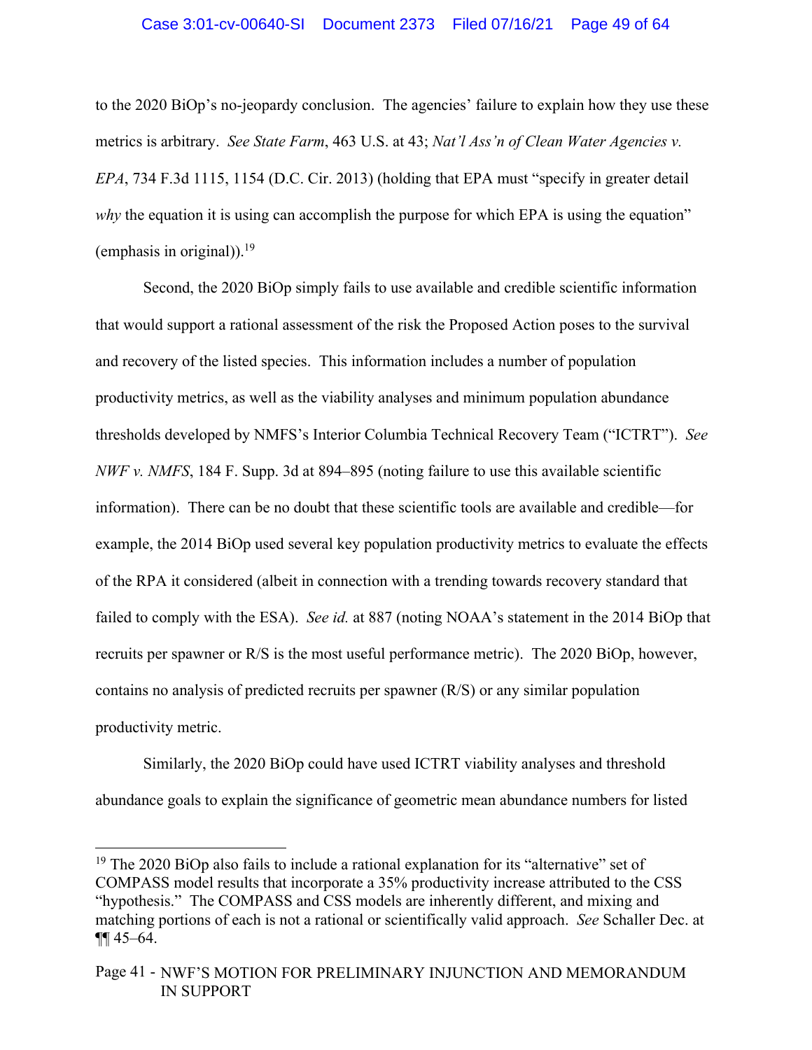to the 2020 BiOp's no-jeopardy conclusion. The agencies' failure to explain how they use these metrics is arbitrary. *See State Farm*, 463 U.S. at 43; *Nat'l Ass'n of Clean Water Agencies v. EPA*, 734 F.3d 1115, 1154 (D.C. Cir. 2013) (holding that EPA must "specify in greater detail *why* the equation it is using can accomplish the purpose for which EPA is using the equation" (emphasis in original)).[19]

Second, the 2020 BiOp simply fails to use available and credible scientific information that would support a rational assessment of the risk the Proposed Action poses to the survival and recovery of the listed species. This information includes a number of population productivity metrics, as well as the viability analyses and minimum population abundance thresholds developed by NMFS's Interior Columbia Technical Recovery Team ("ICTRT"). *See NWF v. NMFS*, 184 F. Supp. 3d at 894–895 (noting failure to use this available scientific information). There can be no doubt that these scientific tools are available and credible—for example, the 2014 BiOp used several key population productivity metrics to evaluate the effects of the RPA it considered (albeit in connection with a trending towards recovery standard that failed to comply with the ESA). *See id.* at 887 (noting NOAA's statement in the 2014 BiOp that recruits per spawner or R/S is the most useful performance metric). The 2020 BiOp, however, contains no analysis of predicted recruits per spawner (R/S) or any similar population productivity metric.

Similarly, the 2020 BiOp could have used ICTRT viability analyses and threshold abundance goals to explain the significance of geometric mean abundance numbers for listed

---

[19] The 2020 BiOp also fails to include a rational explanation for its "alternative" set of COMPASS model results that incorporate a 35% productivity increase attributed to the CSS "hypothesis." The COMPASS and CSS models are inherently different, and mixing and matching portions of each is not a rational or scientifically valid approach. *See* Schaller Dec. at ¶¶ 45–64.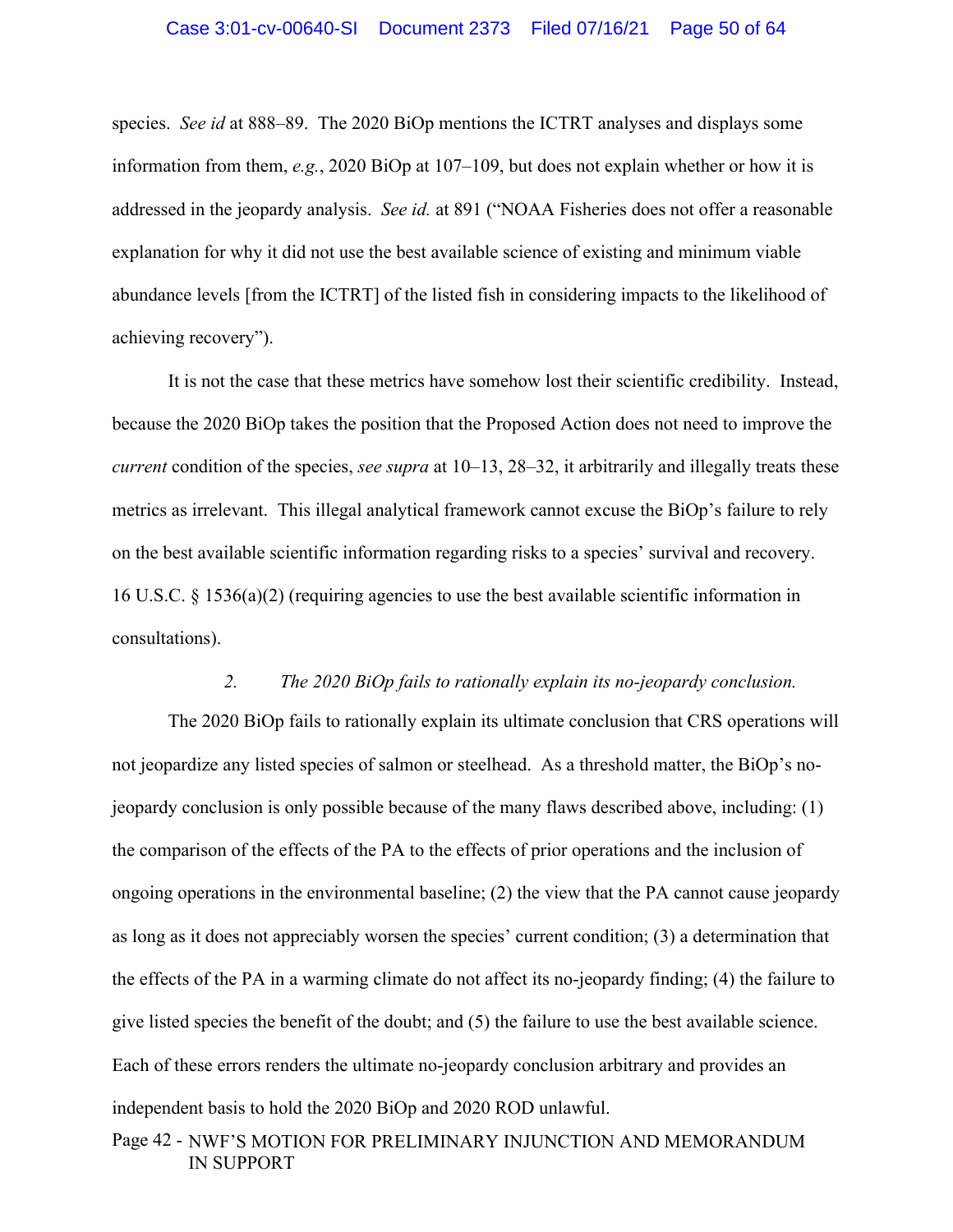species. *See id* at 888–89. The 2020 BiOp mentions the ICTRT analyses and displays some information from them, *e.g.*, 2020 BiOp at 107–109, but does not explain whether or how it is addressed in the jeopardy analysis. *See id.* at 891 ("NOAA Fisheries does not offer a reasonable explanation for why it did not use the best available science of existing and minimum viable abundance levels [from the ICTRT] of the listed fish in considering impacts to the likelihood of achieving recovery").

It is not the case that these metrics have somehow lost their scientific credibility. Instead, because the 2020 BiOp takes the position that the Proposed Action does not need to improve the *current* condition of the species, *see supra* at 10–13, 28–32, it arbitrarily and illegally treats these metrics as irrelevant. This illegal analytical framework cannot excuse the BiOp's failure to rely on the best available scientific information regarding risks to a species' survival and recovery. 16 U.S.C. § 1536(a)(2) (requiring agencies to use the best available scientific information in consultations).

*2. The 2020 BiOp fails to rationally explain its no-jeopardy conclusion.*

The 2020 BiOp fails to rationally explain its ultimate conclusion that CRS operations will not jeopardize any listed species of salmon or steelhead. As a threshold matter, the BiOp's no-jeopardy conclusion is only possible because of the many flaws described above, including: (1) the comparison of the effects of the PA to the effects of prior operations and the inclusion of ongoing operations in the environmental baseline; (2) the view that the PA cannot cause jeopardy as long as it does not appreciably worsen the species' current condition; (3) a determination that the effects of the PA in a warming climate do not affect its no-jeopardy finding; (4) the failure to give listed species the benefit of the doubt; and (5) the failure to use the best available science. Each of these errors renders the ultimate no-jeopardy conclusion arbitrary and provides an independent basis to hold the 2020 BiOp and 2020 ROD unlawful.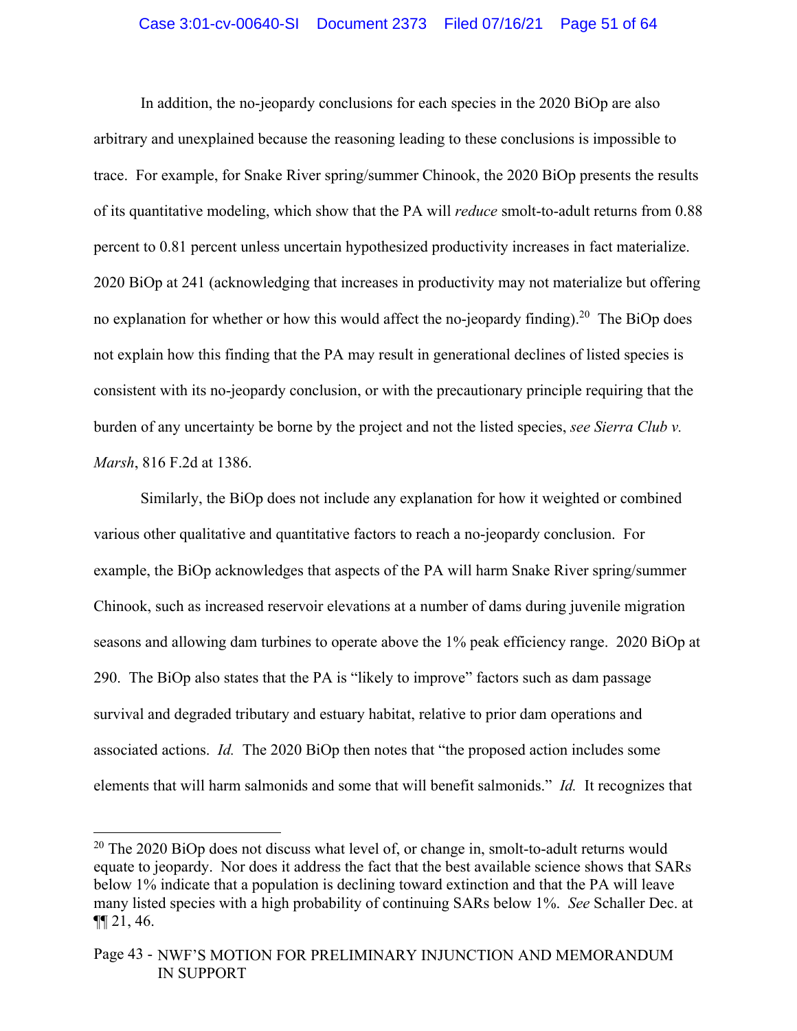In addition, the no-jeopardy conclusions for each species in the 2020 BiOp are also arbitrary and unexplained because the reasoning leading to these conclusions is impossible to trace. For example, for Snake River spring/summer Chinook, the 2020 BiOp presents the results of its quantitative modeling, which show that the PA will *reduce* smolt-to-adult returns from 0.88 percent to 0.81 percent unless uncertain hypothesized productivity increases in fact materialize. 2020 BiOp at 241 (acknowledging that increases in productivity may not materialize but offering no explanation for whether or how this would affect the no-jeopardy finding).[20] The BiOp does not explain how this finding that the PA may result in generational declines of listed species is consistent with its no-jeopardy conclusion, or with the precautionary principle requiring that the burden of any uncertainty be borne by the project and not the listed species, *see Sierra Club v. Marsh*, 816 F.2d at 1386.

Similarly, the BiOp does not include any explanation for how it weighted or combined various other qualitative and quantitative factors to reach a no-jeopardy conclusion. For example, the BiOp acknowledges that aspects of the PA will harm Snake River spring/summer Chinook, such as increased reservoir elevations at a number of dams during juvenile migration seasons and allowing dam turbines to operate above the 1% peak efficiency range. 2020 BiOp at 290. The BiOp also states that the PA is "likely to improve" factors such as dam passage survival and degraded tributary and estuary habitat, relative to prior dam operations and associated actions. *Id.* The 2020 BiOp then notes that "the proposed action includes some elements that will harm salmonids and some that will benefit salmonids." *Id.* It recognizes that

---

[20] The 2020 BiOp does not discuss what level of, or change in, smolt-to-adult returns would equate to jeopardy. Nor does it address the fact that the best available science shows that SARs below 1% indicate that a population is declining toward extinction and that the PA will leave many listed species with a high probability of continuing SARs below 1%. *See* Schaller Dec. at ¶¶ 21, 46.

Page 43 - NWF'S MOTION FOR PRELIMINARY INJUNCTION AND MEMORANDUM IN SUPPORT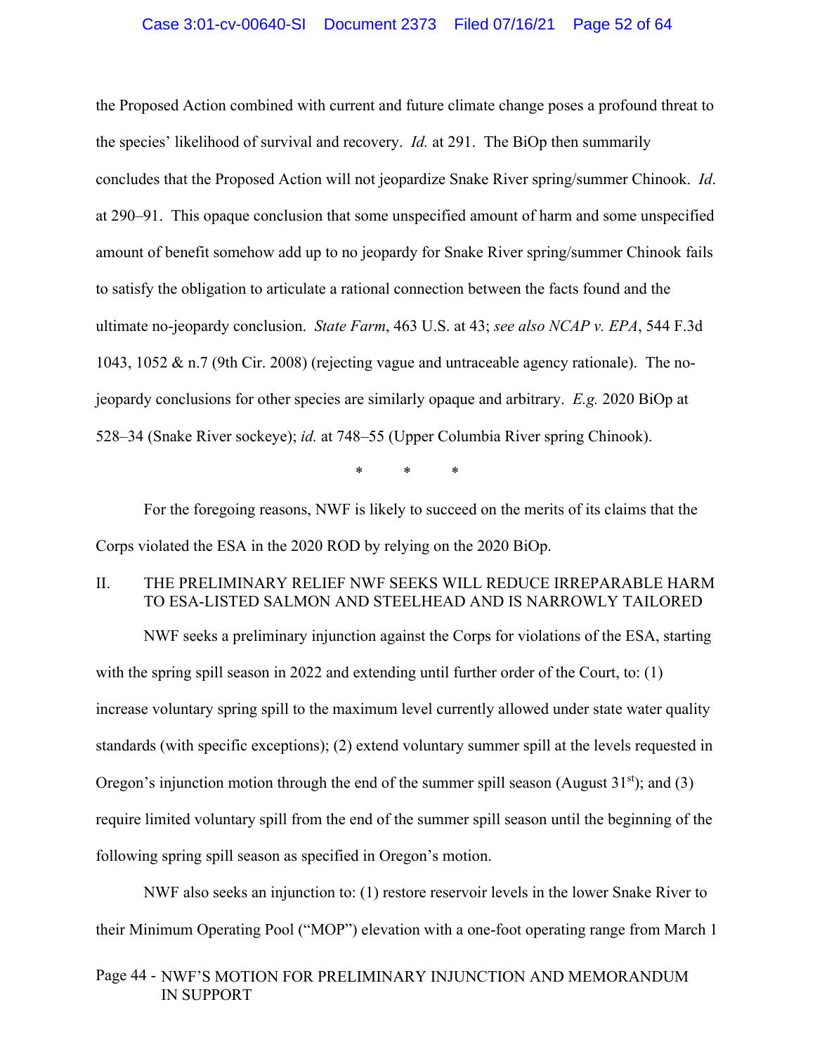the Proposed Action combined with current and future climate change poses a profound threat to the species' likelihood of survival and recovery. *Id.* at 291. The BiOp then summarily concludes that the Proposed Action will not jeopardize Snake River spring/summer Chinook. *Id*. at 290–91. This opaque conclusion that some unspecified amount of harm and some unspecified amount of benefit somehow add up to no jeopardy for Snake River spring/summer Chinook fails to satisfy the obligation to articulate a rational connection between the facts found and the ultimate no-jeopardy conclusion. *State Farm*, 463 U.S. at 43; *see also NCAP v. EPA*, 544 F.3d 1043, 1052 & n.7 (9th Cir. 2008) (rejecting vague and untraceable agency rationale). The no-jeopardy conclusions for other species are similarly opaque and arbitrary. *E.g.* 2020 BiOp at 528–34 (Snake River sockeye); *id.* at 748–55 (Upper Columbia River spring Chinook).

\* \* \*

For the foregoing reasons, NWF is likely to succeed on the merits of its claims that the Corps violated the ESA in the 2020 ROD by relying on the 2020 BiOp.

## II. THE PRELIMINARY RELIEF NWF SEEKS WILL REDUCE IRREPARABLE HARM TO ESA-LISTED SALMON AND STEELHEAD AND IS NARROWLY TAILORED

NWF seeks a preliminary injunction against the Corps for violations of the ESA, starting with the spring spill season in 2022 and extending until further order of the Court, to: (1) increase voluntary spring spill to the maximum level currently allowed under state water quality standards (with specific exceptions); (2) extend voluntary summer spill at the levels requested in Oregon's injunction motion through the end of the summer spill season (August 31st); and (3) require limited voluntary spill from the end of the summer spill season until the beginning of the following spring spill season as specified in Oregon's motion.

NWF also seeks an injunction to: (1) restore reservoir levels in the lower Snake River to their Minimum Operating Pool ("MOP") elevation with a one-foot operating range from March 1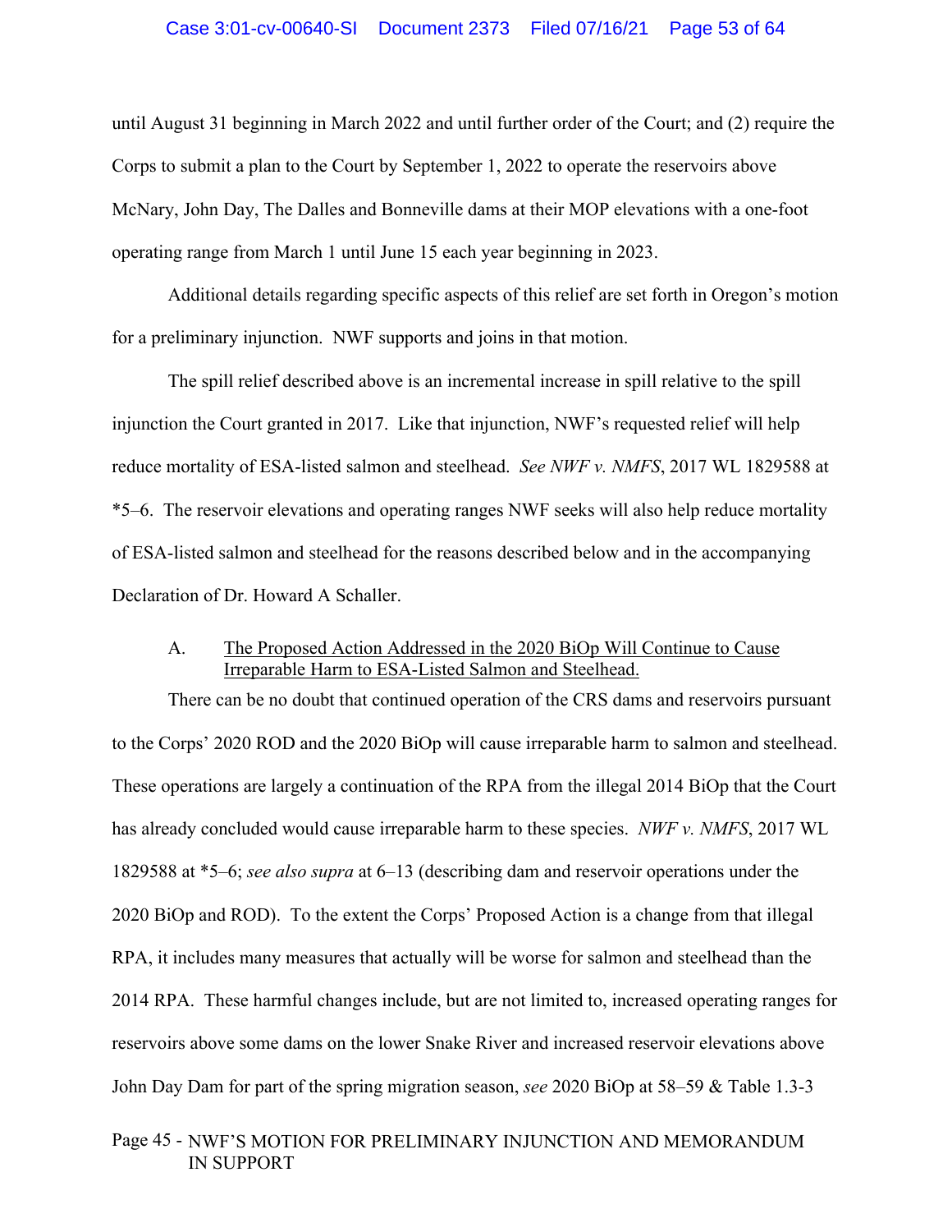until August 31 beginning in March 2022 and until further order of the Court; and (2) require the Corps to submit a plan to the Court by September 1, 2022 to operate the reservoirs above McNary, John Day, The Dalles and Bonneville dams at their MOP elevations with a one-foot operating range from March 1 until June 15 each year beginning in 2023.

Additional details regarding specific aspects of this relief are set forth in Oregon's motion for a preliminary injunction. NWF supports and joins in that motion.

The spill relief described above is an incremental increase in spill relative to the spill injunction the Court granted in 2017. Like that injunction, NWF's requested relief will help reduce mortality of ESA-listed salmon and steelhead. *See NWF v. NMFS*, 2017 WL 1829588 at *5–6. The reservoir elevations and operating ranges NWF seeks will also help reduce mortality of ESA-listed salmon and steelhead for the reasons described below and in the accompanying Declaration of Dr. Howard A Schaller.

### A. The Proposed Action Addressed in the 2020 BiOp Will Continue to Cause Irreparable Harm to ESA-Listed Salmon and Steelhead.

There can be no doubt that continued operation of the CRS dams and reservoirs pursuant to the Corps' 2020 ROD and the 2020 BiOp will cause irreparable harm to salmon and steelhead. These operations are largely a continuation of the RPA from the illegal 2014 BiOp that the Court has already concluded would cause irreparable harm to these species. *NWF v. NMFS*, 2017 WL 1829588 at *5–6; *see also supra* at 6–13 (describing dam and reservoir operations under the 2020 BiOp and ROD). To the extent the Corps' Proposed Action is a change from that illegal RPA, it includes many measures that actually will be worse for salmon and steelhead than the 2014 RPA. These harmful changes include, but are not limited to, increased operating ranges for reservoirs above some dams on the lower Snake River and increased reservoir elevations above John Day Dam for part of the spring migration season, *see* 2020 BiOp at 58–59 & Table 1.3-3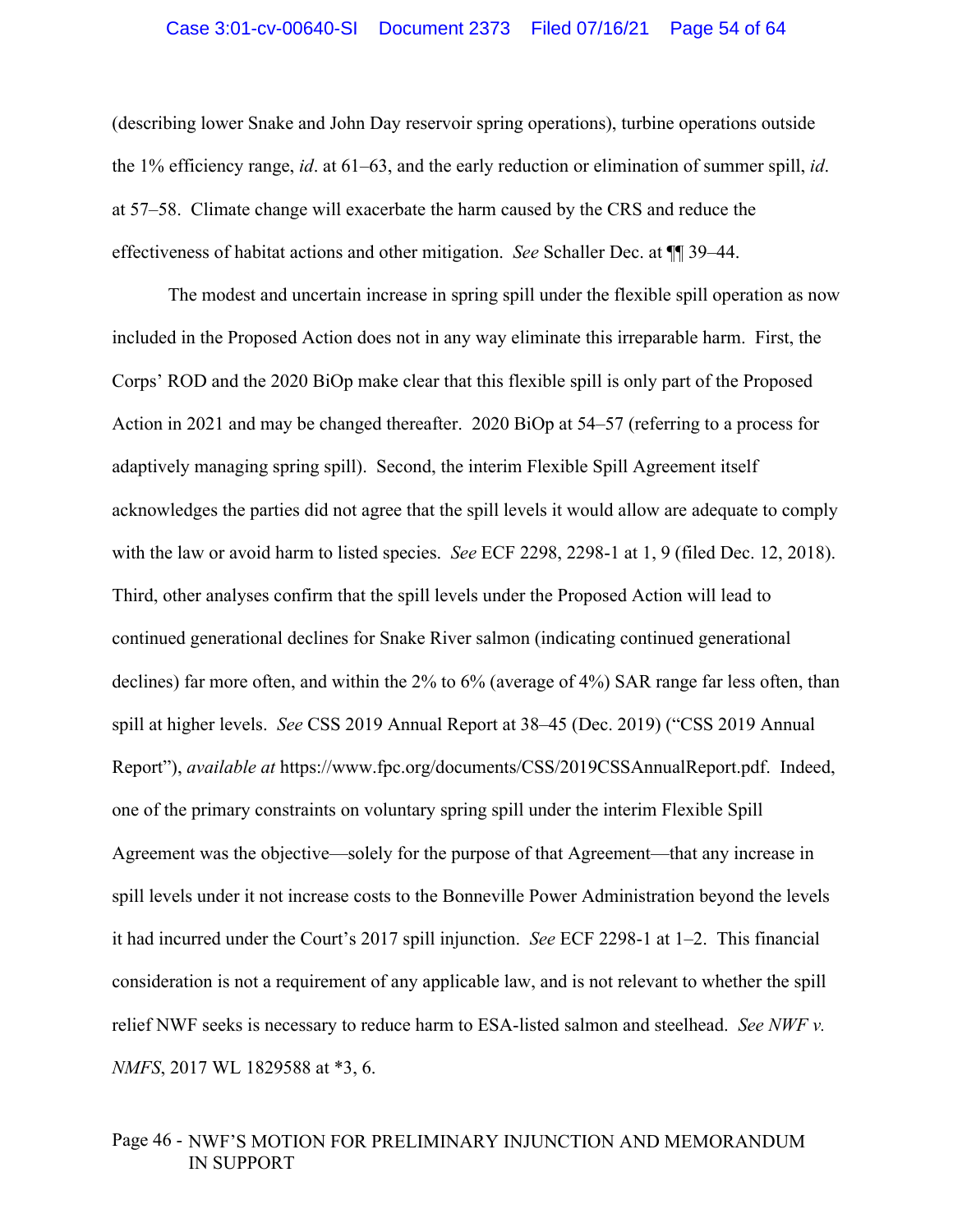(describing lower Snake and John Day reservoir spring operations), turbine operations outside the 1% efficiency range, *id*. at 61–63, and the early reduction or elimination of summer spill, *id*. at 57–58. Climate change will exacerbate the harm caused by the CRS and reduce the effectiveness of habitat actions and other mitigation. *See* Schaller Dec. at ¶¶ 39–44.

The modest and uncertain increase in spring spill under the flexible spill operation as now included in the Proposed Action does not in any way eliminate this irreparable harm. First, the Corps' ROD and the 2020 BiOp make clear that this flexible spill is only part of the Proposed Action in 2021 and may be changed thereafter. 2020 BiOp at 54–57 (referring to a process for adaptively managing spring spill). Second, the interim Flexible Spill Agreement itself acknowledges the parties did not agree that the spill levels it would allow are adequate to comply with the law or avoid harm to listed species. *See* ECF 2298, 2298-1 at 1, 9 (filed Dec. 12, 2018). Third, other analyses confirm that the spill levels under the Proposed Action will lead to continued generational declines for Snake River salmon (indicating continued generational declines) far more often, and within the 2% to 6% (average of 4%) SAR range far less often, than spill at higher levels. *See* CSS 2019 Annual Report at 38–45 (Dec. 2019) ("CSS 2019 Annual Report"), *available at* https://www.fpc.org/documents/CSS/2019CSSAnnualReport.pdf. Indeed, one of the primary constraints on voluntary spring spill under the interim Flexible Spill Agreement was the objective—solely for the purpose of that Agreement—that any increase in spill levels under it not increase costs to the Bonneville Power Administration beyond the levels it had incurred under the Court's 2017 spill injunction. *See* ECF 2298-1 at 1–2. This financial consideration is not a requirement of any applicable law, and is not relevant to whether the spill relief NWF seeks is necessary to reduce harm to ESA-listed salmon and steelhead. *See NWF v. NMFS*, 2017 WL 1829588 at *3, 6.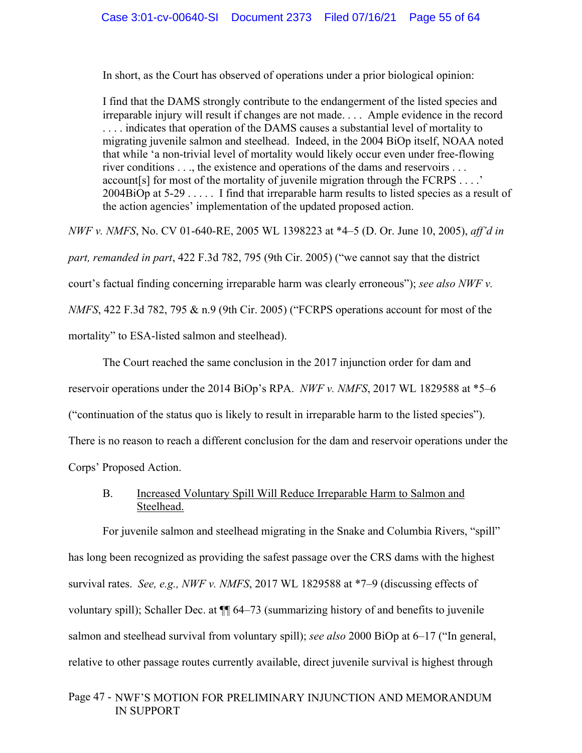In short, as the Court has observed of operations under a prior biological opinion:

> I find that the DAMS strongly contribute to the endangerment of the listed species and irreparable injury will result if changes are not made. . . . Ample evidence in the record . . . . indicates that operation of the DAMS causes a substantial level of mortality to migrating juvenile salmon and steelhead. Indeed, in the 2004 BiOp itself, NOAA noted that while 'a non-trivial level of mortality would likely occur even under free-flowing river conditions . . ., the existence and operations of the dams and reservoirs . . . account[s] for most of the mortality of juvenile migration through the FCRPS . . . .' 2004BiOp at 5-29 . . . . . I find that irreparable harm results to listed species as a result of the action agencies' implementation of the updated proposed action.

*NWF v. NMFS*, No. CV 01-640-RE, 2005 WL 1398223 at *4–5 (D. Or. June 10, 2005), *aff'd in part, remanded in part*, 422 F.3d 782, 795 (9th Cir. 2005) ("we cannot say that the district court's factual finding concerning irreparable harm was clearly erroneous"); *see also NWF v. NMFS*, 422 F.3d 782, 795 & n.9 (9th Cir. 2005) ("FCRPS operations account for most of the mortality" to ESA-listed salmon and steelhead).

The Court reached the same conclusion in the 2017 injunction order for dam and reservoir operations under the 2014 BiOp's RPA. *NWF v. NMFS*, 2017 WL 1829588 at *5–6 ("continuation of the status quo is likely to result in irreparable harm to the listed species"). There is no reason to reach a different conclusion for the dam and reservoir operations under the Corps' Proposed Action.

### B. Increased Voluntary Spill Will Reduce Irreparable Harm to Salmon and Steelhead.

For juvenile salmon and steelhead migrating in the Snake and Columbia Rivers, "spill" has long been recognized as providing the safest passage over the CRS dams with the highest survival rates. *See, e.g., NWF v. NMFS*, 2017 WL 1829588 at *7–9 (discussing effects of voluntary spill); Schaller Dec. at ¶¶ 64–73 (summarizing history of and benefits to juvenile salmon and steelhead survival from voluntary spill); *see also* 2000 BiOp at 6–17 ("In general, relative to other passage routes currently available, direct juvenile survival is highest through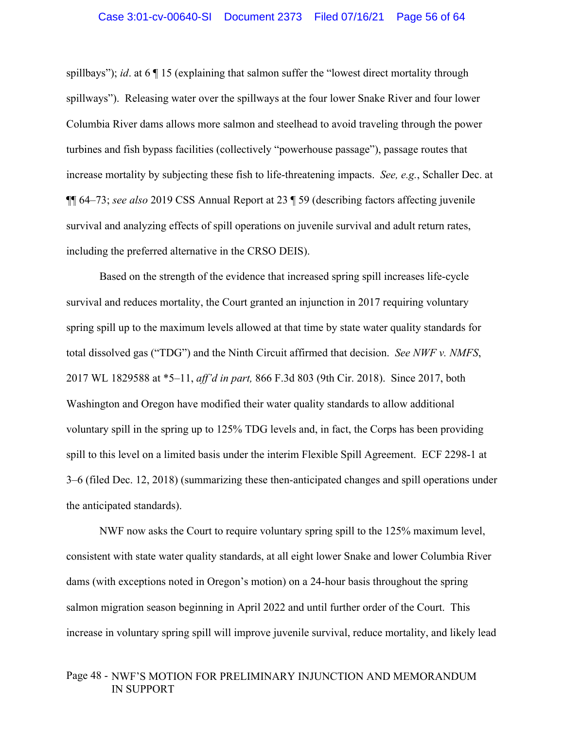spillbays"); *id*. at 6 ¶ 15 (explaining that salmon suffer the "lowest direct mortality through spillways"). Releasing water over the spillways at the four lower Snake River and four lower Columbia River dams allows more salmon and steelhead to avoid traveling through the power turbines and fish bypass facilities (collectively "powerhouse passage"), passage routes that increase mortality by subjecting these fish to life-threatening impacts. *See, e.g.*, Schaller Dec. at ¶¶ 64–73; *see also* 2019 CSS Annual Report at 23 ¶ 59 (describing factors affecting juvenile survival and analyzing effects of spill operations on juvenile survival and adult return rates, including the preferred alternative in the CRSO DEIS).

Based on the strength of the evidence that increased spring spill increases life-cycle survival and reduces mortality, the Court granted an injunction in 2017 requiring voluntary spring spill up to the maximum levels allowed at that time by state water quality standards for total dissolved gas ("TDG") and the Ninth Circuit affirmed that decision. *See NWF v. NMFS*, 2017 WL 1829588 at *5–11, *aff'd in part,* 866 F.3d 803 (9th Cir. 2018). Since 2017, both Washington and Oregon have modified their water quality standards to allow additional voluntary spill in the spring up to 125% TDG levels and, in fact, the Corps has been providing spill to this level on a limited basis under the interim Flexible Spill Agreement. ECF 2298-1 at 3–6 (filed Dec. 12, 2018) (summarizing these then-anticipated changes and spill operations under the anticipated standards).

NWF now asks the Court to require voluntary spring spill to the 125% maximum level, consistent with state water quality standards, at all eight lower Snake and lower Columbia River dams (with exceptions noted in Oregon's motion) on a 24-hour basis throughout the spring salmon migration season beginning in April 2022 and until further order of the Court. This increase in voluntary spring spill will improve juvenile survival, reduce mortality, and likely lead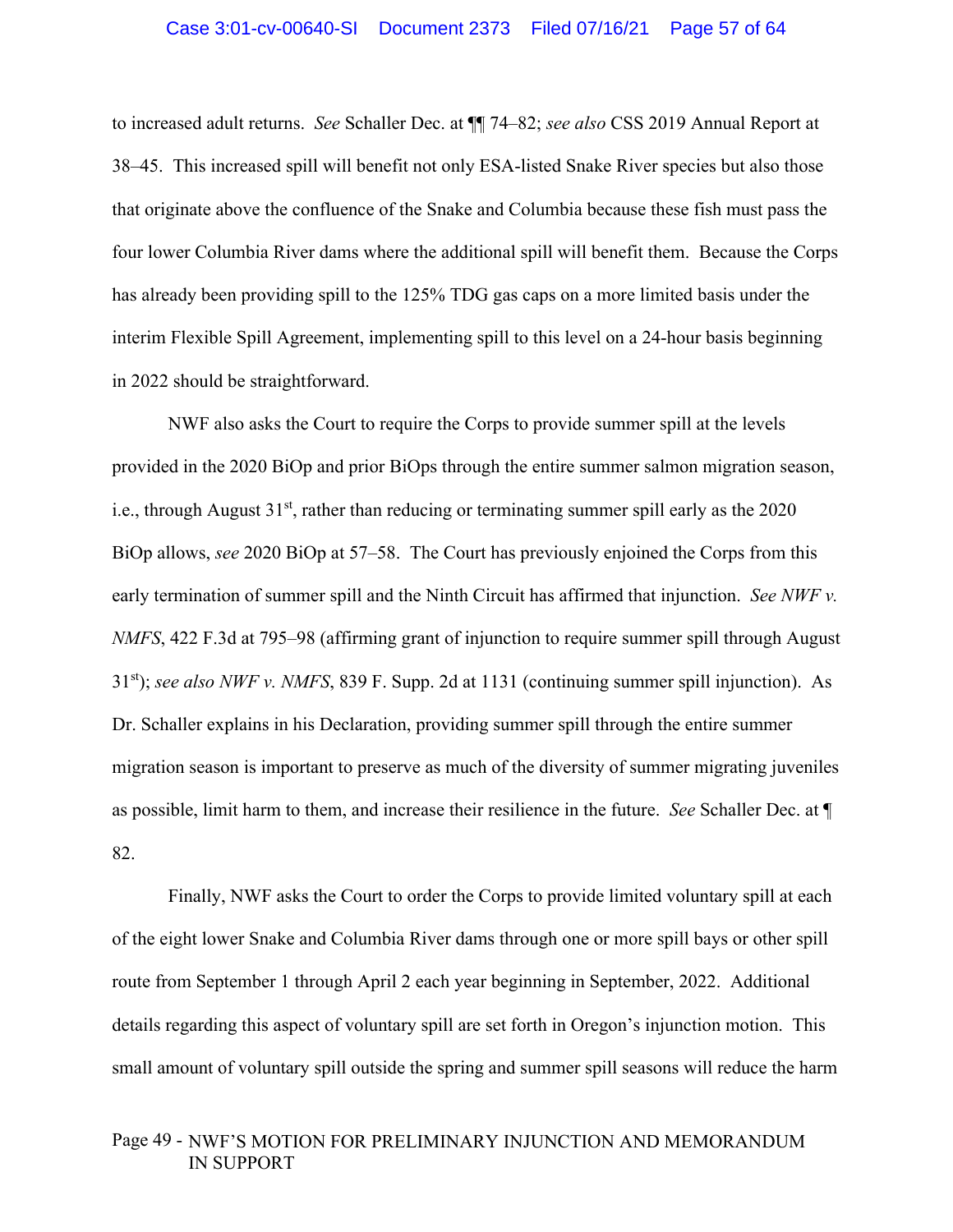to increased adult returns. *See* Schaller Dec. at ¶¶ 74–82; *see also* CSS 2019 Annual Report at 38–45. This increased spill will benefit not only ESA-listed Snake River species but also those that originate above the confluence of the Snake and Columbia because these fish must pass the four lower Columbia River dams where the additional spill will benefit them. Because the Corps has already been providing spill to the 125% TDG gas caps on a more limited basis under the interim Flexible Spill Agreement, implementing spill to this level on a 24-hour basis beginning in 2022 should be straightforward.

NWF also asks the Court to require the Corps to provide summer spill at the levels provided in the 2020 BiOp and prior BiOps through the entire summer salmon migration season, i.e., through August 31st, rather than reducing or terminating summer spill early as the 2020 BiOp allows, *see* 2020 BiOp at 57–58. The Court has previously enjoined the Corps from this early termination of summer spill and the Ninth Circuit has affirmed that injunction. *See NWF v. NMFS*, 422 F.3d at 795–98 (affirming grant of injunction to require summer spill through August 31st); *see also NWF v. NMFS*, 839 F. Supp. 2d at 1131 (continuing summer spill injunction). As Dr. Schaller explains in his Declaration, providing summer spill through the entire summer migration season is important to preserve as much of the diversity of summer migrating juveniles as possible, limit harm to them, and increase their resilience in the future. *See* Schaller Dec. at ¶ 82.

Finally, NWF asks the Court to order the Corps to provide limited voluntary spill at each of the eight lower Snake and Columbia River dams through one or more spill bays or other spill route from September 1 through April 2 each year beginning in September, 2022. Additional details regarding this aspect of voluntary spill are set forth in Oregon's injunction motion. This small amount of voluntary spill outside the spring and summer spill seasons will reduce the harm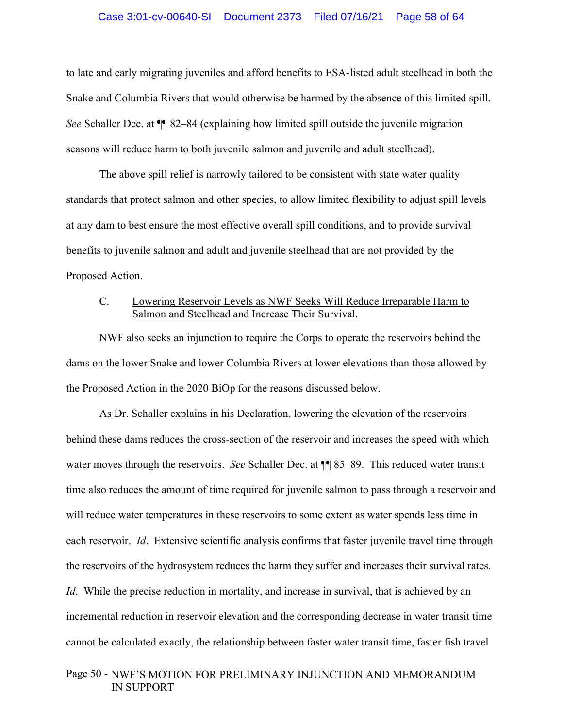to late and early migrating juveniles and afford benefits to ESA-listed adult steelhead in both the Snake and Columbia Rivers that would otherwise be harmed by the absence of this limited spill. *See* Schaller Dec. at ¶¶ 82–84 (explaining how limited spill outside the juvenile migration seasons will reduce harm to both juvenile salmon and juvenile and adult steelhead).

The above spill relief is narrowly tailored to be consistent with state water quality standards that protect salmon and other species, to allow limited flexibility to adjust spill levels at any dam to best ensure the most effective overall spill conditions, and to provide survival benefits to juvenile salmon and adult and juvenile steelhead that are not provided by the Proposed Action.

### C. Lowering Reservoir Levels as NWF Seeks Will Reduce Irreparable Harm to Salmon and Steelhead and Increase Their Survival.

NWF also seeks an injunction to require the Corps to operate the reservoirs behind the dams on the lower Snake and lower Columbia Rivers at lower elevations than those allowed by the Proposed Action in the 2020 BiOp for the reasons discussed below.

As Dr. Schaller explains in his Declaration, lowering the elevation of the reservoirs behind these dams reduces the cross-section of the reservoir and increases the speed with which water moves through the reservoirs. *See* Schaller Dec. at ¶¶ 85–89. This reduced water transit time also reduces the amount of time required for juvenile salmon to pass through a reservoir and will reduce water temperatures in these reservoirs to some extent as water spends less time in each reservoir. *Id*. Extensive scientific analysis confirms that faster juvenile travel time through the reservoirs of the hydrosystem reduces the harm they suffer and increases their survival rates. *Id*. While the precise reduction in mortality, and increase in survival, that is achieved by an incremental reduction in reservoir elevation and the corresponding decrease in water transit time cannot be calculated exactly, the relationship between faster water transit time, faster fish travel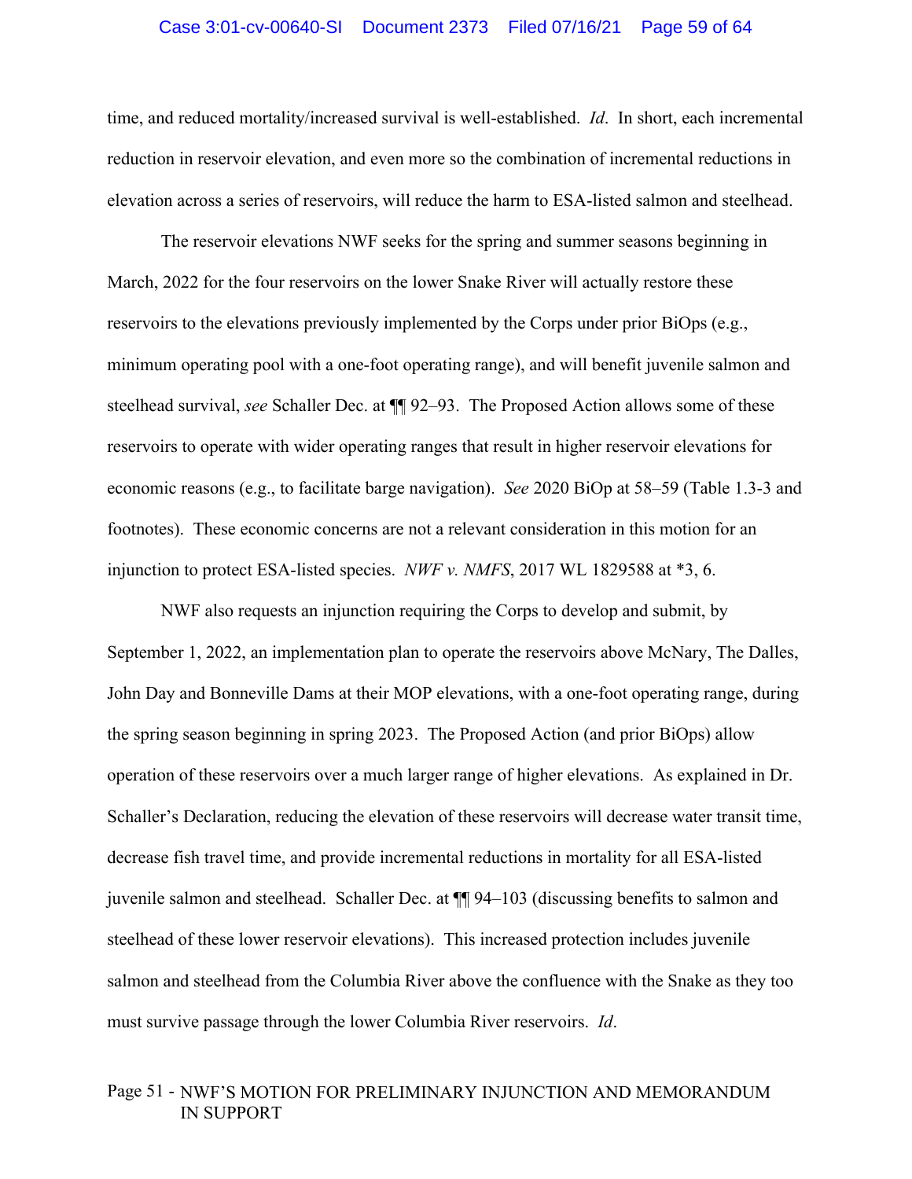time, and reduced mortality/increased survival is well-established. *Id*. In short, each incremental reduction in reservoir elevation, and even more so the combination of incremental reductions in elevation across a series of reservoirs, will reduce the harm to ESA-listed salmon and steelhead.

The reservoir elevations NWF seeks for the spring and summer seasons beginning in March, 2022 for the four reservoirs on the lower Snake River will actually restore these reservoirs to the elevations previously implemented by the Corps under prior BiOps (e.g., minimum operating pool with a one-foot operating range), and will benefit juvenile salmon and steelhead survival, *see* Schaller Dec. at ¶¶ 92–93. The Proposed Action allows some of these reservoirs to operate with wider operating ranges that result in higher reservoir elevations for economic reasons (e.g., to facilitate barge navigation). *See* 2020 BiOp at 58–59 (Table 1.3-3 and footnotes). These economic concerns are not a relevant consideration in this motion for an injunction to protect ESA-listed species. *NWF v. NMFS*, 2017 WL 1829588 at *3, 6.

NWF also requests an injunction requiring the Corps to develop and submit, by September 1, 2022, an implementation plan to operate the reservoirs above McNary, The Dalles, John Day and Bonneville Dams at their MOP elevations, with a one-foot operating range, during the spring season beginning in spring 2023. The Proposed Action (and prior BiOps) allow operation of these reservoirs over a much larger range of higher elevations. As explained in Dr. Schaller's Declaration, reducing the elevation of these reservoirs will decrease water transit time, decrease fish travel time, and provide incremental reductions in mortality for all ESA-listed juvenile salmon and steelhead. Schaller Dec. at ¶¶ 94–103 (discussing benefits to salmon and steelhead of these lower reservoir elevations). This increased protection includes juvenile salmon and steelhead from the Columbia River above the confluence with the Snake as they too must survive passage through the lower Columbia River reservoirs. *Id*.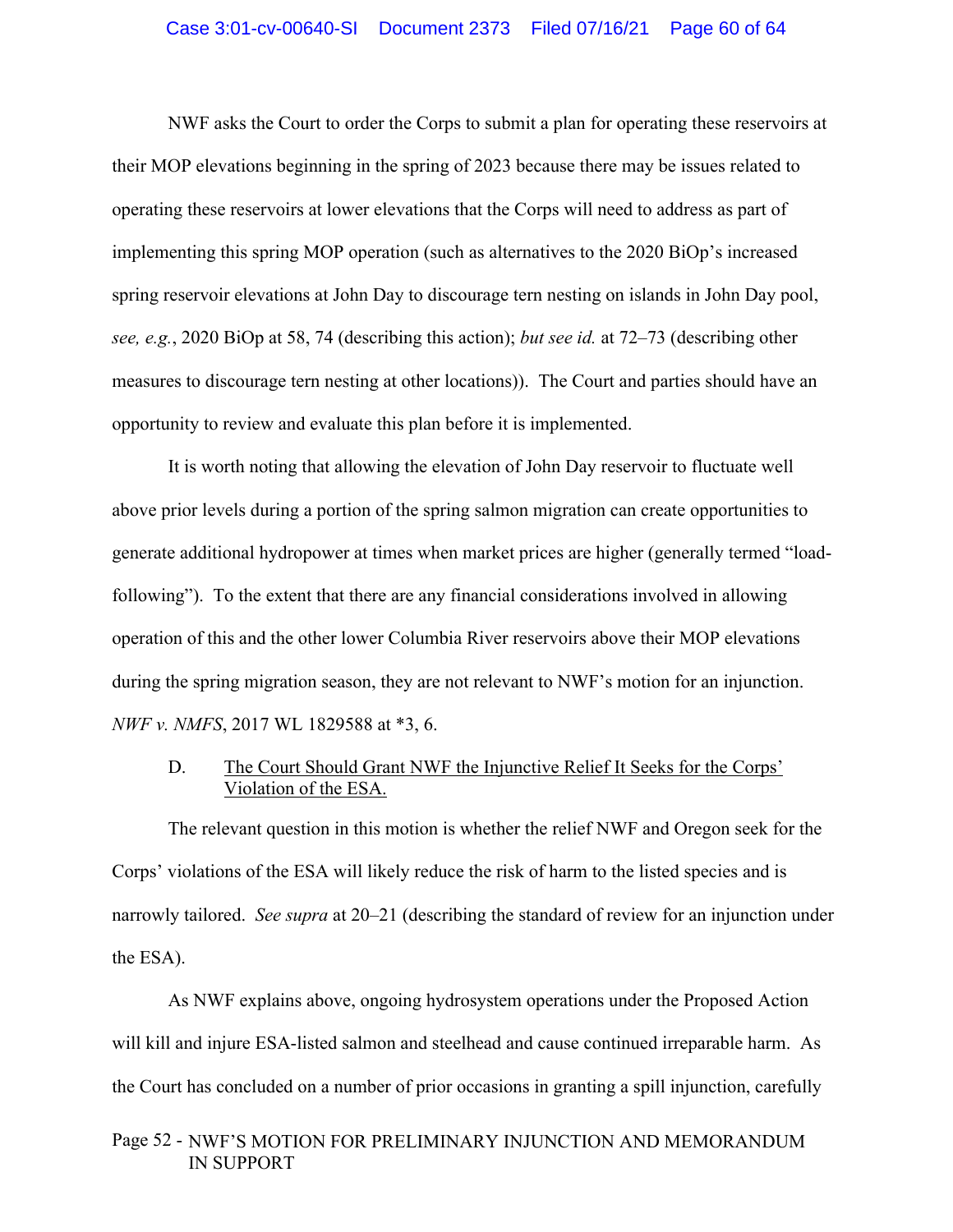NWF asks the Court to order the Corps to submit a plan for operating these reservoirs at their MOP elevations beginning in the spring of 2023 because there may be issues related to operating these reservoirs at lower elevations that the Corps will need to address as part of implementing this spring MOP operation (such as alternatives to the 2020 BiOp's increased spring reservoir elevations at John Day to discourage tern nesting on islands in John Day pool, *see, e.g.*, 2020 BiOp at 58, 74 (describing this action); *but see id.* at 72–73 (describing other measures to discourage tern nesting at other locations)). The Court and parties should have an opportunity to review and evaluate this plan before it is implemented.

It is worth noting that allowing the elevation of John Day reservoir to fluctuate well above prior levels during a portion of the spring salmon migration can create opportunities to generate additional hydropower at times when market prices are higher (generally termed "load-following"). To the extent that there are any financial considerations involved in allowing operation of this and the other lower Columbia River reservoirs above their MOP elevations during the spring migration season, they are not relevant to NWF's motion for an injunction. *NWF v. NMFS*, 2017 WL 1829588 at \*3, 6.

### D. The Court Should Grant NWF the Injunctive Relief It Seeks for the Corps' Violation of the ESA.

The relevant question in this motion is whether the relief NWF and Oregon seek for the Corps' violations of the ESA will likely reduce the risk of harm to the listed species and is narrowly tailored. *See supra* at 20–21 (describing the standard of review for an injunction under the ESA).

As NWF explains above, ongoing hydrosystem operations under the Proposed Action will kill and injure ESA-listed salmon and steelhead and cause continued irreparable harm. As the Court has concluded on a number of prior occasions in granting a spill injunction, carefully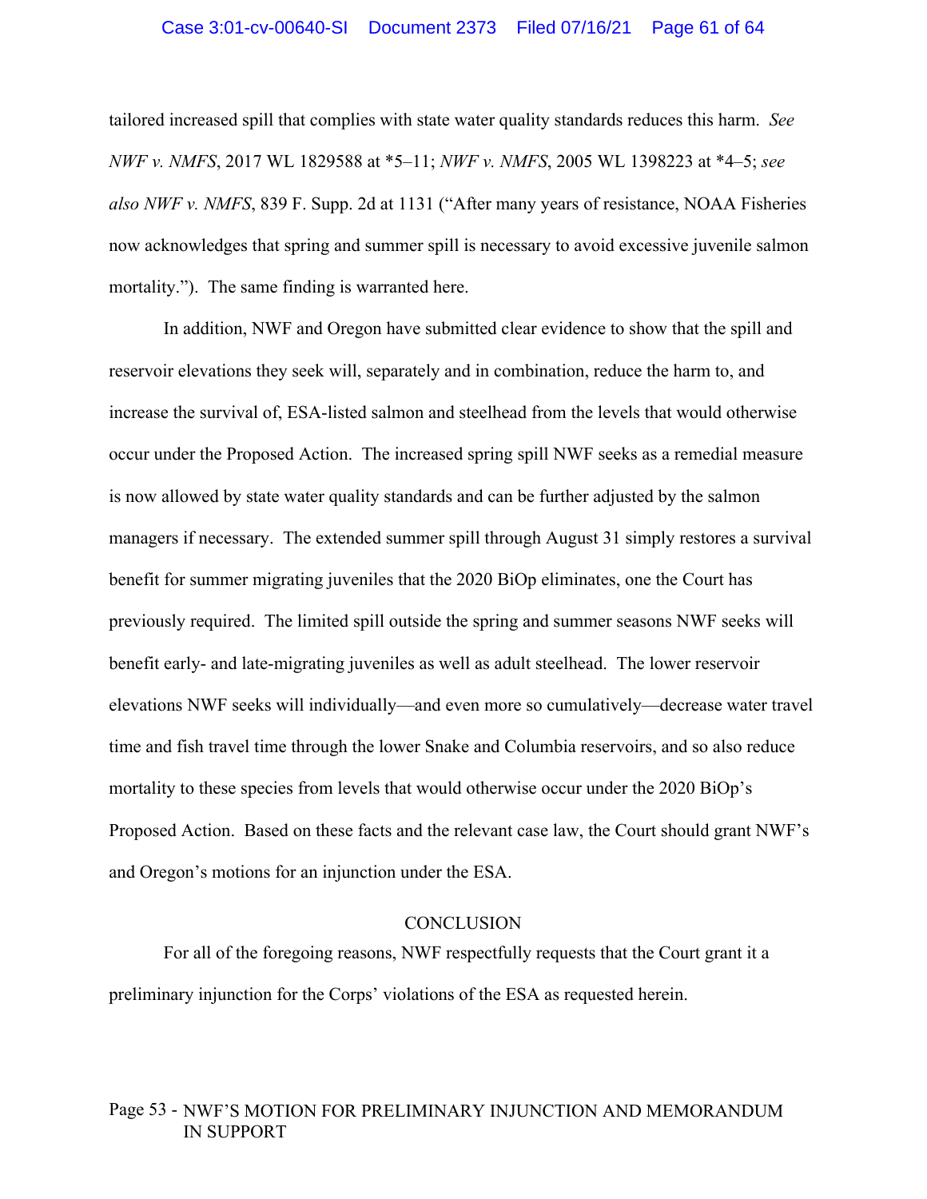tailored increased spill that complies with state water quality standards reduces this harm. *See NWF v. NMFS*, 2017 WL 1829588 at *5–11; *NWF v. NMFS*, 2005 WL 1398223 at *4–5; *see also NWF v. NMFS*, 839 F. Supp. 2d at 1131 ("After many years of resistance, NOAA Fisheries now acknowledges that spring and summer spill is necessary to avoid excessive juvenile salmon mortality."). The same finding is warranted here.

In addition, NWF and Oregon have submitted clear evidence to show that the spill and reservoir elevations they seek will, separately and in combination, reduce the harm to, and increase the survival of, ESA-listed salmon and steelhead from the levels that would otherwise occur under the Proposed Action. The increased spring spill NWF seeks as a remedial measure is now allowed by state water quality standards and can be further adjusted by the salmon managers if necessary. The extended summer spill through August 31 simply restores a survival benefit for summer migrating juveniles that the 2020 BiOp eliminates, one the Court has previously required. The limited spill outside the spring and summer seasons NWF seeks will benefit early- and late-migrating juveniles as well as adult steelhead. The lower reservoir elevations NWF seeks will individually—and even more so cumulatively—decrease water travel time and fish travel time through the lower Snake and Columbia reservoirs, and so also reduce mortality to these species from levels that would otherwise occur under the 2020 BiOp's Proposed Action. Based on these facts and the relevant case law, the Court should grant NWF's and Oregon's motions for an injunction under the ESA.

## CONCLUSION

For all of the foregoing reasons, NWF respectfully requests that the Court grant it a preliminary injunction for the Corps' violations of the ESA as requested herein.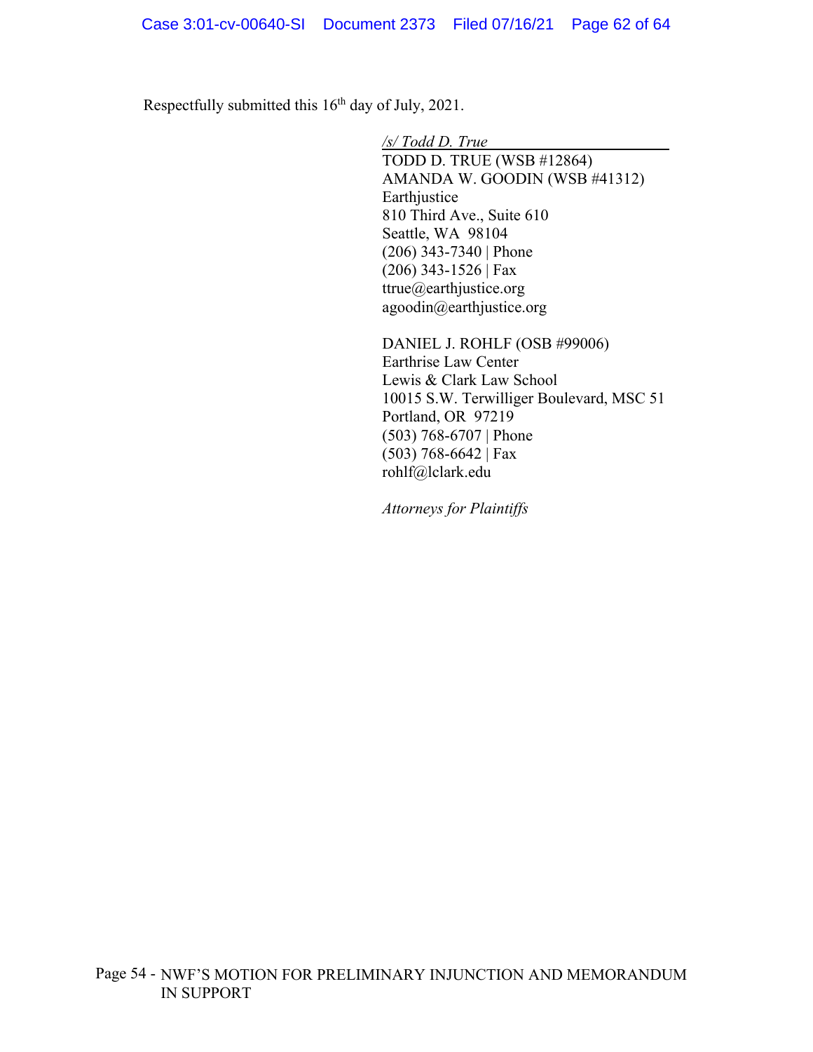Respectfully submitted this 16th day of July, 2021.

*/s/ Todd D. True*

TODD D. TRUE (WSB #12864)
AMANDA W. GOODIN (WSB #41312)
Earthjustice
810 Third Ave., Suite 610
Seattle, WA 98104
(206) 343-7340 | Phone
(206) 343-1526 | Fax
ttrue@earthjustice.org
agoodin@earthjustice.org

DANIEL J. ROHLF (OSB #99006)
Earthrise Law Center
Lewis & Clark Law School
10015 S.W. Terwilliger Boulevard, MSC 51
Portland, OR 97219
(503) 768-6707 | Phone
(503) 768-6642 | Fax
rohlf@lclark.edu

*Attorneys for Plaintiffs*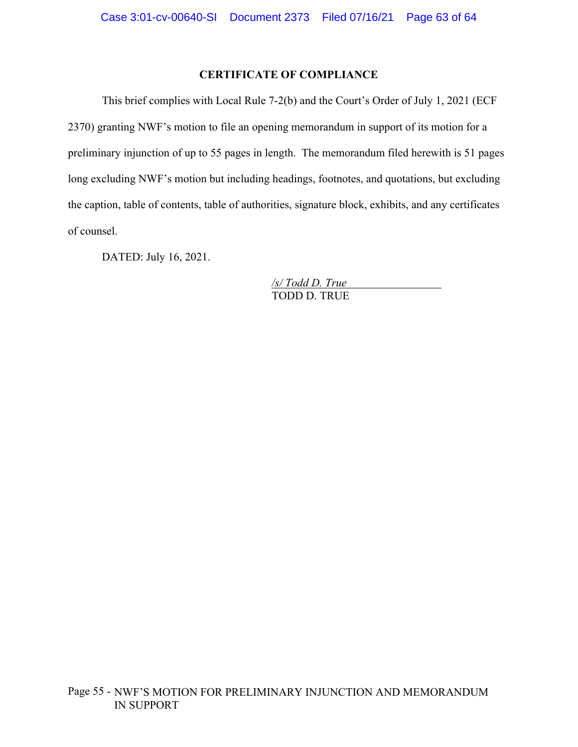**CERTIFICATE OF COMPLIANCE**

This brief complies with Local Rule 7-2(b) and the Court's Order of July 1, 2021 (ECF 2370) granting NWF's motion to file an opening memorandum in support of its motion for a preliminary injunction of up to 55 pages in length. The memorandum filed herewith is 51 pages long excluding NWF's motion but including headings, footnotes, and quotations, but excluding the caption, table of contents, table of authorities, signature block, exhibits, and any certificates of counsel.

DATED: July 16, 2021.

*/s/ Todd D. True*
TODD D. TRUE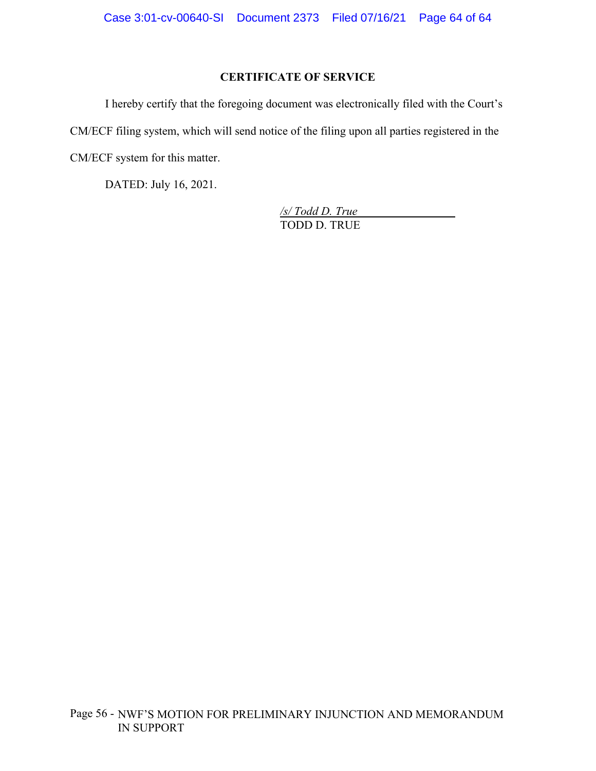## CERTIFICATE OF SERVICE

I hereby certify that the foregoing document was electronically filed with the Court's CM/ECF filing system, which will send notice of the filing upon all parties registered in the CM/ECF system for this matter.

DATED: July 16, 2021.

*/s/ Todd D. True*
TODD D. TRUE